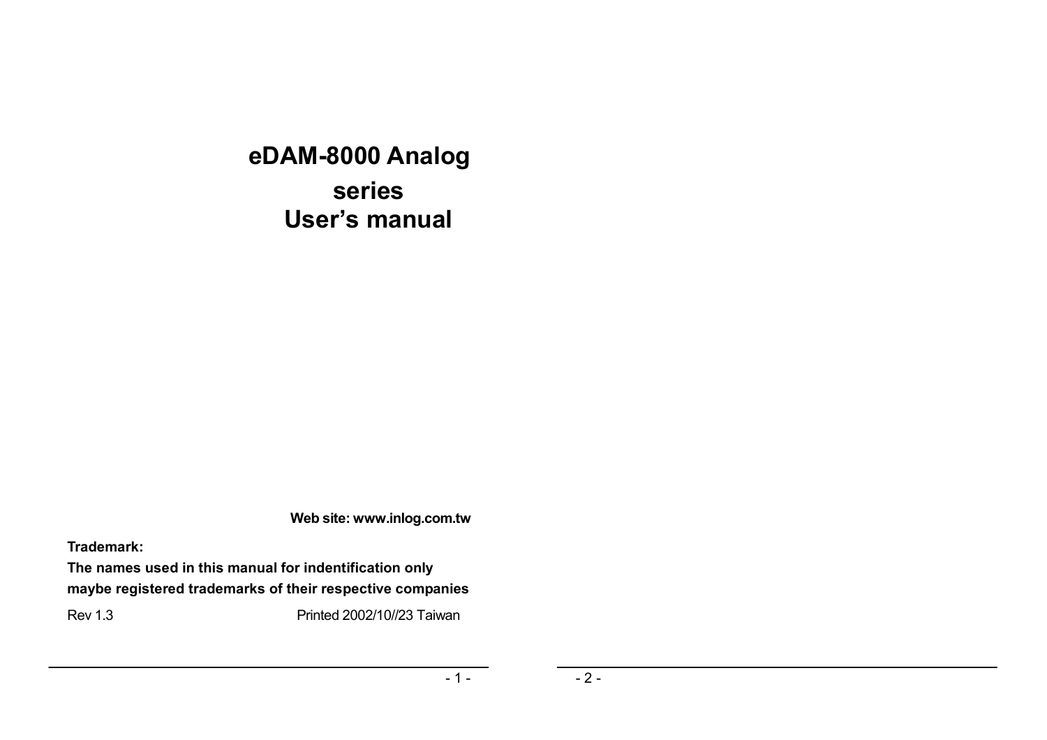# eDAM-8000 Analog series User's manual

**Web site: www.inlog.com.tw**

**Trademark:**

**The names used in this manual for indentification only maybe registered trademarks of their respective companies**

Rev 1.3 Printed 2002/10//23 Taiwan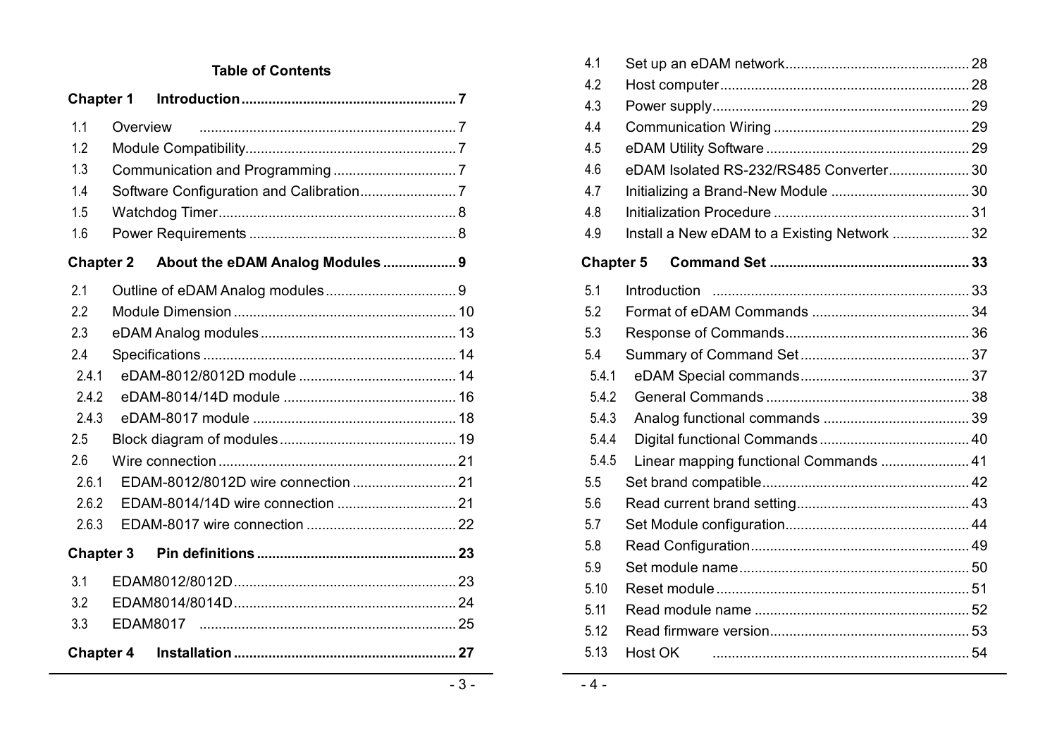**Table of Contents**

**Chapter 1 Introduction ........................................................ 7**

1.1 Overview .................................................................... 7
1.2 Module Compatibility........................................................ 7
1.3 Communication and Programming ................................ 7
1.4 Software Configuration and Calibration......................... 7
1.5 Watchdog Timer.............................................................. 8
1.6 Power Requirements ...................................................... 8

**Chapter 2 About the eDAM Analog Modules ................... 9**

2.1 Outline of eDAM Analog modules .................................. 9
2.2 Module Dimension .......................................................... 10
2.3 eDAM Analog modules ................................................... 13
2.4 Specifications .................................................................. 14
2.4.1 eDAM-8012/8012D module ......................................... 14
2.4.2 eDAM-8014/14D module ............................................. 16
2.4.3 eDAM-8017 module ..................................................... 18
2.5 Block diagram of modules .............................................. 19
2.6 Wire connection .............................................................. 21
2.6.1 EDAM-8012/8012D wire connection ........................... 21
2.6.2 EDAM-8014/14D wire connection ............................... 21
2.6.3 EDAM-8017 wire connection ....................................... 22

**Chapter 3 Pin definitions .................................................... 23**

3.1 EDAM8012/8012D .......................................................... 23
3.2 EDAM8014/8014D .......................................................... 24
3.3 EDAM8017 ................................................................... 25

**Chapter 4 Installation .......................................................... 27**

4.1 Set up an eDAM network ................................................ 28
4.2 Host computer ................................................................. 28
4.3 Power supply ................................................................... 29
4.4 Communication Wiring ................................................... 29
4.5 eDAM Utility Software ..................................................... 29
4.6 eDAM Isolated RS-232/RS485 Converter ....................... 30
4.7 Initializing a Brand-New Module ..................................... 30
4.8 Initialization Procedure ................................................... 31
4.9 Install a New eDAM to a Existing Network ..................... 32

**Chapter 5 Command Set .................................................... 33**

5.1 Introduction ................................................................... 33
5.2 Format of eDAM Commands .......................................... 34
5.3 Response of Commands ................................................ 36
5.4 Summary of Command Set ............................................ 37
5.4.1 eDAM Special commands ............................................ 37
5.4.2 General Commands ..................................................... 38
5.4.3 Analog functional commands ...................................... 39
5.4.4 Digital functional Commands ....................................... 40
5.4.5 Linear mapping functional Commands ........................ 41
5.5 Set brand compatible ...................................................... 42
5.6 Read current brand setting ............................................. 43
5.7 Set Module configuration ................................................ 44
5.8 Read Configuration ......................................................... 49
5.9 Set module name ............................................................ 50
5.10 Reset module ................................................................ 51
5.11 Read module name ....................................................... 52
5.12 Read firmware version .................................................. 53
5.13 Host OK ......................................................................... 54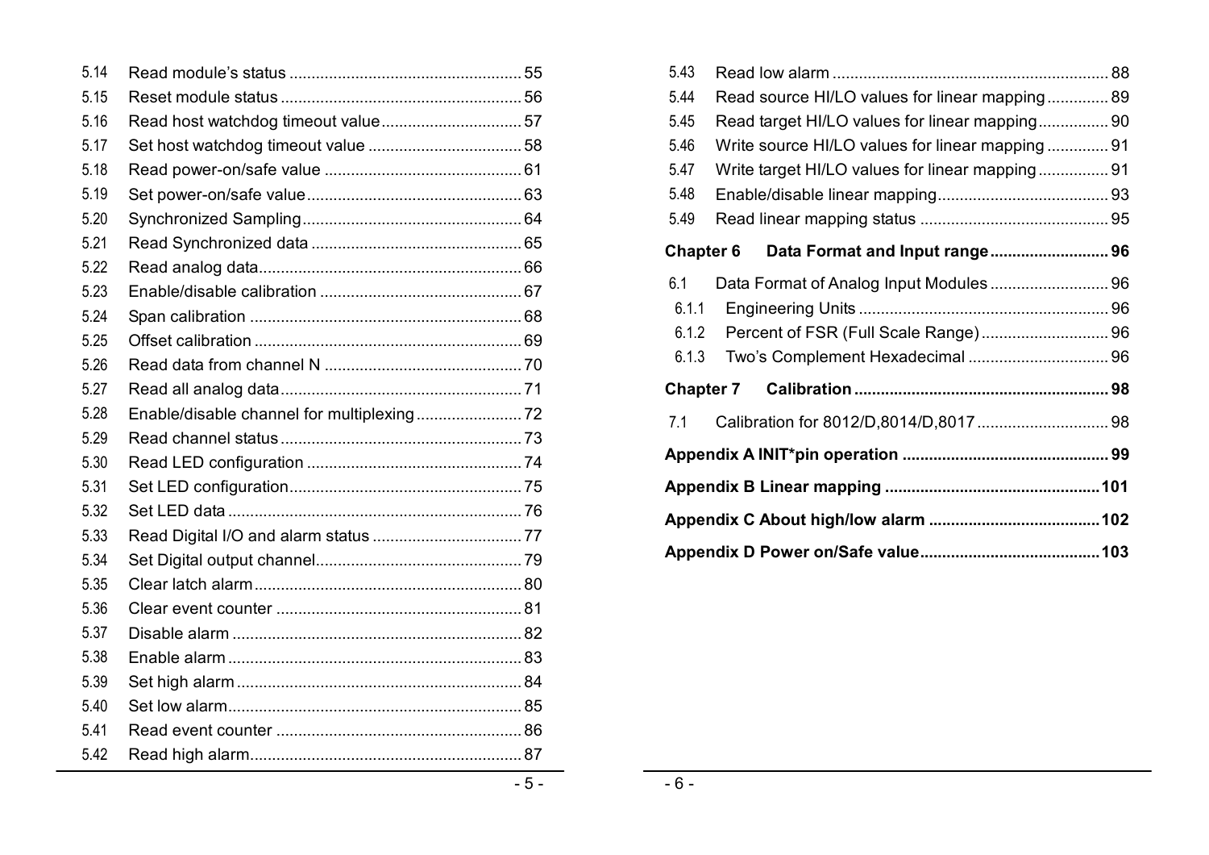5.14 Read module's status ........................................................ 55
5.15 Reset module status ........................................................ 56
5.16 Read host watchdog timeout value ........................................................ 57
5.17 Set host watchdog timeout value ........................................................ 58
5.18 Read power-on/safe value ........................................................ 61
5.19 Set power-on/safe value ........................................................ 63
5.20 Synchronized Sampling ........................................................ 64
5.21 Read Synchronized data ........................................................ 65
5.22 Read analog data ........................................................ 66
5.23 Enable/disable calibration ........................................................ 67
5.24 Span calibration ........................................................ 68
5.25 Offset calibration ........................................................ 69
5.26 Read data from channel N ........................................................ 70
5.27 Read all analog data ........................................................ 71
5.28 Enable/disable channel for multiplexing ........................................................ 72
5.29 Read channel status ........................................................ 73
5.30 Read LED configuration ........................................................ 74
5.31 Set LED configuration ........................................................ 75
5.32 Set LED data ........................................................ 76
5.33 Read Digital I/O and alarm status ........................................................ 77
5.34 Set Digital output channel ........................................................ 79
5.35 Clear latch alarm ........................................................ 80
5.36 Clear event counter ........................................................ 81
5.37 Disable alarm ........................................................ 82
5.38 Enable alarm ........................................................ 83
5.39 Set high alarm ........................................................ 84
5.40 Set low alarm ........................................................ 85
5.41 Read event counter ........................................................ 86
5.42 Read high alarm ........................................................ 87
5.43 Read low alarm ........................................................ 88
5.44 Read source HI/LO values for linear mapping ........................................................ 89
5.45 Read target HI/LO values for linear mapping ........................................................ 90
5.46 Write source HI/LO values for linear mapping ........................................................ 91
5.47 Write target HI/LO values for linear mapping ........................................................ 91
5.48 Enable/disable linear mapping ........................................................ 93
5.49 Read linear mapping status ........................................................ 95

**Chapter 6 Data Format and Input range ........................................................ 96**

6.1 Data Format of Analog Input Modules ........................................................ 96
6.1.1 Engineering Units ........................................................ 96
6.1.2 Percent of FSR (Full Scale Range) ........................................................ 96
6.1.3 Two's Complement Hexadecimal ........................................................ 96

**Chapter 7 Calibration ........................................................ 98**

7.1 Calibration for 8012/D,8014/D,8017 ........................................................ 98

**Appendix A INIT*pin operation ........................................................ 99**

**Appendix B Linear mapping ........................................................ 101**

**Appendix C About high/low alarm ........................................................ 102**

**Appendix D Power on/Safe value ........................................................ 103**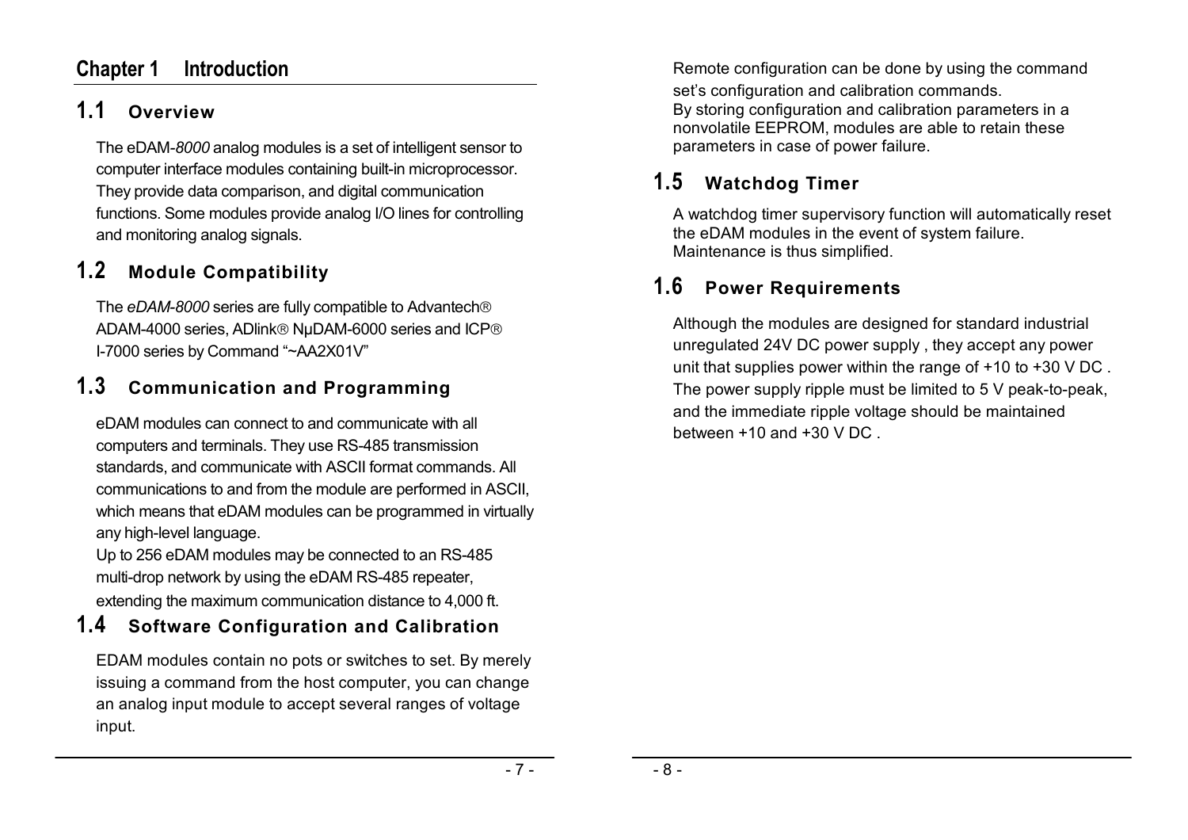# Chapter 1 Introduction

## 1.1 Overview

The eDAM-*8000* analog modules is a set of intelligent sensor to computer interface modules containing built-in microprocessor. They provide data comparison, and digital communication functions. Some modules provide analog I/O lines for controlling and monitoring analog signals.

## 1.2 Module Compatibility

The *eDAM-8000* series are fully compatible to Advantech® ADAM-4000 series, ADlink® NµDAM-6000 series and ICP® I-7000 series by Command "~AA2X01V"

## 1.3 Communication and Programming

eDAM modules can connect to and communicate with all computers and terminals. They use RS-485 transmission standards, and communicate with ASCII format commands. All communications to and from the module are performed in ASCII, which means that eDAM modules can be programmed in virtually any high-level language.
Up to 256 eDAM modules may be connected to an RS-485 multi-drop network by using the eDAM RS-485 repeater, extending the maximum communication distance to 4,000 ft.

## 1.4 Software Configuration and Calibration

EDAM modules contain no pots or switches to set. By merely issuing a command from the host computer, you can change an analog input module to accept several ranges of voltage input.

Remote configuration can be done by using the command set's configuration and calibration commands.
By storing configuration and calibration parameters in a nonvolatile EEPROM, modules are able to retain these parameters in case of power failure.

## 1.5 Watchdog Timer

A watchdog timer supervisory function will automatically reset the eDAM modules in the event of system failure. Maintenance is thus simplified.

## 1.6 Power Requirements

Although the modules are designed for standard industrial unregulated 24V DC power supply , they accept any power unit that supplies power within the range of +10 to +30 V DC . The power supply ripple must be limited to 5 V peak-to-peak, and the immediate ripple voltage should be maintained between +10 and +30 V DC .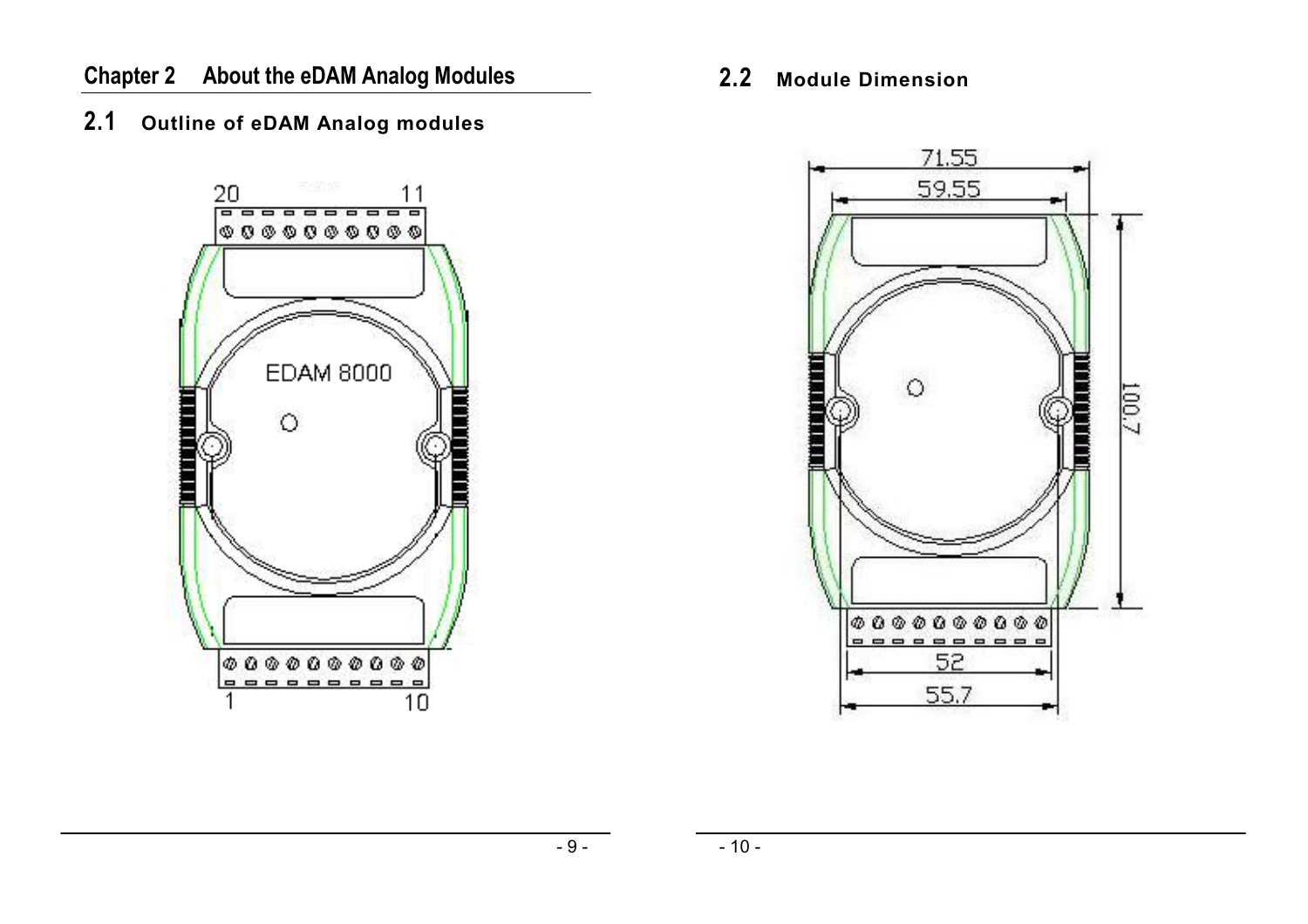# Chapter 2 About the eDAM Analog Modules

## 2.1 Outline of eDAM Analog modules

## 2.2 Module Dimension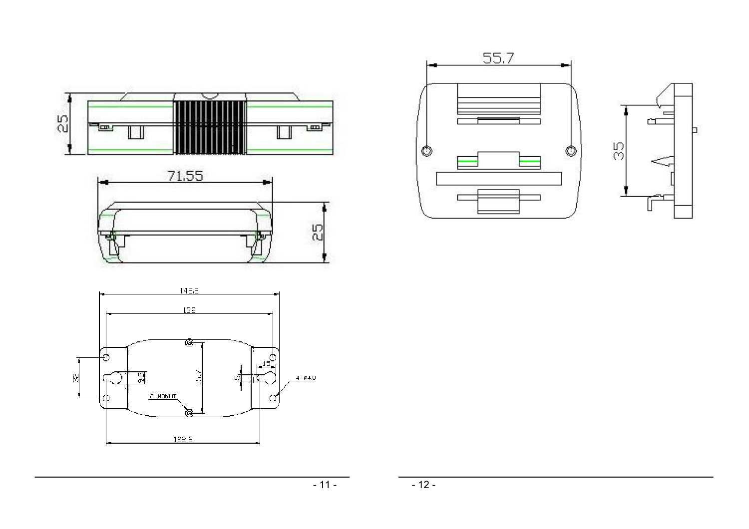25

71.55

25

142.2

132

32

9.5

2-M3NUT

55.7

5

15

4-Ø4.8

122.2

55.7

35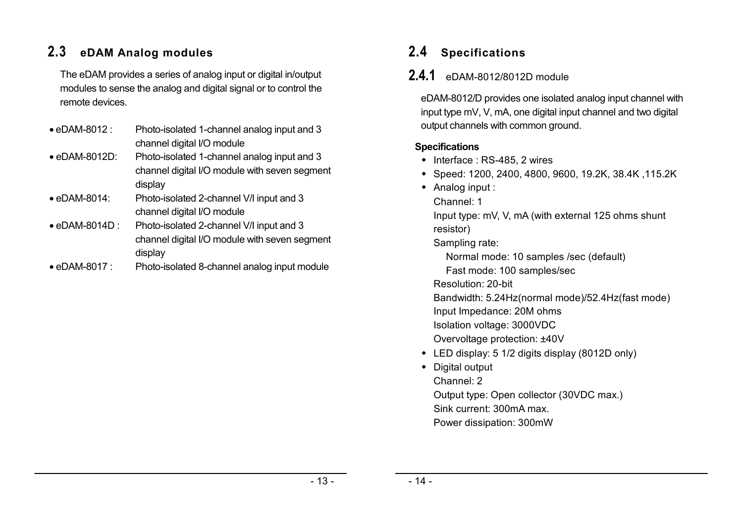## 2.3 eDAM Analog modules

The eDAM provides a series of analog input or digital in/output modules to sense the analog and digital signal or to control the remote devices.

- eDAM-8012 : Photo-isolated 1-channel analog input and 3 channel digital I/O module
- eDAM-8012D: Photo-isolated 1-channel analog input and 3 channel digital I/O module with seven segment display
- eDAM-8014: Photo-isolated 2-channel V/I input and 3 channel digital I/O module
- eDAM-8014D : Photo-isolated 2-channel V/I input and 3 channel digital I/O module with seven segment display
- eDAM-8017 : Photo-isolated 8-channel analog input module

## 2.4 Specifications

### 2.4.1 eDAM-8012/8012D module

eDAM-8012/D provides one isolated analog input channel with input type mV, V, mA, one digital input channel and two digital output channels with common ground.

**Specifications**

- Interface : RS-485, 2 wires
- Speed: 1200, 2400, 4800, 9600, 19.2K, 38.4K ,115.2K
- Analog input :
  Channel: 1
  Input type: mV, V, mA (with external 125 ohms shunt resistor)
  Sampling rate:
    Normal mode: 10 samples /sec (default)
    Fast mode: 100 samples/sec
  Resolution: 20-bit
  Bandwidth: 5.24Hz(normal mode)/52.4Hz(fast mode)
  Input Impedance: 20M ohms
  Isolation voltage: 3000VDC
  Overvoltage protection: ±40V
- LED display: 5 1/2 digits display (8012D only)
- Digital output
  Channel: 2
  Output type: Open collector (30VDC max.)
  Sink current: 300mA max.
  Power dissipation: 300mW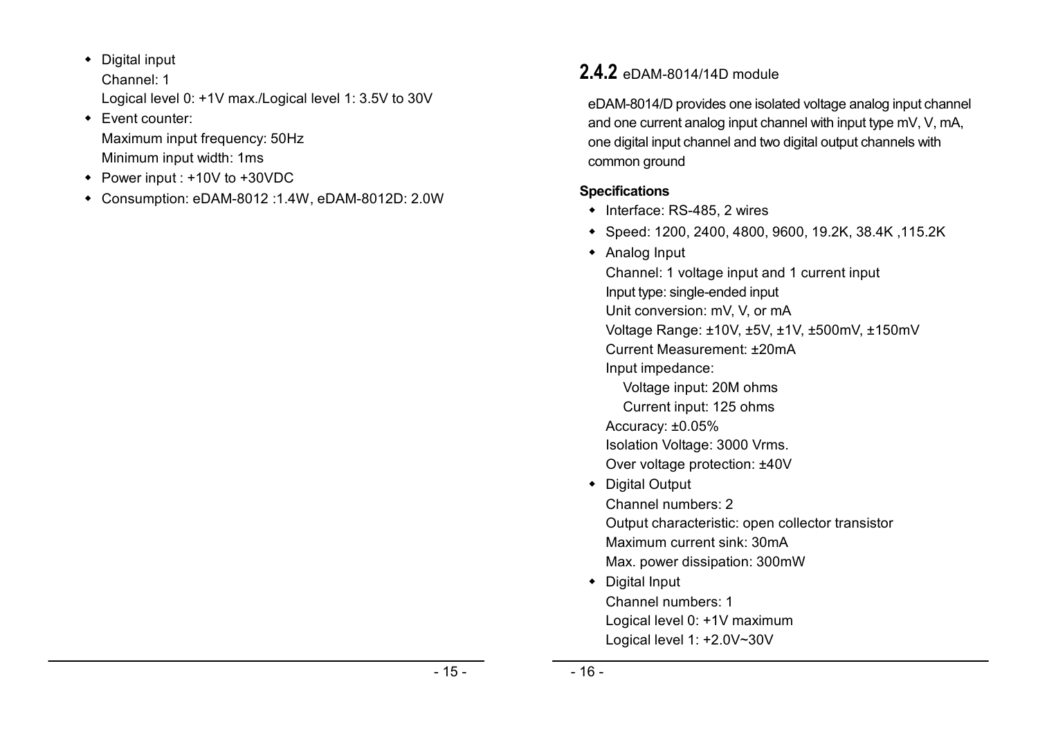- Digital input
  Channel: 1
  Logical level 0: +1V max./Logical level 1: 3.5V to 30V
- Event counter:
  Maximum input frequency: 50Hz
  Minimum input width: 1ms
- Power input : +10V to +30VDC
- Consumption: eDAM-8012 :1.4W, eDAM-8012D: 2.0W

### 2.4.2 eDAM-8014/14D module

eDAM-8014/D provides one isolated voltage analog input channel and one current analog input channel with input type mV, V, mA, one digital input channel and two digital output channels with common ground

**Specifications**

- Interface: RS-485, 2 wires
- Speed: 1200, 2400, 4800, 9600, 19.2K, 38.4K ,115.2K
- Analog Input
  Channel: 1 voltage input and 1 current input
  Input type: single-ended input
  Unit conversion: mV, V, or mA
  Voltage Range: ±10V, ±5V, ±1V, ±500mV, ±150mV
  Current Measurement: ±20mA
  Input impedance:
    Voltage input: 20M ohms
    Current input: 125 ohms
  Accuracy: ±0.05%
  Isolation Voltage: 3000 Vrms.
  Over voltage protection: ±40V
- Digital Output
  Channel numbers: 2
  Output characteristic: open collector transistor
  Maximum current sink: 30mA
  Max. power dissipation: 300mW
- Digital Input
  Channel numbers: 1
  Logical level 0: +1V maximum
  Logical level 1: +2.0V~30V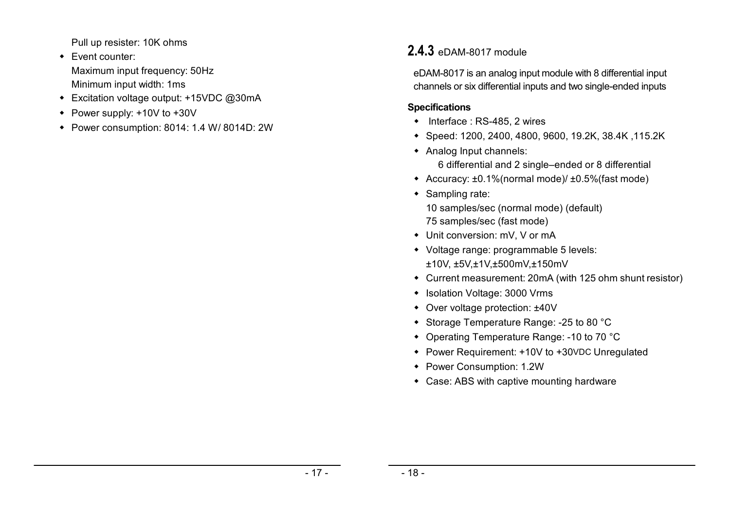Pull up resister: 10K ohms

- Event counter:
  Maximum input frequency: 50Hz
  Minimum input width: 1ms
- Excitation voltage output: +15VDC @30mA
- Power supply: +10V to +30V
- Power consumption: 8014: 1.4 W/ 8014D: 2W

### 2.4.3 eDAM-8017 module

eDAM-8017 is an analog input module with 8 differential input channels or six differential inputs and two single-ended inputs

**Specifications**

- Interface : RS-485, 2 wires
- Speed: 1200, 2400, 4800, 9600, 19.2K, 38.4K ,115.2K
- Analog Input channels:
  6 differential and 2 single–ended or 8 differential
- Accuracy: ±0.1%(normal mode)/ ±0.5%(fast mode)
- Sampling rate:
  10 samples/sec (normal mode) (default)
  75 samples/sec (fast mode)
- Unit conversion: mV, V or mA
- Voltage range: programmable 5 levels:
  ±10V, ±5V,±1V,±500mV,±150mV
- Current measurement: 20mA (with 125 ohm shunt resistor)
- Isolation Voltage: 3000 Vrms
- Over voltage protection: ±40V
- Storage Temperature Range: -25 to 80 °C
- Operating Temperature Range: -10 to 70 °C
- Power Requirement: +10V to +30VDC Unregulated
- Power Consumption: 1.2W
- Case: ABS with captive mounting hardware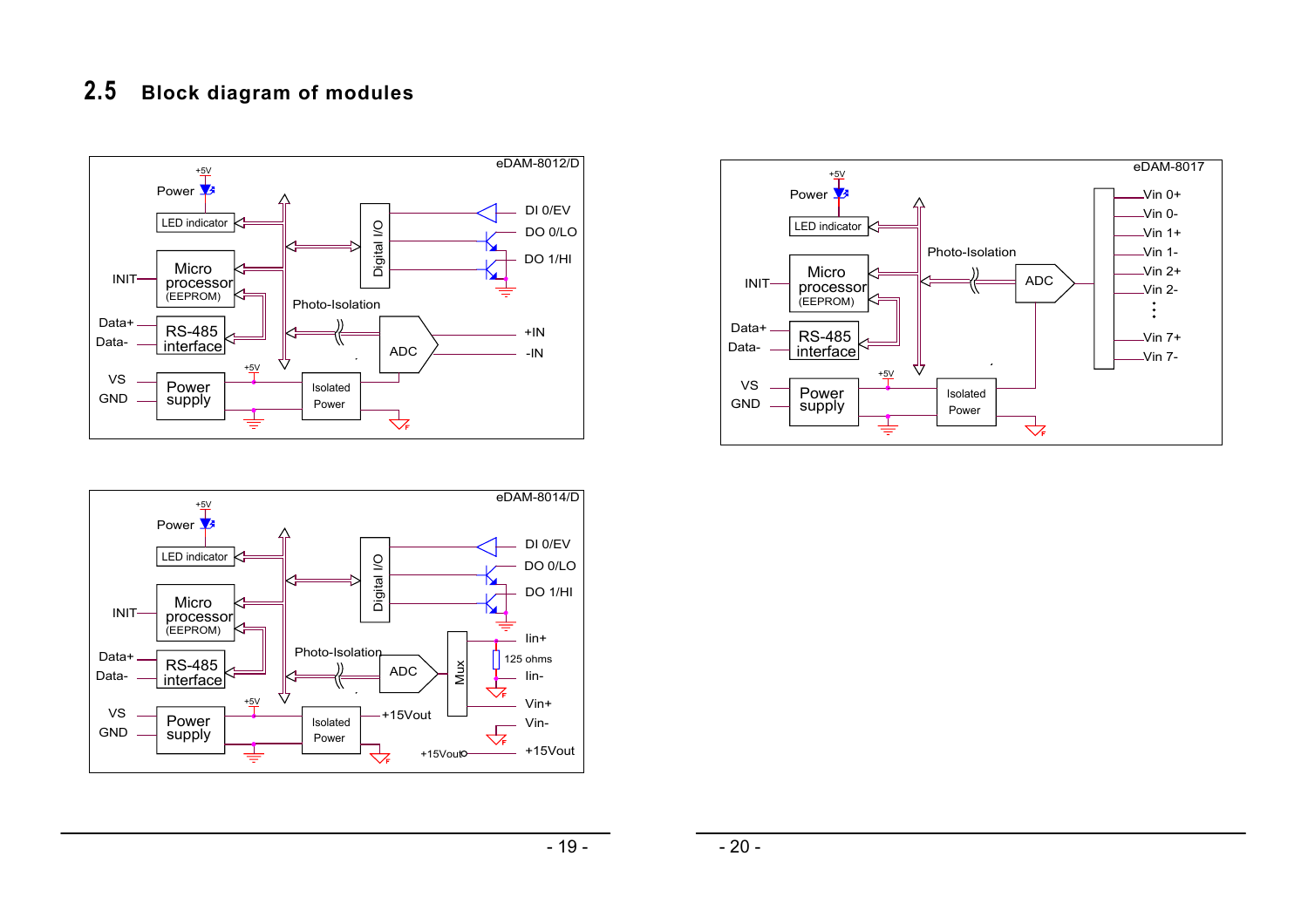## 2.5 Block diagram of modules

eDAM-8012/D

+5V
Power
LED indicator
INIT
Micro processor (EEPROM)
Data+
Data-
RS-485 interface
VS
GND
Power supply
+5V
Isolated Power
Digital I/O
DI 0/EV
DO 0/LO
DO 1/HI
Photo-Isolation
ADC
+IN
-IN

eDAM-8017

+5V
Power
LED indicator
INIT
Micro processor (EEPROM)
Data+
Data-
RS-485 interface
VS
GND
Power supply
+5V
Isolated Power
Photo-Isolation
ADC
Vin 0+
Vin 0-
Vin 1+
Vin 1-
Vin 2+
Vin 2-
Vin 7+
Vin 7-

eDAM-8014/D

+5V
Power
LED indicator
INIT
Micro processor (EEPROM)
Data+
Data-
RS-485 interface
VS
GND
Power supply
+5V
Isolated Power
+15Vout
Digital I/O
DI 0/EV
DO 0/LO
DO 1/HI
Photo-Isolation
ADC
Mux
Iin+
125 ohms
Iin-
Vin+
Vin-
+15Vout
+15Vout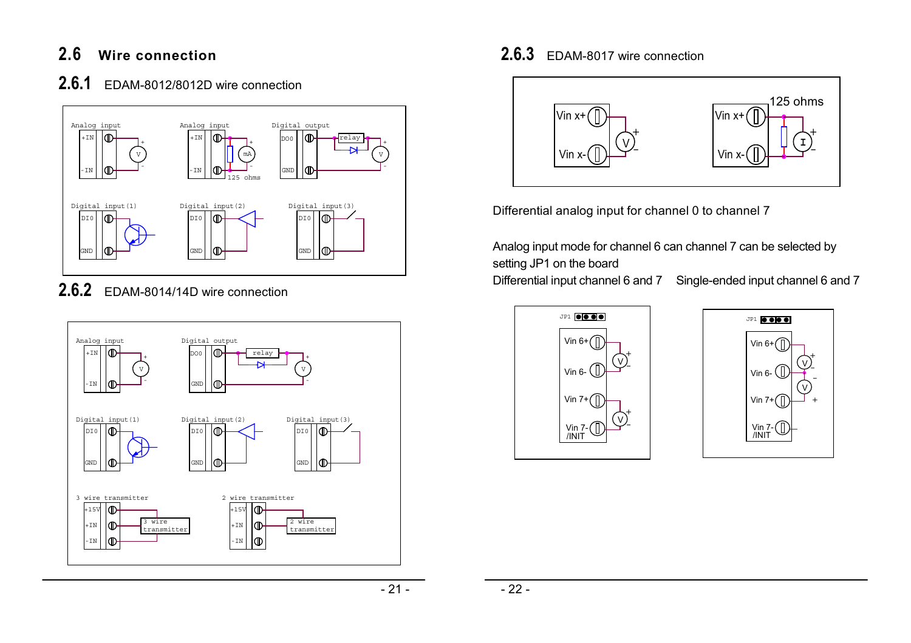## 2.6 Wire connection

### 2.6.1 EDAM-8012/8012D wire connection

### 2.6.2 EDAM-8014/14D wire connection

### 2.6.3 EDAM-8017 wire connection

Differential analog input for channel 0 to channel 7

Analog input mode for channel 6 can channel 7 can be selected by setting JP1 on the board

Differential input channel 6 and 7    Single-ended input channel 6 and 7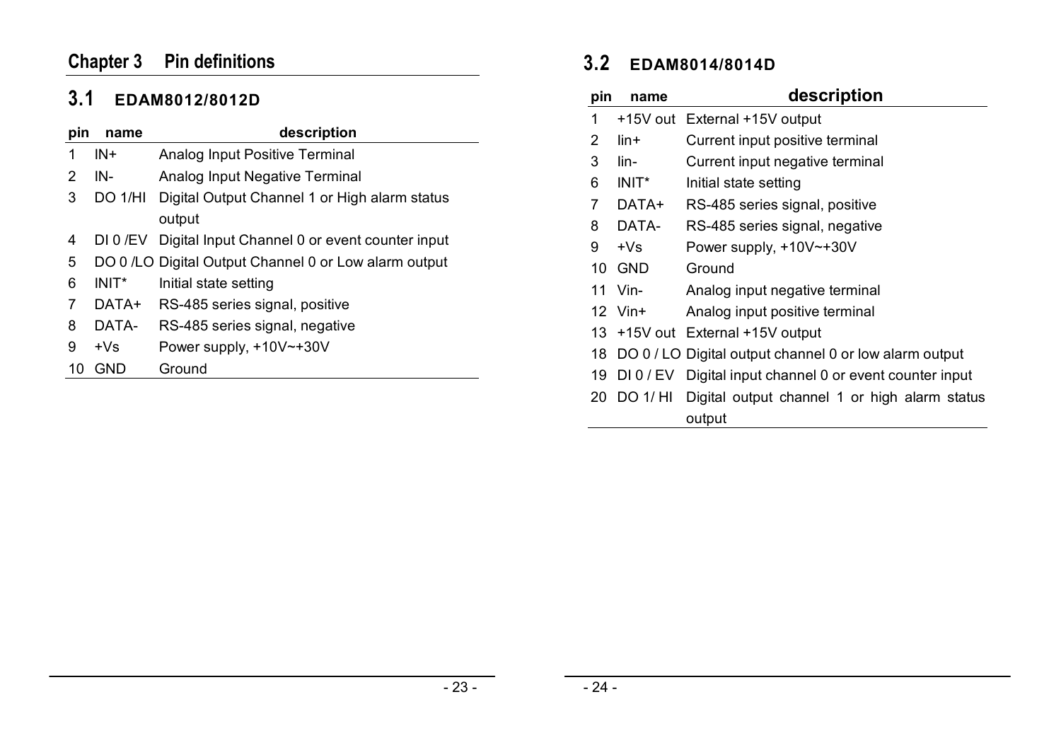# Chapter 3 Pin definitions

## 3.1 EDAM8012/8012D

| pin | name | description |
|---|---|---|
| 1 | IN+ | Analog Input Positive Terminal |
| 2 | IN- | Analog Input Negative Terminal |
| 3 | DO 1/HI | Digital Output Channel 1 or High alarm status output |
| 4 | DI 0 /EV | Digital Input Channel 0 or event counter input |
| 5 | DO 0 /LO | Digital Output Channel 0 or Low alarm output |
| 6 | INIT* | Initial state setting |
| 7 | DATA+ | RS-485 series signal, positive |
| 8 | DATA- | RS-485 series signal, negative |
| 9 | +Vs | Power supply, +10V~+30V |
| 10 | GND | Ground |

## 3.2 EDAM8014/8014D

| pin | name | description |
|---|---|---|
| 1 | +15V out | External +15V output |
| 2 | Iin+ | Current input positive terminal |
| 3 | Iin- | Current input negative terminal |
| 6 | INIT* | Initial state setting |
| 7 | DATA+ | RS-485 series signal, positive |
| 8 | DATA- | RS-485 series signal, negative |
| 9 | +Vs | Power supply, +10V~+30V |
| 10 | GND | Ground |
| 11 | Vin- | Analog input negative terminal |
| 12 | Vin+ | Analog input positive terminal |
| 13 | +15V out | External +15V output |
| 18 | DO 0 / LO | Digital output channel 0 or low alarm output |
| 19 | DI 0 / EV | Digital input channel 0 or event counter input |
| 20 | DO 1/ HI | Digital output channel 1 or high alarm status output |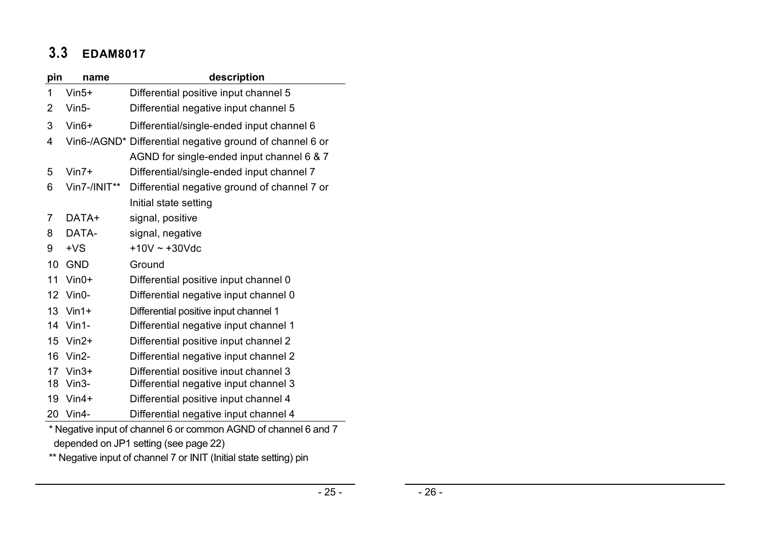## 3.3 EDAM8017

| pin | name | description |
| --- | --- | --- |
| 1 | Vin5+ | Differential positive input channel 5 |
| 2 | Vin5- | Differential negative input channel 5 |
| 3 | Vin6+ | Differential/single-ended input channel 6 |
| 4 | Vin6-/AGND* | Differential negative ground of channel 6 or AGND for single-ended input channel 6 & 7 |
| 5 | Vin7+ | Differential/single-ended input channel 7 |
| 6 | Vin7-/INIT** | Differential negative ground of channel 7 or Initial state setting |
| 7 | DATA+ | signal, positive |
| 8 | DATA- | signal, negative |
| 9 | +VS | +10V ~ +30Vdc |
| 10 | GND | Ground |
| 11 | Vin0+ | Differential positive input channel 0 |
| 12 | Vin0- | Differential negative input channel 0 |
| 13 | Vin1+ | Differential positive input channel 1 |
| 14 | Vin1- | Differential negative input channel 1 |
| 15 | Vin2+ | Differential positive input channel 2 |
| 16 | Vin2- | Differential negative input channel 2 |
| 17 | Vin3+ | Differential positive input channel 3 |
| 18 | Vin3- | Differential negative input channel 3 |
| 19 | Vin4+ | Differential positive input channel 4 |
| 20 | Vin4- | Differential negative input channel 4 |

* Negative input of channel 6 or common AGND of channel 6 and 7 depended on JP1 setting (see page 22)

** Negative input of channel 7 or INIT (Initial state setting) pin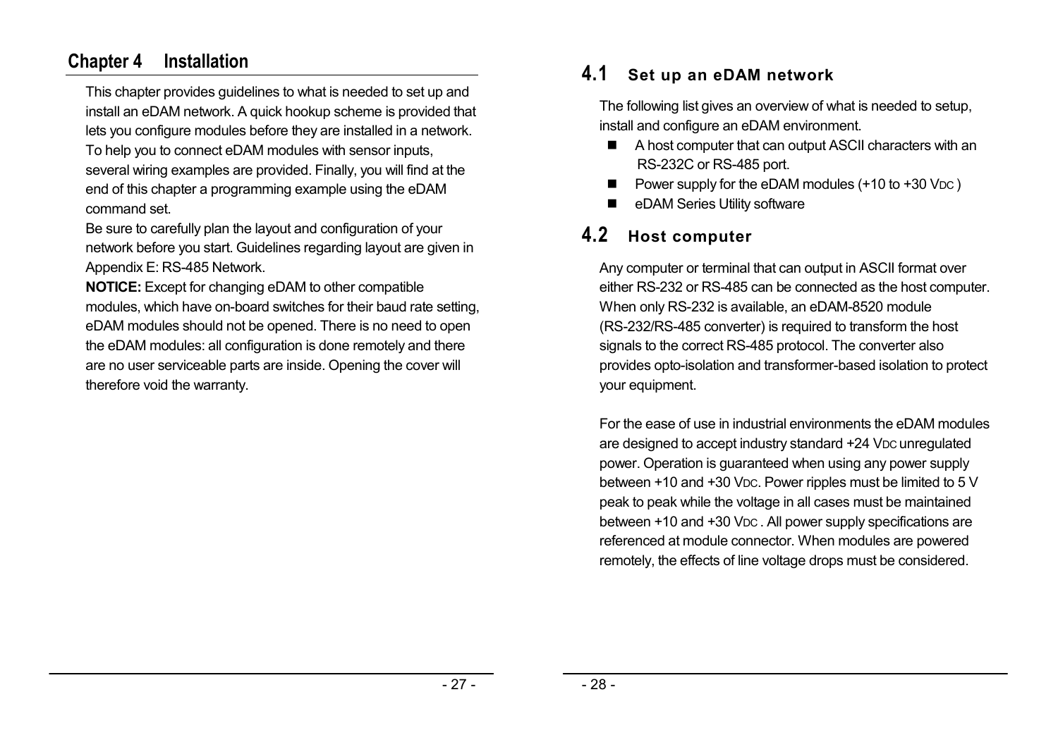# Chapter 4 Installation

This chapter provides guidelines to what is needed to set up and install an eDAM network. A quick hookup scheme is provided that lets you configure modules before they are installed in a network. To help you to connect eDAM modules with sensor inputs, several wiring examples are provided. Finally, you will find at the end of this chapter a programming example using the eDAM command set.

Be sure to carefully plan the layout and configuration of your network before you start. Guidelines regarding layout are given in Appendix E: RS-485 Network.

**NOTICE:** Except for changing eDAM to other compatible modules, which have on-board switches for their baud rate setting, eDAM modules should not be opened. There is no need to open the eDAM modules: all configuration is done remotely and there are no user serviceable parts are inside. Opening the cover will therefore void the warranty.

## 4.1 Set up an eDAM network

The following list gives an overview of what is needed to setup, install and configure an eDAM environment.

- A host computer that can output ASCII characters with an RS-232C or RS-485 port.
- Power supply for the eDAM modules (+10 to +30 $V_{DC}$ )
- eDAM Series Utility software

## 4.2 Host computer

Any computer or terminal that can output in ASCII format over either RS-232 or RS-485 can be connected as the host computer. When only RS-232 is available, an eDAM-8520 module (RS-232/RS-485 converter) is required to transform the host signals to the correct RS-485 protocol. The converter also provides opto-isolation and transformer-based isolation to protect your equipment.

For the ease of use in industrial environments the eDAM modules are designed to accept industry standard +24 $V_{DC}$ unregulated power. Operation is guaranteed when using any power supply between +10 and +30 $V_{DC}$. Power ripples must be limited to 5 V peak to peak while the voltage in all cases must be maintained between +10 and +30 $V_{DC}$ . All power supply specifications are referenced at module connector. When modules are powered remotely, the effects of line voltage drops must be considered.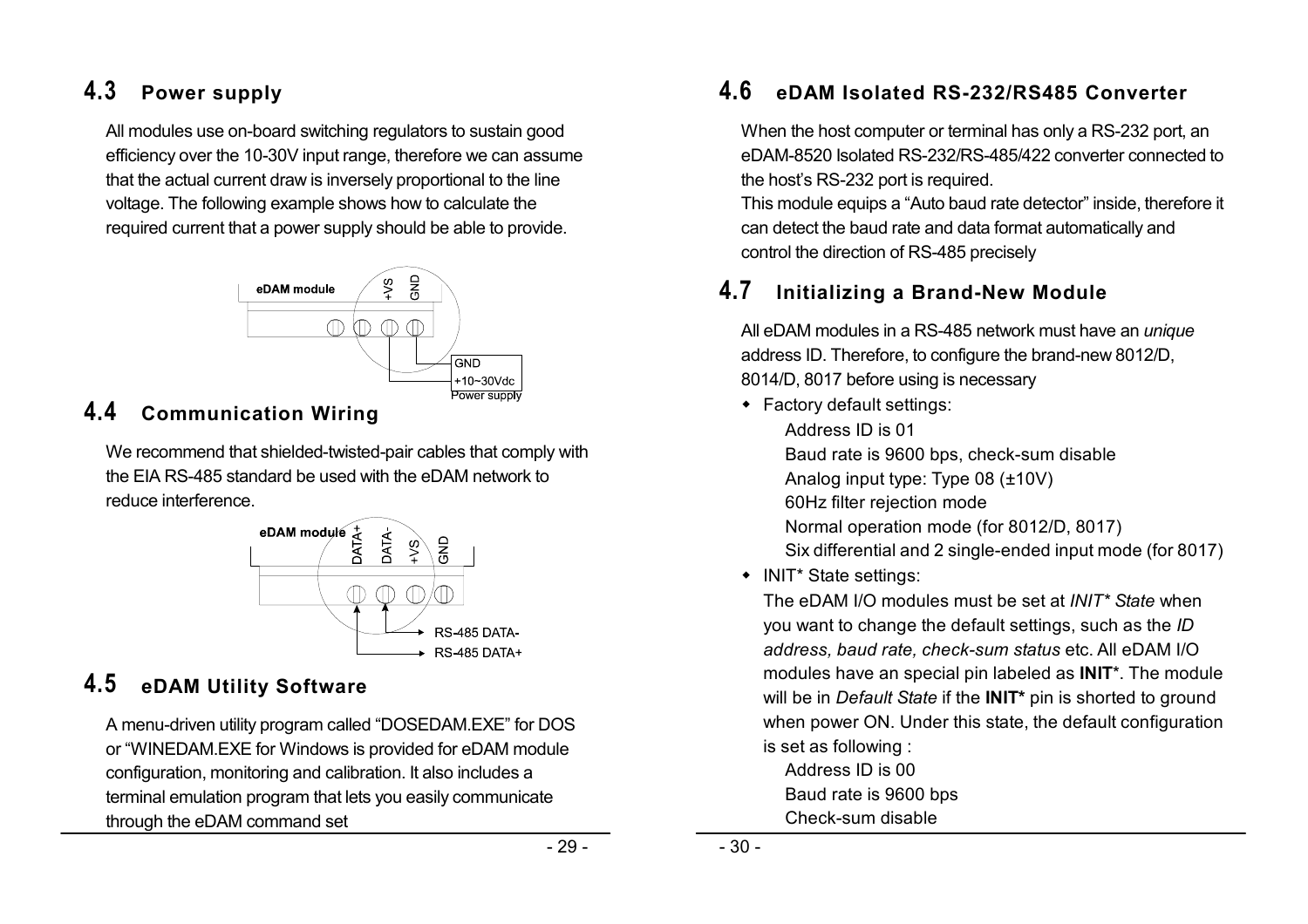## 4.3 Power supply

All modules use on-board switching regulators to sustain good efficiency over the 10-30V input range, therefore we can assume that the actual current draw is inversely proportional to the line voltage. The following example shows how to calculate the required current that a power supply should be able to provide.

eDAM module +VS GND

GND
+10~30Vdc
Power supply

## 4.4 Communication Wiring

We recommend that shielded-twisted-pair cables that comply with the EIA RS-485 standard be used with the eDAM network to reduce interference.

eDAM module DATA+ DATA- +VS GND

RS-485 DATA-
RS-485 DATA+

## 4.5 eDAM Utility Software

A menu-driven utility program called "DOSEDAM.EXE" for DOS or "WINEDAM.EXE for Windows is provided for eDAM module configuration, monitoring and calibration. It also includes a terminal emulation program that lets you easily communicate through the eDAM command set

## 4.6 eDAM Isolated RS-232/RS485 Converter

When the host computer or terminal has only a RS-232 port, an eDAM-8520 Isolated RS-232/RS-485/422 converter connected to the host's RS-232 port is required.
This module equips a "Auto baud rate detector" inside, therefore it can detect the baud rate and data format automatically and control the direction of RS-485 precisely

## 4.7 Initializing a Brand-New Module

All eDAM modules in a RS-485 network must have an *unique* address ID. Therefore, to configure the brand-new 8012/D, 8014/D, 8017 before using is necessary

- Factory default settings:
  - Address ID is 01
  - Baud rate is 9600 bps, check-sum disable
  - Analog input type: Type 08 (±10V)
  - 60Hz filter rejection mode
  - Normal operation mode (for 8012/D, 8017)
  - Six differential and 2 single-ended input mode (for 8017)
- INIT* State settings:

  The eDAM I/O modules must be set at *INIT\* State* when you want to change the default settings, such as the *ID address, baud rate, check-sum status* etc. All eDAM I/O modules have an special pin labeled as **INIT***. The module will be in *Default State* if the **INIT*** pin is shorted to ground when power ON. Under this state, the default configuration is set as following :
  - Address ID is 00
  - Baud rate is 9600 bps
  - Check-sum disable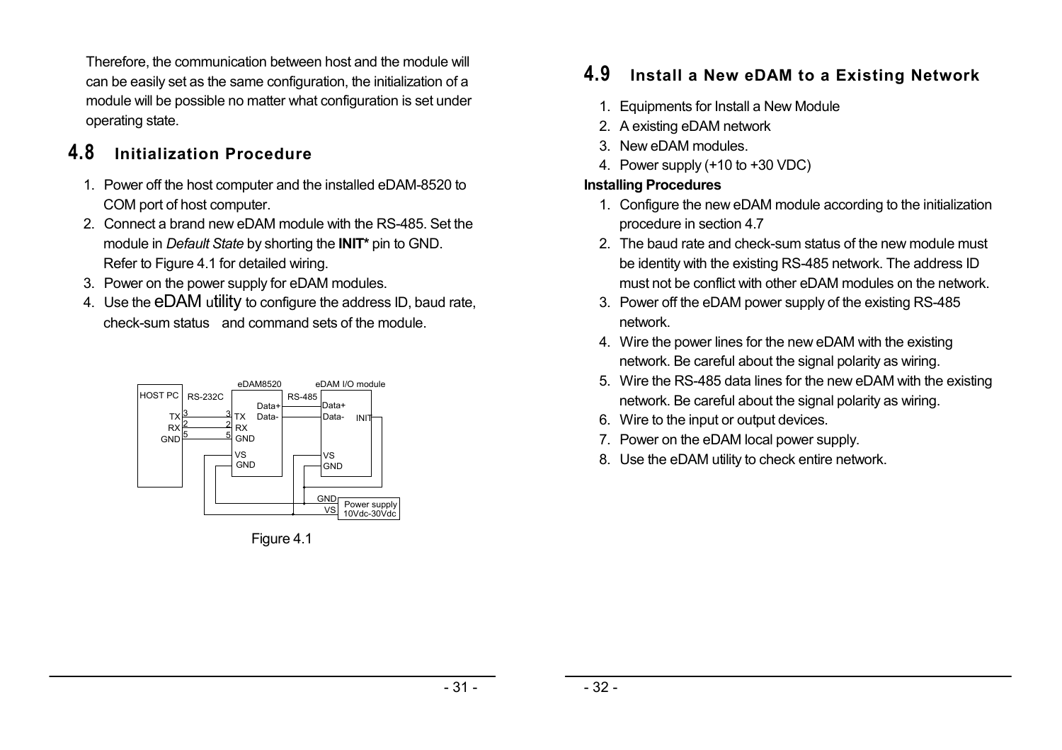Therefore, the communication between host and the module will can be easily set as the same configuration, the initialization of a module will be possible no matter what configuration is set under operating state.

## 4.8 Initialization Procedure

1. Power off the host computer and the installed eDAM-8520 to COM port of host computer.
2. Connect a brand new eDAM module with the RS-485. Set the module in *Default State* by shorting the **INIT*** pin to GND. Refer to Figure 4.1 for detailed wiring.
3. Power on the power supply for eDAM modules.
4. Use the eDAM utility to configure the address ID, baud rate, check-sum status and command sets of the module.

Figure 4.1

## 4.9 Install a New eDAM to a Existing Network

1. Equipments for Install a New Module
2. A existing eDAM network
3. New eDAM modules.
4. Power supply (+10 to +30 VDC)

**Installing Procedures**

1. Configure the new eDAM module according to the initialization procedure in section 4.7
2. The baud rate and check-sum status of the new module must be identity with the existing RS-485 network. The address ID must not be conflict with other eDAM modules on the network.
3. Power off the eDAM power supply of the existing RS-485 network.
4. Wire the power lines for the new eDAM with the existing network. Be careful about the signal polarity as wiring.
5. Wire the RS-485 data lines for the new eDAM with the existing network. Be careful about the signal polarity as wiring.
6. Wire to the input or output devices.
7. Power on the eDAM local power supply.
8. Use the eDAM utility to check entire network.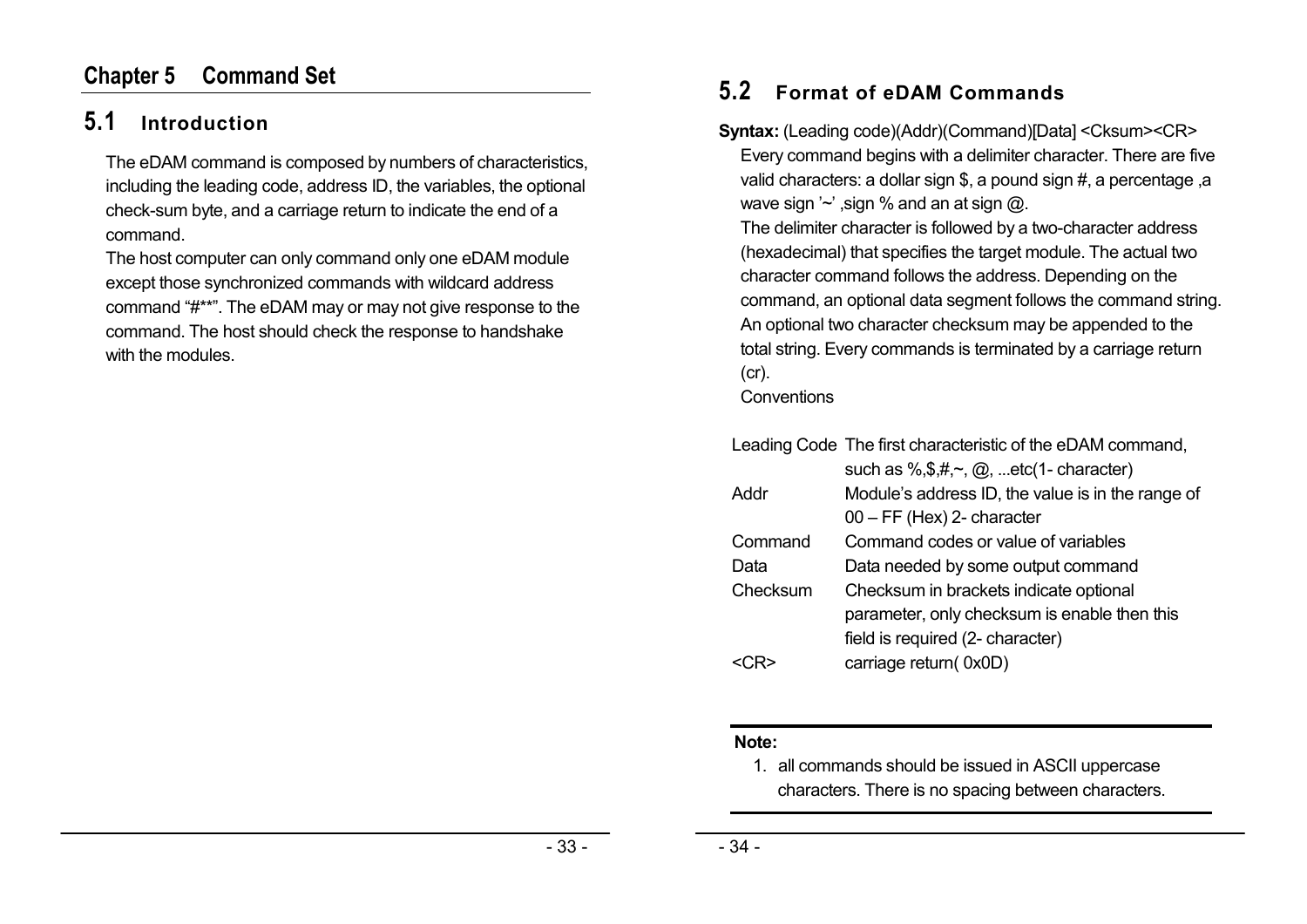# Chapter 5 Command Set

## 5.1 Introduction

The eDAM command is composed by numbers of characteristics, including the leading code, address ID, the variables, the optional check-sum byte, and a carriage return to indicate the end of a command.

The host computer can only command only one eDAM module except those synchronized commands with wildcard address command "#**". The eDAM may or may not give response to the command. The host should check the response to handshake with the modules.

## 5.2 Format of eDAM Commands

**Syntax:** (Leading code)(Addr)(Command)[Data] <Cksum><CR>

Every command begins with a delimiter character. There are five valid characters: a dollar sign $, a pound sign #, a percentage ,a wave sign '~' ,sign % and an at sign @.

The delimiter character is followed by a two-character address (hexadecimal) that specifies the target module. The actual two character command follows the address. Depending on the command, an optional data segment follows the command string. An optional two character checksum may be appended to the total string. Every commands is terminated by a carriage return (cr).

Conventions

| | |
|---|---|
| Leading Code | The first characteristic of the eDAM command, such as %,$,#,~, @, ...etc(1- character) |
| Addr | Module's address ID, the value is in the range of 00 – FF (Hex) 2- character |
| Command | Command codes or value of variables |
| Data | Data needed by some output command |
| Checksum | Checksum in brackets indicate optional parameter, only checksum is enable then this field is required (2- character) |
| <CR> | carriage return( 0x0D) |

**Note:**

1. all commands should be issued in ASCII uppercase characters. There is no spacing between characters.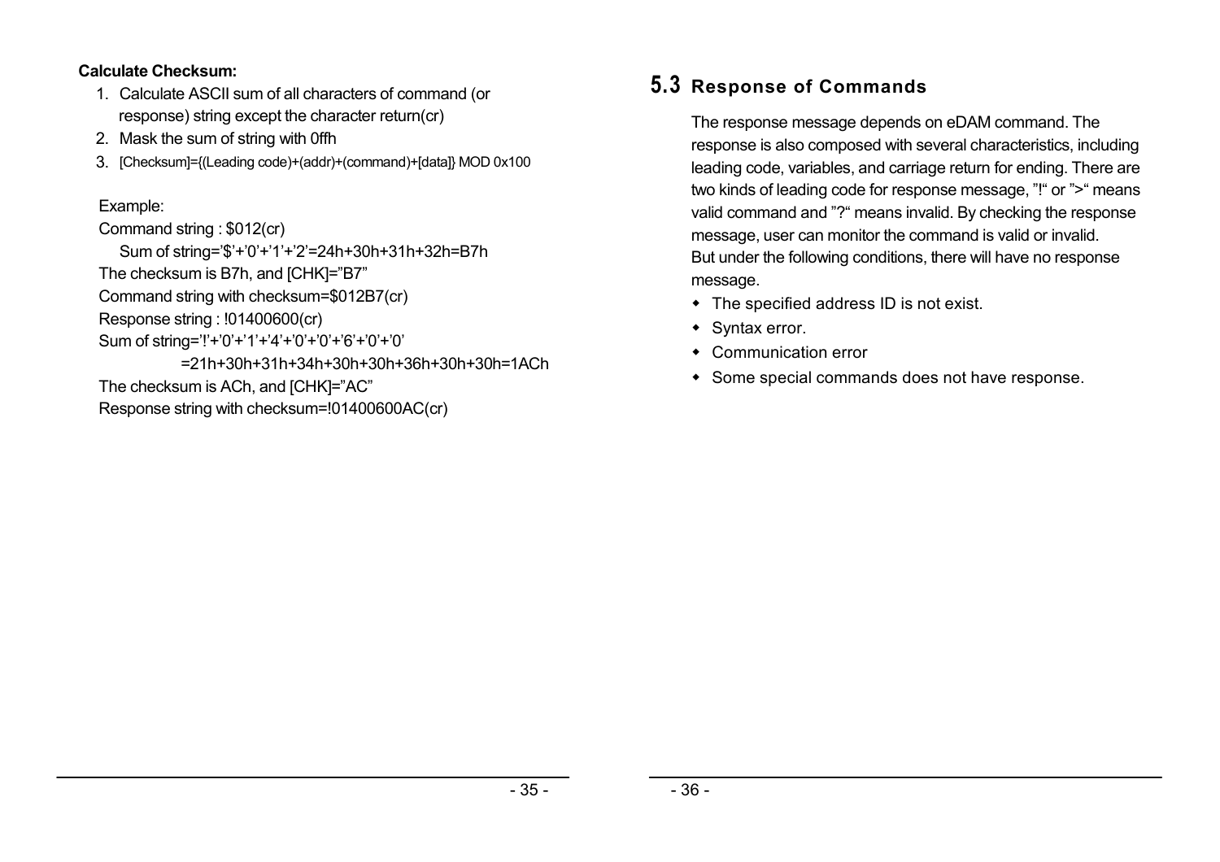**Calculate Checksum:**

1. Calculate ASCII sum of all characters of command (or response) string except the character return(cr)
2. Mask the sum of string with 0ffh
3. [Checksum]={(Leading code)+(addr)+(command)+[data]} MOD 0x100

Example:

Command string : $012(cr)

Sum of string='$'+'0'+'1'+'2'=24h+30h+31h+32h=B7h

The checksum is B7h, and [CHK]="B7"

Command string with checksum=$012B7(cr)

Response string : !01400600(cr)

Sum of string='!'+'0'+'1'+'4'+'0'+'0'+'6'+'0'+'0'

=21h+30h+31h+34h+30h+30h+36h+30h+30h=1ACh

The checksum is ACh, and [CHK]="AC"

Response string with checksum=!01400600AC(cr)

## 5.3 Response of Commands

The response message depends on eDAM command. The response is also composed with several characteristics, including leading code, variables, and carriage return for ending. There are two kinds of leading code for response message, "!" or ">" means valid command and "?" means invalid. By checking the response message, user can monitor the command is valid or invalid.

But under the following conditions, there will have no response message.

- The specified address ID is not exist.
- Syntax error.
- Communication error
- Some special commands does not have response.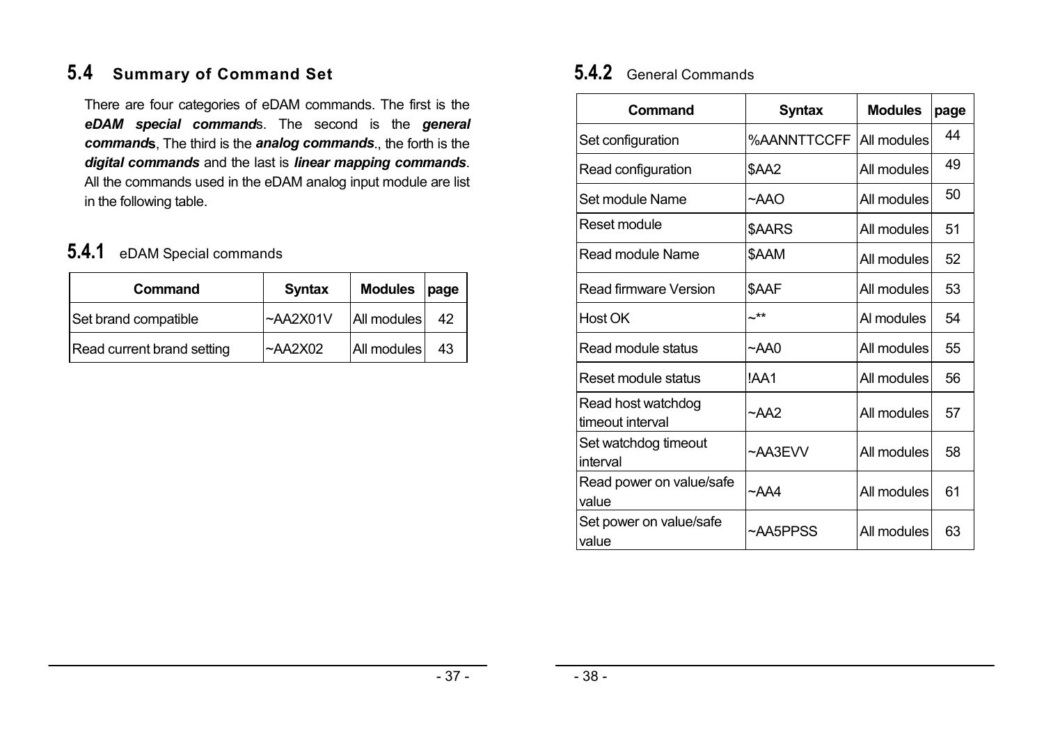## 5.4 Summary of Command Set

There are four categories of eDAM commands. The first is the ***eDAM special commands***. The second is the ***general commands***, The third is the ***analog commands***., the forth is the ***digital commands*** and the last is ***linear mapping commands***. All the commands used in the eDAM analog input module are list in the following table.

### 5.4.1 eDAM Special commands

| Command | Syntax | Modules | page |
|---|---|---|---|
| Set brand compatible | ~AA2X01V | All modules | 42 |
| Read current brand setting | ~AA2X02 | All modules | 43 |

### 5.4.2 General Commands

| Command | Syntax | Modules | page |
|---|---|---|---|
| Set configuration | %AANNTTCCFF | All modules | 44 |
| Read configuration | $AA2 | All modules | 49 |
| Set module Name | ~AAO | All modules | 50 |
| Reset module | $AARS | All modules | 51 |
| Read module Name | $AAM | All modules | 52 |
| Read firmware Version | $AAF | All modules | 53 |
| Host OK | ~** | Al modules | 54 |
| Read module status | ~AA0 | All modules | 55 |
| Reset module status | !AA1 | All modules | 56 |
| Read host watchdog timeout interval | ~AA2 | All modules | 57 |
| Set watchdog timeout interval | ~AA3EVV | All modules | 58 |
| Read power on value/safe value | ~AA4 | All modules | 61 |
| Set power on value/safe value | ~AA5PPSS | All modules | 63 |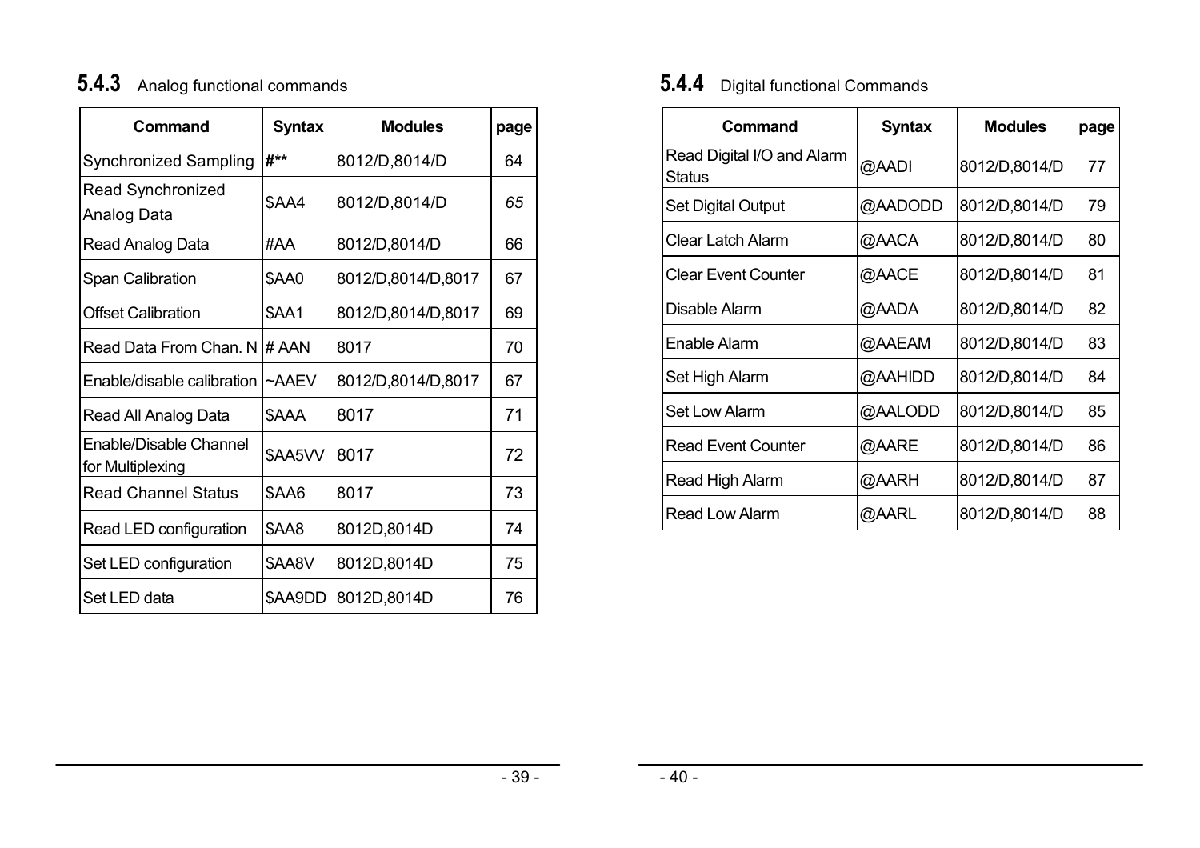### 5.4.3 Analog functional commands

| Command | Syntax | Modules | page |
|---|---|---|---|
| Synchronized Sampling | #** | 8012/D,8014/D | 64 |
| Read Synchronized Analog Data | $AA4 | 8012/D,8014/D | 65 |
| Read Analog Data | #AA | 8012/D,8014/D | 66 |
| Span Calibration | $AA0 | 8012/D,8014/D,8017 | 67 |
| Offset Calibration | $AA1 | 8012/D,8014/D,8017 | 69 |
| Read Data From Chan. N | # AAN | 8017 | 70 |
| Enable/disable calibration | ~AAEV | 8012/D,8014/D,8017 | 67 |
| Read All Analog Data | $AAA | 8017 | 71 |
| Enable/Disable Channel for Multiplexing | $AA5VV | 8017 | 72 |
| Read Channel Status | $AA6 | 8017 | 73 |
| Read LED configuration | $AA8 | 8012D,8014D | 74 |
| Set LED configuration | $AA8V | 8012D,8014D | 75 |
| Set LED data | $AA9DD | 8012D,8014D | 76 |

### 5.4.4 Digital functional Commands

| Command | Syntax | Modules | page |
|---|---|---|---|
| Read Digital I/O and Alarm Status | @AADI | 8012/D,8014/D | 77 |
| Set Digital Output | @AADODD | 8012/D,8014/D | 79 |
| Clear Latch Alarm | @AACA | 8012/D,8014/D | 80 |
| Clear Event Counter | @AACE | 8012/D,8014/D | 81 |
| Disable Alarm | @AADA | 8012/D,8014/D | 82 |
| Enable Alarm | @AAEAM | 8012/D,8014/D | 83 |
| Set High Alarm | @AAHIDD | 8012/D,8014/D | 84 |
| Set Low Alarm | @AALODD | 8012/D,8014/D | 85 |
| Read Event Counter | @AARE | 8012/D,8014/D | 86 |
| Read High Alarm | @AARH | 8012/D,8014/D | 87 |
| Read Low Alarm | @AARL | 8012/D,8014/D | 88 |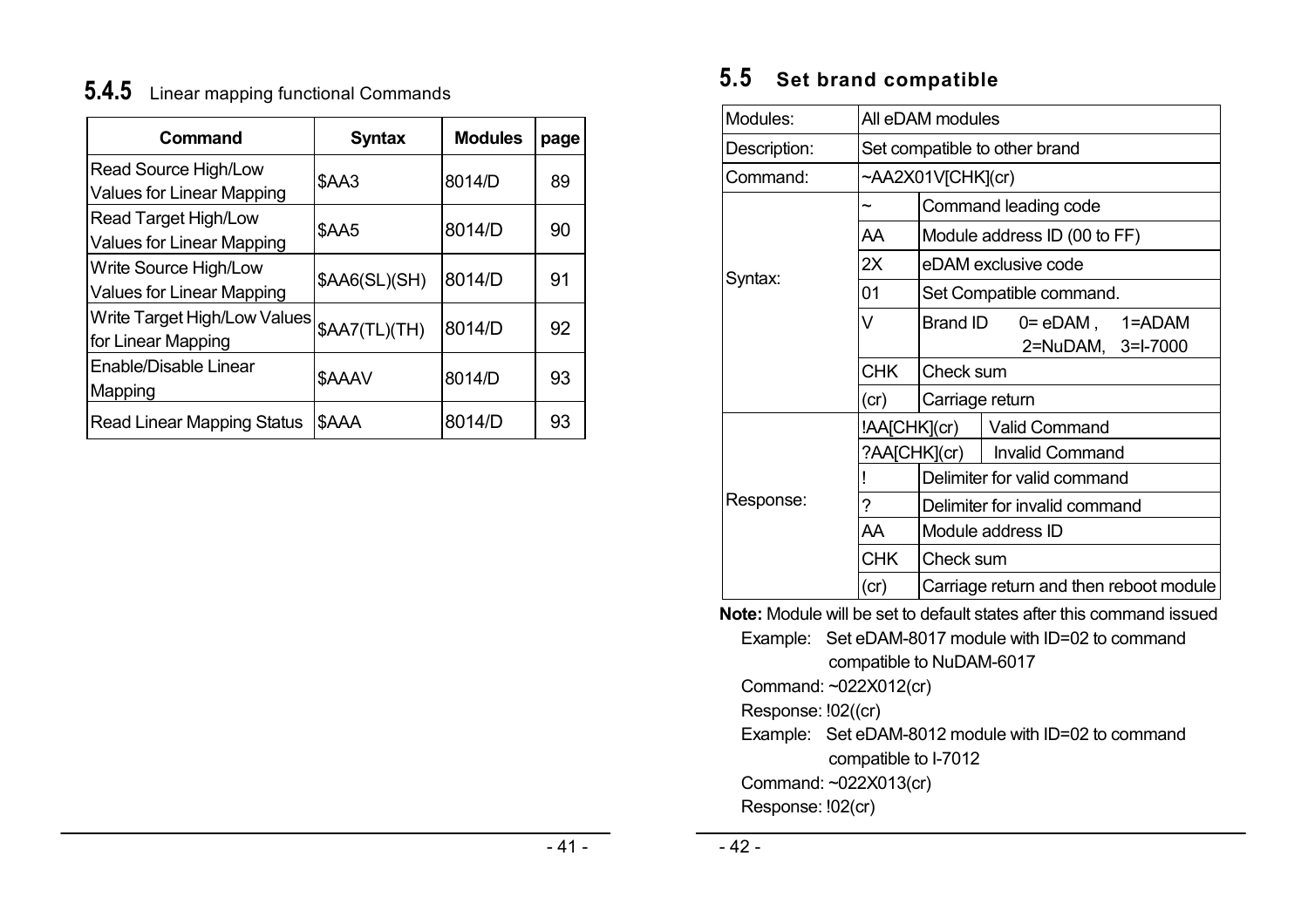### 5.4.5 Linear mapping functional Commands

| Command | Syntax | Modules | page |
|---|---|---|---|
| Read Source High/Low Values for Linear Mapping | $AA3 | 8014/D | 89 |
| Read Target High/Low Values for Linear Mapping | $AA5 | 8014/D | 90 |
| Write Source High/Low Values for Linear Mapping | $AA6(SL)(SH) | 8014/D | 91 |
| Write Target High/Low Values for Linear Mapping | $AA7(TL)(TH) | 8014/D | 92 |
| Enable/Disable Linear Mapping | $AAAV | 8014/D | 93 |
| Read Linear Mapping Status | $AAA | 8014/D | 93 |

## 5.5 Set brand compatible

| Modules: | All eDAM modules | |
|---|---|---|
| Description: | Set compatible to other brand | |
| Command: | ~AA2X01V[CHK](cr) | |
| Syntax: | ~ | Command leading code |
| | AA | Module address ID (00 to FF) |
| | 2X | eDAM exclusive code |
| | 01 | Set Compatible command. |
| | V | Brand ID 0= eDAM , 1=ADAM 2=NuDAM, 3=I-7000 |
| | CHK | Check sum |
| | (cr) | Carriage return |
| Response: | !AA[CHK](cr) | Valid Command |
| | ?AA[CHK](cr) | Invalid Command |
| | ! | Delimiter for valid command |
| | ? | Delimiter for invalid command |
| | AA | Module address ID |
| | CHK | Check sum |
| | (cr) | Carriage return and then reboot module |

**Note:** Module will be set to default states after this command issued

Example: Set eDAM-8017 module with ID=02 to command compatible to NuDAM-6017

Command: ~022X012(cr)

Response: !02((cr)

Example: Set eDAM-8012 module with ID=02 to command compatible to I-7012

Command: ~022X013(cr)

Response: !02(cr)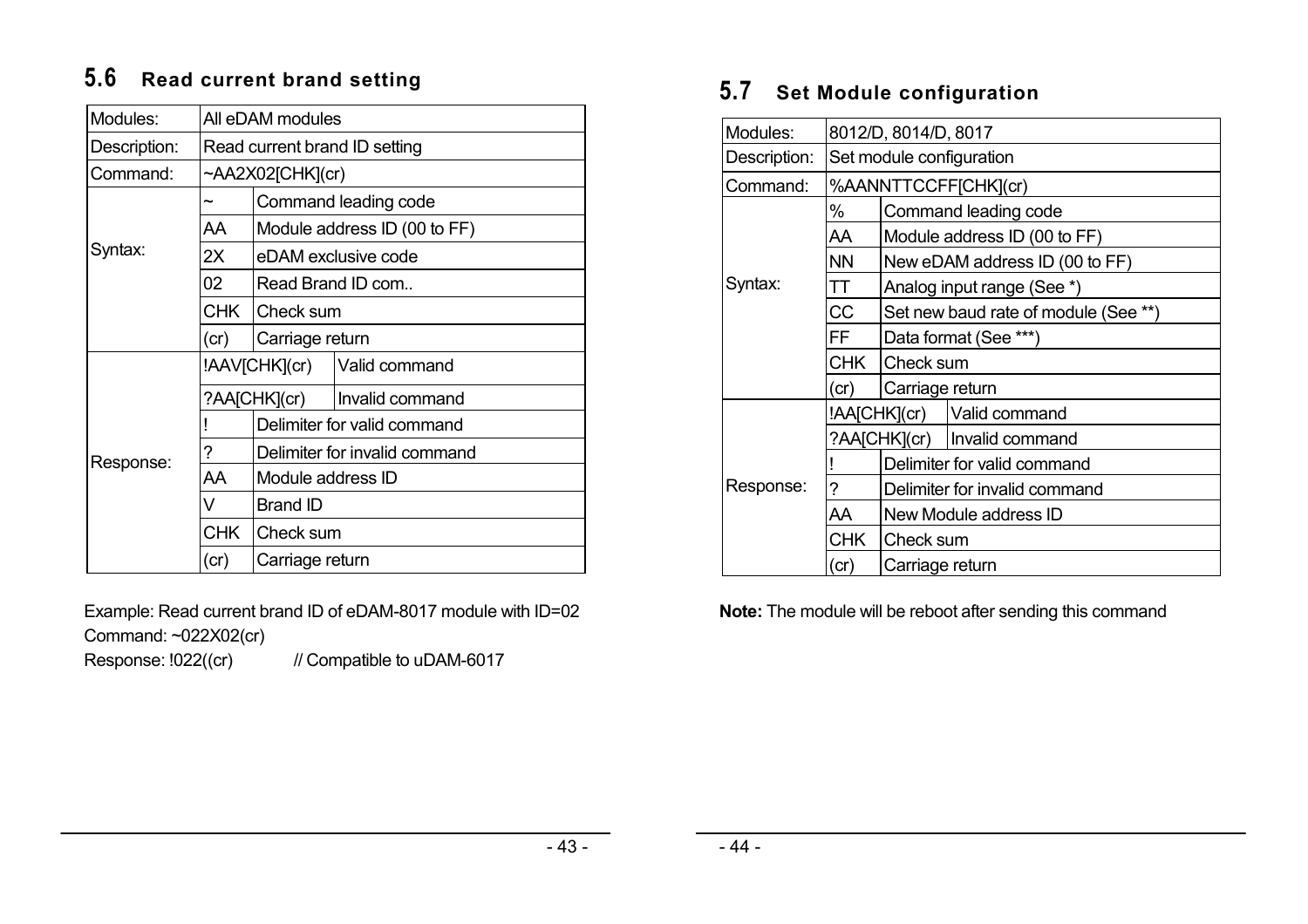## 5.6 Read current brand setting

| Modules: | All eDAM modules | |
|---|---|---|
| Description: | Read current brand ID setting | |
| Command: | ~AA2X02[CHK](cr) | |
| Syntax: | ~ | Command leading code |
| | AA | Module address ID (00 to FF) |
| | 2X | eDAM exclusive code |
| | 02 | Read Brand ID com.. |
| | CHK | Check sum |
| | (cr) | Carriage return |
| Response: | !AAV[CHK](cr) | Valid command |
| | ?AA[CHK](cr) | Invalid command |
| | ! | Delimiter for valid command |
| | ? | Delimiter for invalid command |
| | AA | Module address ID |
| | V | Brand ID |
| | CHK | Check sum |
| | (cr) | Carriage return |

Example: Read current brand ID of eDAM-8017 module with ID=02
Command: ~022X02(cr)
Response: !022((cr)     // Compatible to uDAM-6017

## 5.7 Set Module configuration

| Modules: | 8012/D, 8014/D, 8017 | |
|---|---|---|
| Description: | Set module configuration | |
| Command: | %AANNTTCCFF[CHK](cr) | |
| Syntax: | % | Command leading code |
| | AA | Module address ID (00 to FF) |
| | NN | New eDAM address ID (00 to FF) |
| | TT | Analog input range (See *) |
| | CC | Set new baud rate of module (See **) |
| | FF | Data format (See ***) |
| | CHK | Check sum |
| | (cr) | Carriage return |
| Response: | !AA[CHK](cr) | Valid command |
| | ?AA[CHK](cr) | Invalid command |
| | ! | Delimiter for valid command |
| | ? | Delimiter for invalid command |
| | AA | New Module address ID |
| | CHK | Check sum |
| | (cr) | Carriage return |

**Note:** The module will be reboot after sending this command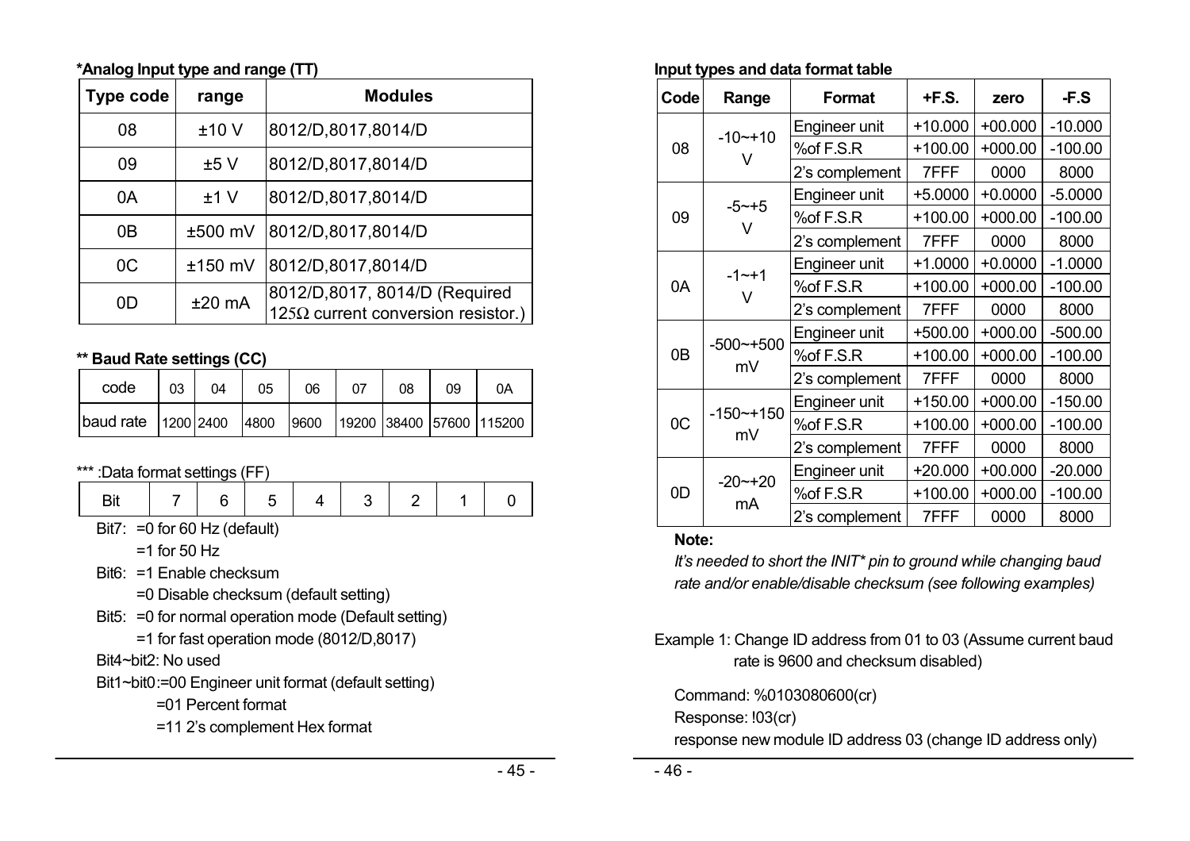**\*Analog Input type and range (TT)**

| Type code | range | Modules |
|---|---|---|
| 08 | ±10 V | 8012/D,8017,8014/D |
| 09 | ±5 V | 8012/D,8017,8014/D |
| 0A | ±1 V | 8012/D,8017,8014/D |
| 0B | ±500 mV | 8012/D,8017,8014/D |
| 0C | ±150 mV | 8012/D,8017,8014/D |
| 0D | ±20 mA | 8012/D,8017, 8014/D (Required 125Ω current conversion resistor.) |

**\*\* Baud Rate settings (CC)**

| code | 03 | 04 | 05 | 06 | 07 | 08 | 09 | 0A |
|---|---|---|---|---|---|---|---|---|
| baud rate | 1200 | 2400 | 4800 | 9600 | 19200 | 38400 | 57600 | 115200 |

\*\*\* :Data format settings (FF)

| Bit | 7 | 6 | 5 | 4 | 3 | 2 | 1 | 0 |
|---|---|---|---|---|---|---|---|---|

Bit7: =0 for 60 Hz (default)
=1 for 50 Hz

Bit6: =1 Enable checksum
=0 Disable checksum (default setting)

Bit5: =0 for normal operation mode (Default setting)
=1 for fast operation mode (8012/D,8017)

Bit4~bit2: No used

Bit1~bit0:=00 Engineer unit format (default setting)
=01 Percent format
=11 2's complement Hex format

**Input types and data format table**

| Code | Range | Format | +F.S. | zero | -F.S |
|---|---|---|---|---|---|
| 08 | -10~+10 V | Engineer unit | +10.000 | +00.000 | -10.000 |
| | | %of F.S.R | +100.00 | +000.00 | -100.00 |
| | | 2's complement | 7FFF | 0000 | 8000 |
| 09 | -5~+5 V | Engineer unit | +5.0000 | +0.0000 | -5.0000 |
| | | %of F.S.R | +100.00 | +000.00 | -100.00 |
| | | 2's complement | 7FFF | 0000 | 8000 |
| 0A | -1~+1 V | Engineer unit | +1.0000 | +0.0000 | -1.0000 |
| | | %of F.S.R | +100.00 | +000.00 | -100.00 |
| | | 2's complement | 7FFF | 0000 | 8000 |
| 0B | -500~+500 mV | Engineer unit | +500.00 | +000.00 | -500.00 |
| | | %of F.S.R | +100.00 | +000.00 | -100.00 |
| | | 2's complement | 7FFF | 0000 | 8000 |
| 0C | -150~+150 mV | Engineer unit | +150.00 | +000.00 | -150.00 |
| | | %of F.S.R | +100.00 | +000.00 | -100.00 |
| | | 2's complement | 7FFF | 0000 | 8000 |
| 0D | -20~+20 mA | Engineer unit | +20.000 | +00.000 | -20.000 |
| | | %of F.S.R | +100.00 | +000.00 | -100.00 |
| | | 2's complement | 7FFF | 0000 | 8000 |

**Note:**

*It's needed to short the INIT\* pin to ground while changing baud rate and/or enable/disable checksum (see following examples)*

Example 1: Change ID address from 01 to 03 (Assume current baud rate is 9600 and checksum disabled)

Command: %0103080600(cr)

Response: !03(cr)

response new module ID address 03 (change ID address only)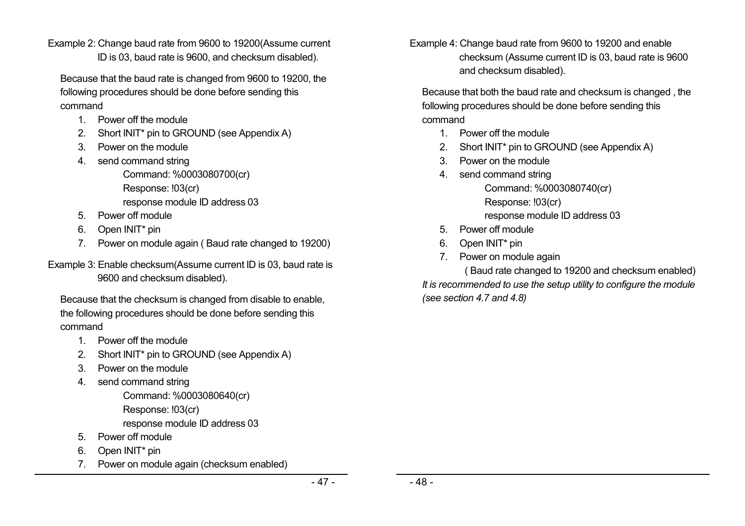Example 2: Change baud rate from 9600 to 19200(Assume current ID is 03, baud rate is 9600, and checksum disabled).

Because that the baud rate is changed from 9600 to 19200, the following procedures should be done before sending this command

1. Power off the module
2. Short INIT* pin to GROUND (see Appendix A)
3. Power on the module
4. send command string

   Command: %0003080700(cr)

   Response: !03(cr)

   response module ID address 03
5. Power off module
6. Open INIT* pin
7. Power on module again ( Baud rate changed to 19200)

Example 3: Enable checksum(Assume current ID is 03, baud rate is 9600 and checksum disabled).

Because that the checksum is changed from disable to enable, the following procedures should be done before sending this command

1. Power off the module
2. Short INIT* pin to GROUND (see Appendix A)
3. Power on the module
4. send command string

   Command: %0003080640(cr)

   Response: !03(cr)

   response module ID address 03
5. Power off module
6. Open INIT* pin
7. Power on module again (checksum enabled)

Example 4: Change baud rate from 9600 to 19200 and enable checksum (Assume current ID is 03, baud rate is 9600 and checksum disabled).

Because that both the baud rate and checksum is changed , the following procedures should be done before sending this command

1. Power off the module
2. Short INIT* pin to GROUND (see Appendix A)
3. Power on the module
4. send command string

   Command: %0003080740(cr)

   Response: !03(cr)

   response module ID address 03
5. Power off module
6. Open INIT* pin
7. Power on module again

   ( Baud rate changed to 19200 and checksum enabled)

*It is recommended to use the setup utility to configure the module (see section 4.7 and 4.8)*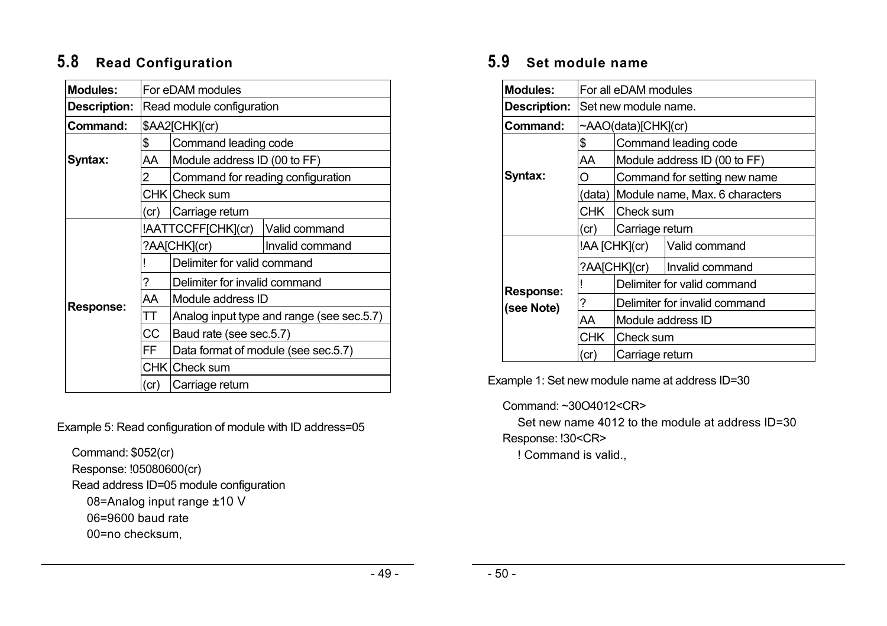## 5.8 Read Configuration

| **Modules:** | For eDAM modules | | |
|---|---|---|---|
| **Description:** | Read module configuration | | |
| **Command:** | $AA2[CHK](cr) | | |
| **Syntax:** | $ | Command leading code | |
| | AA | Module address ID (00 to FF) | |
| | 2 | Command for reading configuration | |
| | CHK | Check sum | |
| | (cr) | Carriage return | |
| **Response:** | !AATTCCFF[CHK](cr) | | Valid command |
| | ?AA[CHK](cr) | | Invalid command |
| | ! | Delimiter for valid command | |
| | ? | Delimiter for invalid command | |
| | AA | Module address ID | |
| | TT | Analog input type and range (see sec.5.7) | |
| | CC | Baud rate (see sec.5.7) | |
| | FF | Data format of module (see sec.5.7) | |
| | CHK | Check sum | |
| | (cr) | Carriage return | |

Example 5: Read configuration of module with ID address=05

Command: $052(cr)
Response: !05080600(cr)
Read address ID=05 module configuration
08=Analog input range ±10 V
06=9600 baud rate
00=no checksum,

## 5.9 Set module name

| **Modules:** | For all eDAM modules | | |
|---|---|---|---|
| **Description:** | Set new module name. | | |
| **Command:** | ~AAO(data)[CHK](cr) | | |
| **Syntax:** | $ | Command leading code | |
| | AA | Module address ID (00 to FF) | |
| | O | Command for setting new name | |
| | (data) | Module name, Max. 6 characters | |
| | CHK | Check sum | |
| | (cr) | Carriage return | |
| **Response: (see Note)** | !AA [CHK](cr) | | Valid command |
| | ?AA[CHK](cr) | | Invalid command |
| | ! | Delimiter for valid command | |
| | ? | Delimiter for invalid command | |
| | AA | Module address ID | |
| | CHK | Check sum | |
| | (cr) | Carriage return | |

Example 1: Set new module name at address ID=30

Command: ~30O4012<CR>
Set new name 4012 to the module at address ID=30
Response: !30<CR>
! Command is valid.,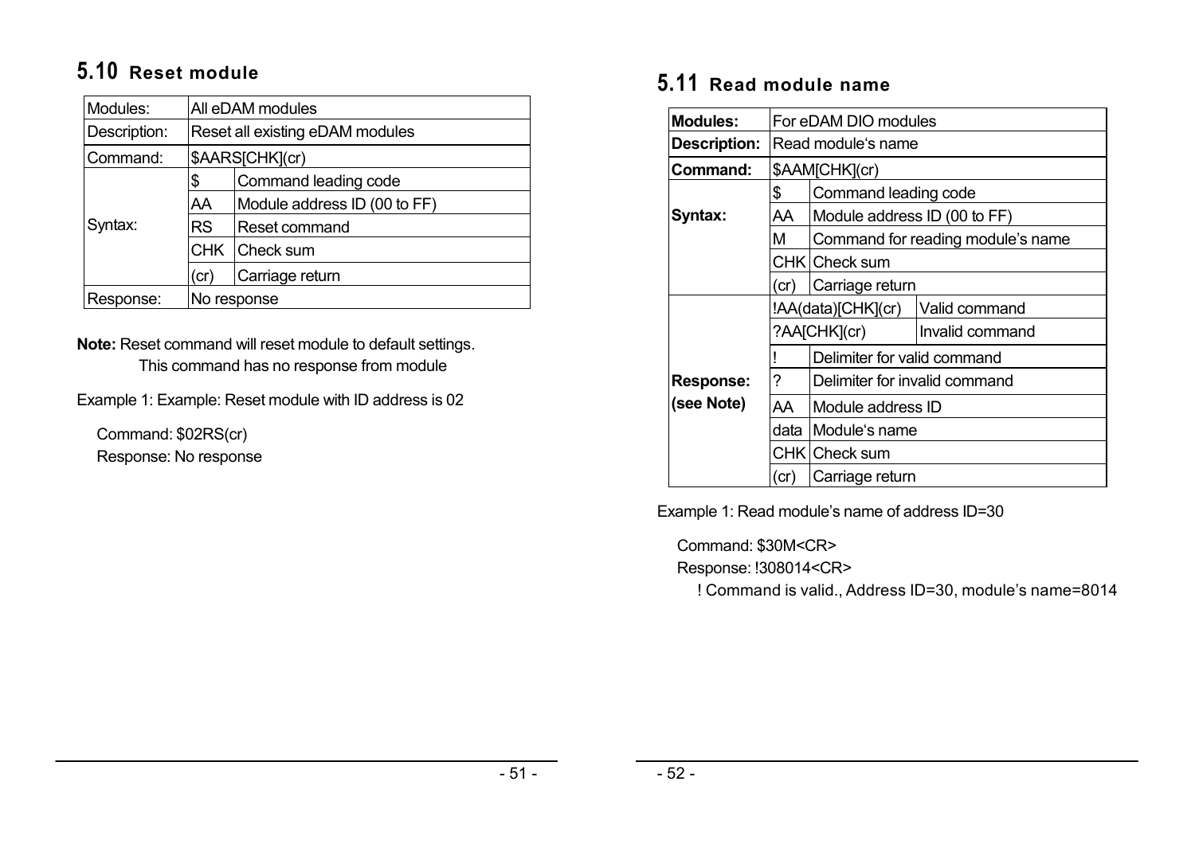## 5.10 Reset module

| Modules: | All eDAM modules | |
|---|---|---|
| Description: | Reset all existing eDAM modules | |
| Command: | $AARS[CHK](cr) | |
| Syntax: | $ | Command leading code |
| | AA | Module address ID (00 to FF) |
| | RS | Reset command |
| | CHK | Check sum |
| | (cr) | Carriage return |
| Response: | No response | |

**Note:** Reset command will reset module to default settings.
This command has no response from module

Example 1: Example: Reset module with ID address is 02

Command: $02RS(cr)
Response: No response

## 5.11 Read module name

| **Modules:** | For eDAM DIO modules | |
|---|---|---|
| **Description:** | Read module's name | |
| **Command:** | $AAM[CHK](cr) | |
| **Syntax:** | $ | Command leading code |
| | AA | Module address ID (00 to FF) |
| | M | Command for reading module's name |
| | CHK | Check sum |
| | (cr) | Carriage return |
| **Response:** **(see Note)** | !AA(data)[CHK](cr) | Valid command |
| | ?AA[CHK](cr) | Invalid command |
| | ! | Delimiter for valid command |
| | ? | Delimiter for invalid command |
| | AA | Module address ID |
| | data | Module's name |
| | CHK | Check sum |
| | (cr) | Carriage return |

Example 1: Read module's name of address ID=30

Command: $30M<CR>
Response: !308014<CR>
! Command is valid., Address ID=30, module's name=8014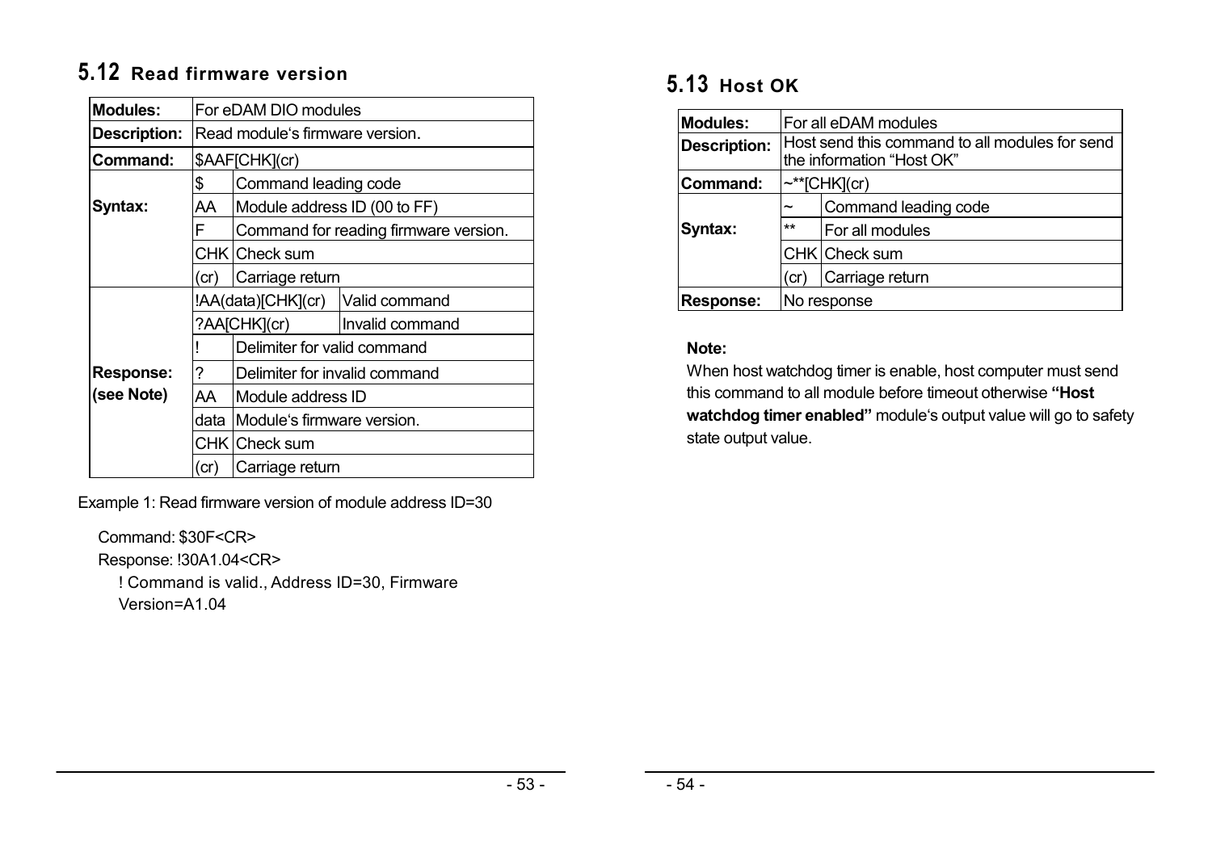## 5.12 Read firmware version

| Modules: | For eDAM DIO modules | | |
|---|---|---|---|
| Description: | Read module's firmware version. | | |
| Command: | $AAF[CHK](cr) | | |
| Syntax: | $ | Command leading code | |
| | AA | Module address ID (00 to FF) | |
| | F | Command for reading firmware version. | |
| | CHK | Check sum | |
| | (cr) | Carriage return | |
| Response: (see Note) | !AA(data)[CHK](cr) | | Valid command |
| | ?AA[CHK](cr) | | Invalid command |
| | ! | Delimiter for valid command | |
| | ? | Delimiter for invalid command | |
| | AA | Module address ID | |
| | data | Module's firmware version. | |
| | CHK | Check sum | |
| | (cr) | Carriage return | |

Example 1: Read firmware version of module address ID=30

Command: $30F<CR>

Response: !30A1.04<CR>

! Command is valid., Address ID=30, Firmware Version=A1.04

## 5.13 Host OK

| Modules: | For all eDAM modules | |
|---|---|---|
| Description: | Host send this command to all modules for send the information "Host OK" | |
| Command: | ~**[CHK](cr) | |
| Syntax: | ~ | Command leading code |
| | ** | For all modules |
| | CHK | Check sum |
| | (cr) | Carriage return |
| Response: | No response | |

**Note:**

When host watchdog timer is enable, host computer must send this command to all module before timeout otherwise **"Host watchdog timer enabled"** module's output value will go to safety state output value.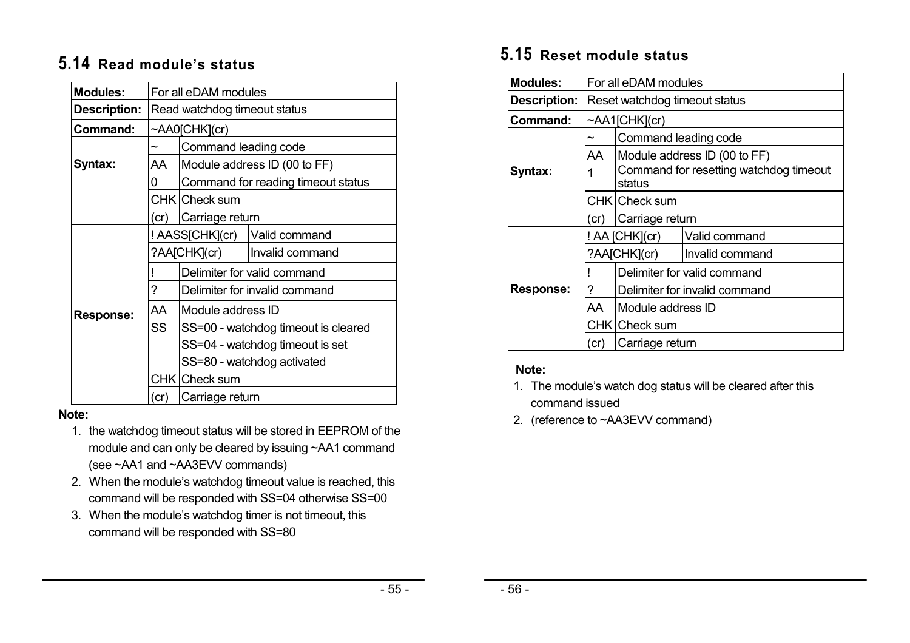## 5.14 Read module's status

| **Modules:** | For all eDAM modules | | |
|---|---|---|---|
| **Description:** | Read watchdog timeout status | | |
| **Command:** | ~AA0[CHK](cr) | | |
| **Syntax:** | ~ | Command leading code | |
| | AA | Module address ID (00 to FF) | |
| | 0 | Command for reading timeout status | |
| | CHK | Check sum | |
| | (cr) | Carriage return | |
| **Response:** | ! AASS[CHK](cr) | | Valid command |
| | ?AA[CHK](cr) | | Invalid command |
| | ! | Delimiter for valid command | |
| | ? | Delimiter for invalid command | |
| | AA | Module address ID | |
| | SS | SS=00 - watchdog timeout is cleared<br>SS=04 - watchdog timeout is set<br>SS=80 - watchdog activated | |
| | CHK | Check sum | |
| | (cr) | Carriage return | |

**Note:**

1. the watchdog timeout status will be stored in EEPROM of the module and can only be cleared by issuing ~AA1 command (see ~AA1 and ~AA3EVV commands)
2. When the module's watchdog timeout value is reached, this command will be responded with SS=04 otherwise SS=00
3. When the module's watchdog timer is not timeout, this command will be responded with SS=80

## 5.15 Reset module status

| **Modules:** | For all eDAM modules | | |
|---|---|---|---|
| **Description:** | Reset watchdog timeout status | | |
| **Command:** | ~AA1[CHK](cr) | | |
| **Syntax:** | ~ | Command leading code | |
| | AA | Module address ID (00 to FF) | |
| | 1 | Command for resetting watchdog timeout status | |
| | CHK | Check sum | |
| | (cr) | Carriage return | |
| **Response:** | ! AA [CHK](cr) | | Valid command |
| | ?AA[CHK](cr) | | Invalid command |
| | ! | Delimiter for valid command | |
| | ? | Delimiter for invalid command | |
| | AA | Module address ID | |
| | CHK | Check sum | |
| | (cr) | Carriage return | |

**Note:**

1. The module's watch dog status will be cleared after this command issued
2. (reference to ~AA3EVV command)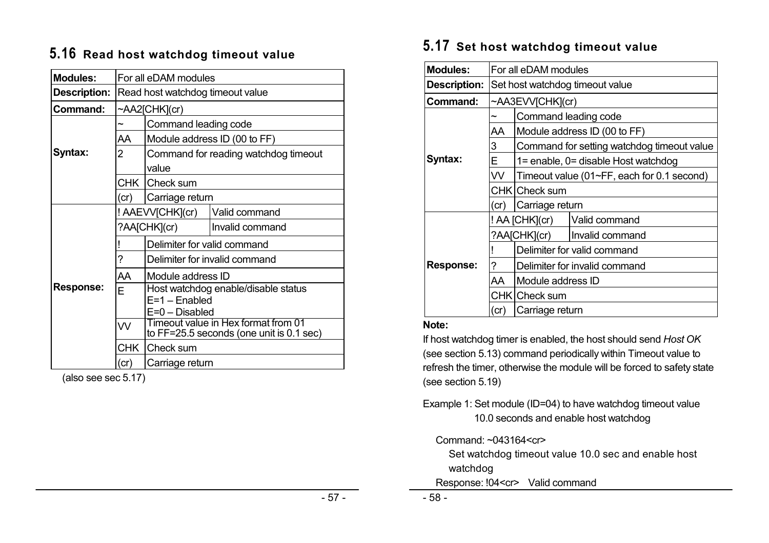## 5.16 Read host watchdog timeout value

| | | | |
|---|---|---|---|
| **Modules:** | For all eDAM modules | | |
| **Description:** | Read host watchdog timeout value | | |
| **Command:** | ~AA2[CHK](cr) | | |
| **Syntax:** | ~ | Command leading code | |
| | AA | Module address ID (00 to FF) | |
| | 2 | Command for reading watchdog timeout value | |
| | CHK | Check sum | |
| | (cr) | Carriage return | |
| **Response:** | ! AAEVV[CHK](cr) | | Valid command |
| | ?AA[CHK](cr) | | Invalid command |
| | ! | Delimiter for valid command | |
| | ? | Delimiter for invalid command | |
| | AA | Module address ID | |
| | E | Host watchdog enable/disable status<br>E=1 – Enabled<br>E=0 – Disabled | |
| | VV | Timeout value in Hex format from 01 to FF=25.5 seconds (one unit is 0.1 sec) | |
| | CHK | Check sum | |
| | (cr) | Carriage return | |

(also see sec 5.17)

## 5.17 Set host watchdog timeout value

| | | | |
|---|---|---|---|
| **Modules:** | For all eDAM modules | | |
| **Description:** | Set host watchdog timeout value | | |
| **Command:** | ~AA3EVV[CHK](cr) | | |
| **Syntax:** | ~ | Command leading code | |
| | AA | Module address ID (00 to FF) | |
| | 3 | Command for setting watchdog timeout value | |
| | E | 1= enable, 0= disable Host watchdog | |
| | VV | Timeout value (01~FF, each for 0.1 second) | |
| | CHK | Check sum | |
| | (cr) | Carriage return | |
| **Response:** | ! AA [CHK](cr) | | Valid command |
| | ?AA[CHK](cr) | | Invalid command |
| | ! | Delimiter for valid command | |
| | ? | Delimiter for invalid command | |
| | AA | Module address ID | |
| | CHK | Check sum | |
| | (cr) | Carriage return | |

**Note:**

If host watchdog timer is enabled, the host should send *Host OK* (see section 5.13) command periodically within Timeout value to refresh the timer, otherwise the module will be forced to safety state (see section 5.19)

Example 1: Set module (ID=04) to have watchdog timeout value 10.0 seconds and enable host watchdog

Command: ~043164<cr>

Set watchdog timeout value 10.0 sec and enable host watchdog

Response: !04<cr> Valid command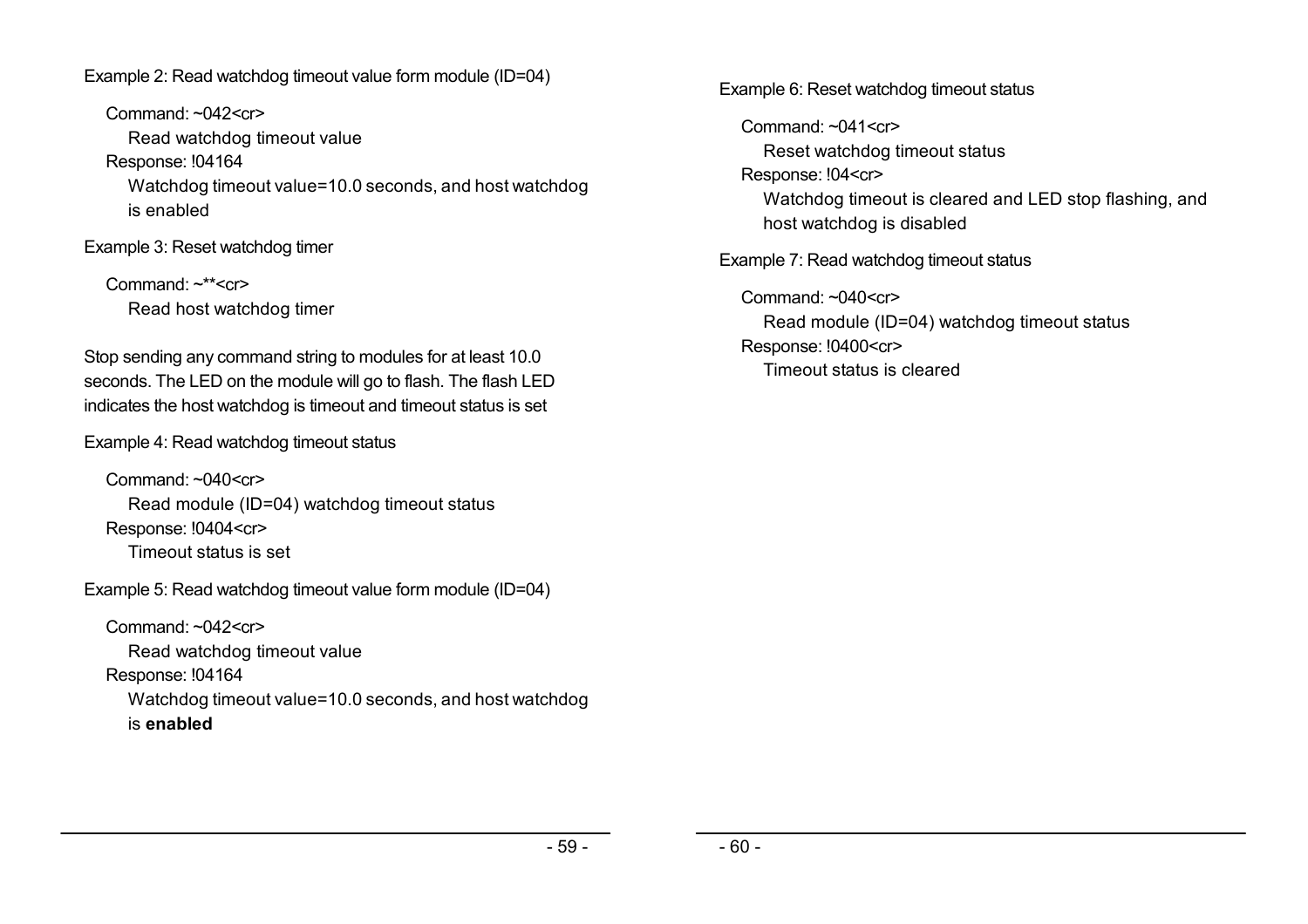Example 2: Read watchdog timeout value form module (ID=04)

Command: ~042<cr>

Read watchdog timeout value

Response: !04164

Watchdog timeout value=10.0 seconds, and host watchdog is enabled

Example 3: Reset watchdog timer

Command: ~**<cr>

Read host watchdog timer

Stop sending any command string to modules for at least 10.0 seconds. The LED on the module will go to flash. The flash LED indicates the host watchdog is timeout and timeout status is set

Example 4: Read watchdog timeout status

Command: ~040<cr>

Read module (ID=04) watchdog timeout status

Response: !0404<cr>

Timeout status is set

Example 5: Read watchdog timeout value form module (ID=04)

Command: ~042<cr>

Read watchdog timeout value

Response: !04164

Watchdog timeout value=10.0 seconds, and host watchdog is **enabled**

Example 6: Reset watchdog timeout status

Command: ~041<cr>

Reset watchdog timeout status

Response: !04<cr>

Watchdog timeout is cleared and LED stop flashing, and host watchdog is disabled

Example 7: Read watchdog timeout status

Command: ~040<cr>

Read module (ID=04) watchdog timeout status

Response: !0400<cr>

Timeout status is cleared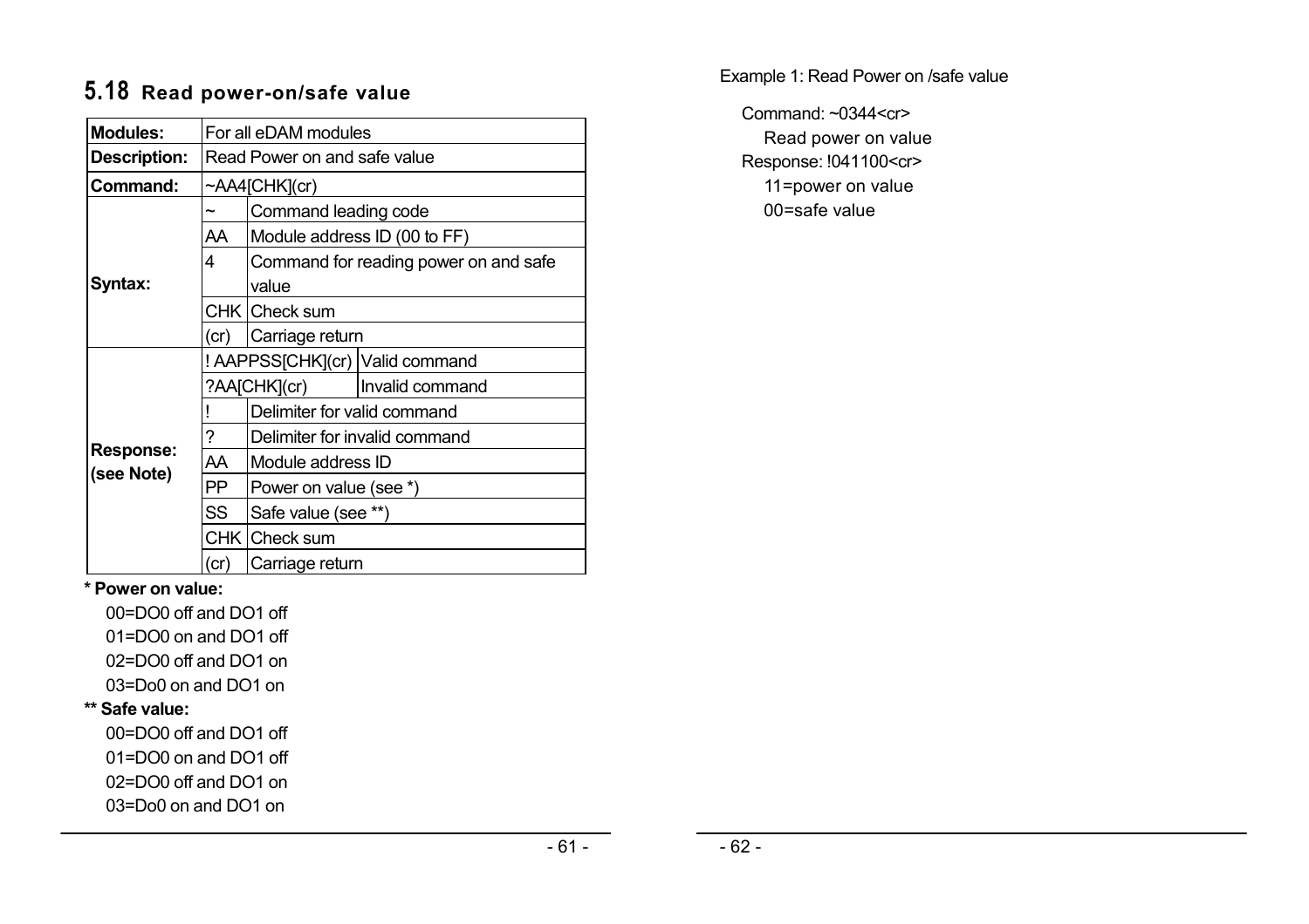## 5.18 Read power-on/safe value

| | | |
|---|---|---|
| **Modules:** | For all eDAM modules | |
| **Description:** | Read Power on and safe value | |
| **Command:** | ~AA4[CHK](cr) | |
| **Syntax:** | ~ | Command leading code |
| | AA | Module address ID (00 to FF) |
| | 4 | Command for reading power on and safe value |
| | CHK | Check sum |
| | (cr) | Carriage return |
| **Response: (see Note)** | ! AAPPSS[CHK](cr) | Valid command |
| | ?AA[CHK](cr) | Invalid command |
| | ! | Delimiter for valid command |
| | ? | Delimiter for invalid command |
| | AA | Module address ID |
| | PP | Power on value (see *) |
| | SS | Safe value (see **) |
| | CHK | Check sum |
| | (cr) | Carriage return |

**\* Power on value:**

00=DO0 off and DO1 off
01=DO0 on and DO1 off
02=DO0 off and DO1 on
03=Do0 on and DO1 on

**\*\* Safe value:**

00=DO0 off and DO1 off
01=DO0 on and DO1 off
02=DO0 off and DO1 on
03=Do0 on and DO1 on

Example 1: Read Power on /safe value

Command: ~0344<cr>
Read power on value
Response: !041100<cr>
11=power on value
00=safe value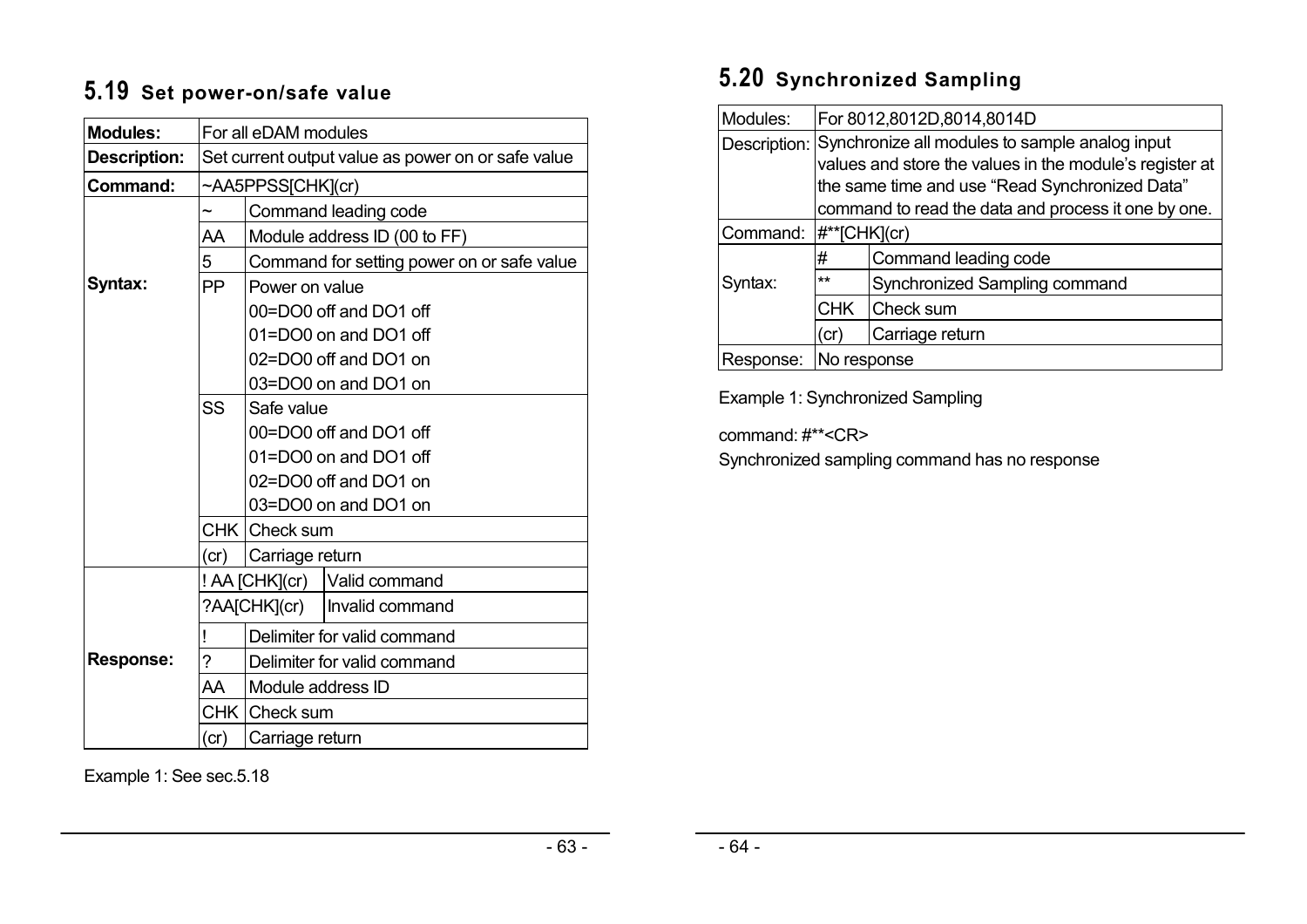## 5.19 Set power-on/safe value

| **Modules:** | For all eDAM modules | | |
|---|---|---|---|
| **Description:** | Set current output value as power on or safe value | | |
| **Command:** | ~AA5PPSS[CHK](cr) | | |
| **Syntax:** | ~ | Command leading code | |
| | AA | Module address ID (00 to FF) | |
| | 5 | Command for setting power on or safe value | |
| | PP | Power on value<br>00=DO0 off and DO1 off<br>01=DO0 on and DO1 off<br>02=DO0 off and DO1 on<br>03=DO0 on and DO1 on | |
| | SS | Safe value<br>00=DO0 off and DO1 off<br>01=DO0 on and DO1 off<br>02=DO0 off and DO1 on<br>03=DO0 on and DO1 on | |
| | CHK | Check sum | |
| | (cr) | Carriage return | |
| **Response:** | ! AA [CHK](cr) | | Valid command |
| | ?AA[CHK](cr) | | Invalid command |
| | ! | Delimiter for valid command | |
| | ? | Delimiter for valid command | |
| | AA | Module address ID | |
| | CHK | Check sum | |
| | (cr) | Carriage return | |

Example 1: See sec.5.18

## 5.20 Synchronized Sampling

| Modules: | For 8012,8012D,8014,8014D | |
|---|---|---|
| Description: | Synchronize all modules to sample analog input values and store the values in the module's register at the same time and use "Read Synchronized Data" command to read the data and process it one by one. | |
| Command: | #**[CHK](cr) | |
| Syntax: | # | Command leading code |
| | ** | Synchronized Sampling command |
| | CHK | Check sum |
| | (cr) | Carriage return |
| Response: | No response | |

Example 1: Synchronized Sampling

command: #**<CR>

Synchronized sampling command has no response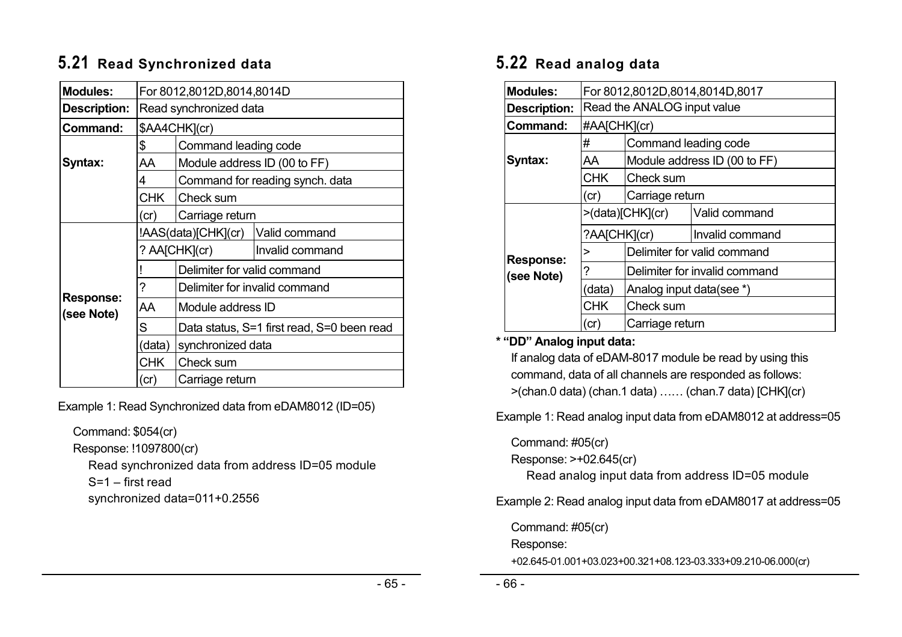## 5.21 Read Synchronized data

| **Modules:** | For 8012,8012D,8014,8014D | | |
|---|---|---|---|
| **Description:** | Read synchronized data | | |
| **Command:** | $AA4CHK](cr) | | |
| **Syntax:** | $ | Command leading code | |
| | AA | Module address ID (00 to FF) | |
| | 4 | Command for reading synch. data | |
| | CHK | Check sum | |
| | (cr) | Carriage return | |
| **Response: (see Note)** | !AAS(data)[CHK](cr) | | Valid command |
| | ? AA[CHK](cr) | | Invalid command |
| | ! | Delimiter for valid command | |
| | ? | Delimiter for invalid command | |
| | AA | Module address ID | |
| | S | Data status, S=1 first read, S=0 been read | |
| | (data) | synchronized data | |
| | CHK | Check sum | |
| | (cr) | Carriage return | |

Example 1: Read Synchronized data from eDAM8012 (ID=05)

Command: $054(cr)
Response: !1097800(cr)
Read synchronized data from address ID=05 module
S=1 – first read
synchronized data=011+0.2556

## 5.22 Read analog data

| **Modules:** | For 8012,8012D,8014,8014D,8017 | | |
|---|---|---|---|
| **Description:** | Read the ANALOG input value | | |
| **Command:** | #AA[CHK](cr) | | |
| **Syntax:** | # | Command leading code | |
| | AA | Module address ID (00 to FF) | |
| | CHK | Check sum | |
| | (cr) | Carriage return | |
| **Response: (see Note)** | >(data)[CHK](cr) | | Valid command |
| | ?AA[CHK](cr) | | Invalid command |
| | > | Delimiter for valid command | |
| | ? | Delimiter for invalid command | |
| | (data) | Analog input data(see *) | |
| | CHK | Check sum | |
| | (cr) | Carriage return | |

**\* "DD" Analog input data:**

If analog data of eDAM-8017 module be read by using this command, data of all channels are responded as follows:
>(chan.0 data) (chan.1 data) …… (chan.7 data) [CHK](cr)

Example 1: Read analog input data from eDAM8012 at address=05

Command: #05(cr)
Response: >+02.645(cr)
Read analog input data from address ID=05 module

Example 2: Read analog input data from eDAM8017 at address=05

Command: #05(cr)
Response:
+02.645-01.001+03.023+00.321+08.123-03.333+09.210-06.000(cr)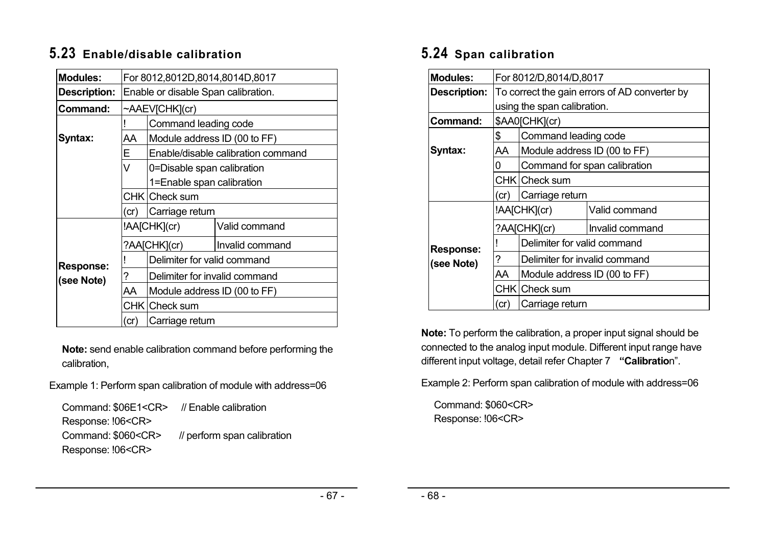## 5.23 Enable/disable calibration

| **Modules:** | For 8012,8012D,8014,8014D,8017 | |
|---|---|---|
| **Description:** | Enable or disable Span calibration. | |
| **Command:** | ~AAEV[CHK](cr) | |
| **Syntax:** | ! | Command leading code |
| | AA | Module address ID (00 to FF) |
| | E | Enable/disable calibration command |
| | V | 0=Disable span calibration<br>1=Enable span calibration |
| | CHK | Check sum |
| | (cr) | Carriage return |
| **Response: (see Note)** | !AA[CHK](cr) | Valid command |
| | ?AA[CHK](cr) | Invalid command |
| | ! | Delimiter for valid command |
| | ? | Delimiter for invalid command |
| | AA | Module address ID (00 to FF) |
| | CHK | Check sum |
| | (cr) | Carriage return |

**Note:** send enable calibration command before performing the calibration,

Example 1: Perform span calibration of module with address=06

Command: $06E1<CR> // Enable calibration
Response: !06<CR>
Command: $060<CR> // perform span calibration
Response: !06<CR>

## 5.24 Span calibration

| **Modules:** | For 8012/D,8014/D,8017 | |
|---|---|---|
| **Description:** | To correct the gain errors of AD converter by using the span calibration. | |
| **Command:** | $AA0[CHK](cr) | |
| **Syntax:** | $ | Command leading code |
| | AA | Module address ID (00 to FF) |
| | 0 | Command for span calibration |
| | CHK | Check sum |
| | (cr) | Carriage return |
| **Response: (see Note)** | !AA[CHK](cr) | Valid command |
| | ?AA[CHK](cr) | Invalid command |
| | ! | Delimiter for valid command |
| | ? | Delimiter for invalid command |
| | AA | Module address ID (00 to FF) |
| | CHK | Check sum |
| | (cr) | Carriage return |

**Note:** To perform the calibration, a proper input signal should be connected to the analog input module. Different input range have different input voltage, detail refer Chapter 7 **"Calibratio**n".

Example 2: Perform span calibration of module with address=06

Command: $060<CR>
Response: !06<CR>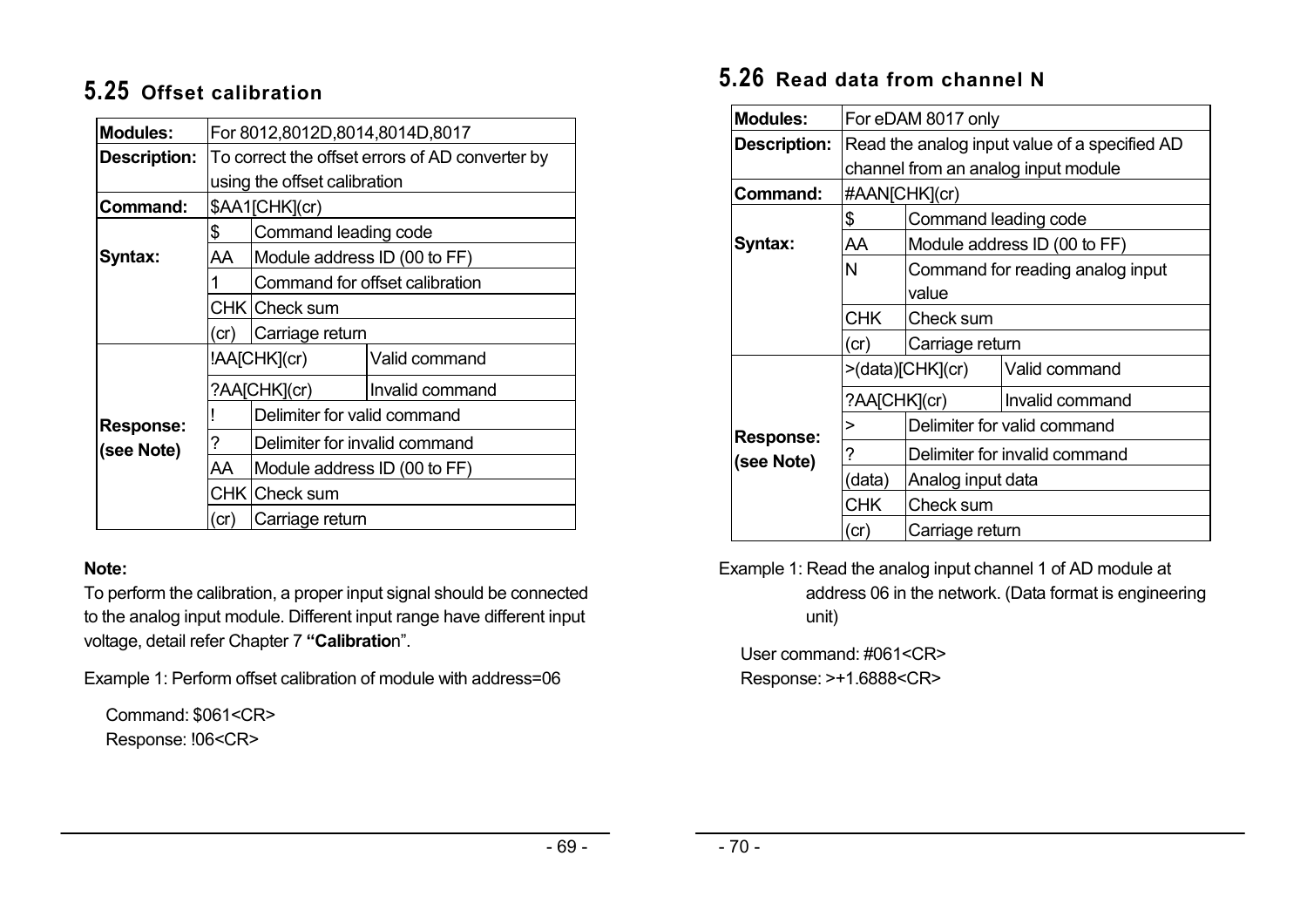## 5.25 Offset calibration

| | | | |
|---|---|---|---|
| **Modules:** | For 8012,8012D,8014,8014D,8017 | | |
| **Description:** | To correct the offset errors of AD converter by using the offset calibration | | |
| **Command:** | $AA1[CHK](cr) | | |
| **Syntax:** | $ | Command leading code | |
| | AA | Module address ID (00 to FF) | |
| | 1 | Command for offset calibration | |
| | CHK | Check sum | |
| | (cr) | Carriage return | |
| **Response: (see Note)** | !AA[CHK](cr) | | Valid command |
| | ?AA[CHK](cr) | | Invalid command |
| | ! | Delimiter for valid command | |
| | ? | Delimiter for invalid command | |
| | AA | Module address ID (00 to FF) | |
| | CHK | Check sum | |
| | (cr) | Carriage return | |

**Note:**

To perform the calibration, a proper input signal should be connected to the analog input module. Different input range have different input voltage, detail refer Chapter 7 **"Calibratio**n".

Example 1: Perform offset calibration of module with address=06

Command: $061<CR>
Response: !06<CR>

## 5.26 Read data from channel N

| | | | |
|---|---|---|---|
| **Modules:** | For eDAM 8017 only | | |
| **Description:** | Read the analog input value of a specified AD channel from an analog input module | | |
| **Command:** | #AAN[CHK](cr) | | |
| **Syntax:** | $ | Command leading code | |
| | AA | Module address ID (00 to FF) | |
| | N | Command for reading analog input value | |
| | CHK | Check sum | |
| | (cr) | Carriage return | |
| **Response: (see Note)** | >(data)[CHK](cr) | | Valid command |
| | ?AA[CHK](cr) | | Invalid command |
| | > | Delimiter for valid command | |
| | ? | Delimiter for invalid command | |
| | (data) | Analog input data | |
| | CHK | Check sum | |
| | (cr) | Carriage return | |

Example 1: Read the analog input channel 1 of AD module at address 06 in the network. (Data format is engineering unit)

User command: #061<CR>
Response: >+1.6888<CR>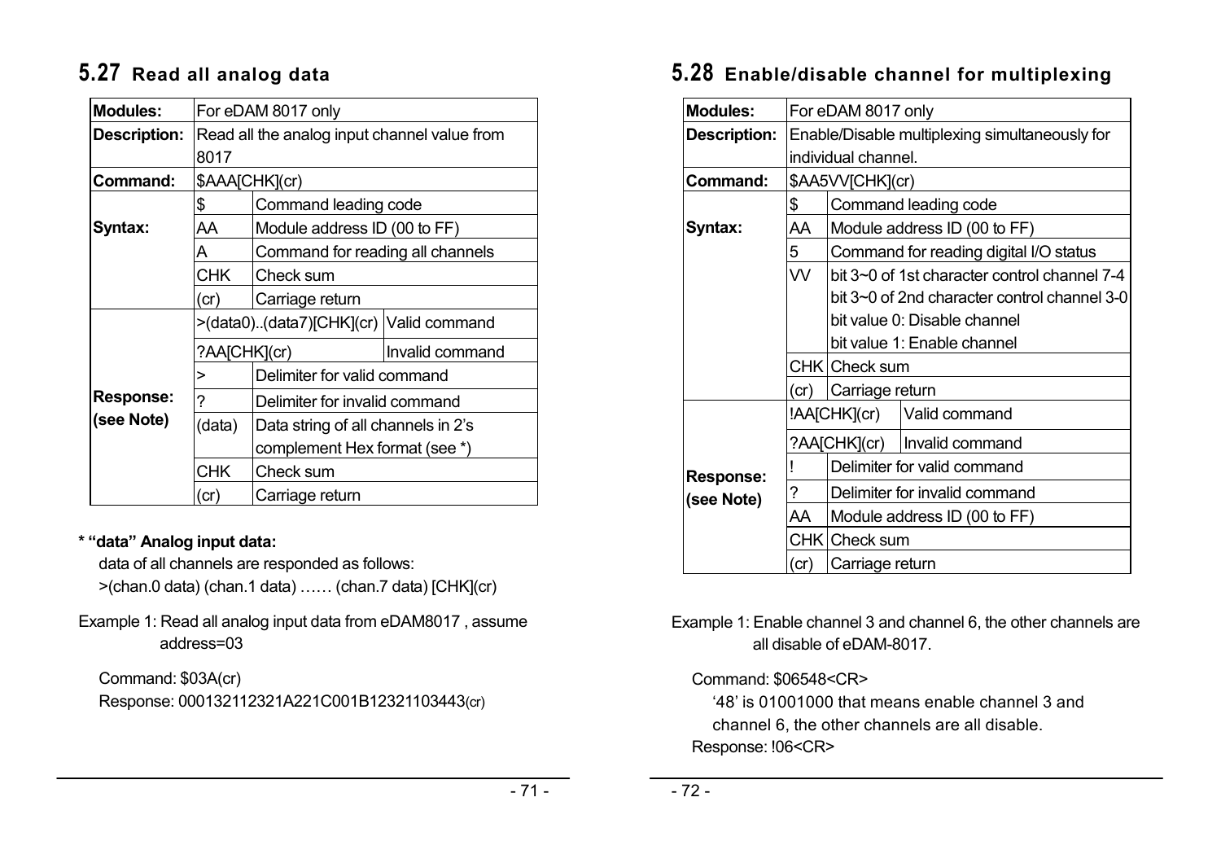## 5.27 Read all analog data

| | | | |
|---|---|---|---|
| **Modules:** | For eDAM 8017 only | | |
| **Description:** | Read all the analog input channel value from 8017 | | |
| **Command:** | $AAA[CHK](cr) | | |
| **Syntax:** | $ | Command leading code | |
| | AA | Module address ID (00 to FF) | |
| | A | Command for reading all channels | |
| | CHK | Check sum | |
| | (cr) | Carriage return | |
| **Response: (see Note)** | >(data0)..(data7)[CHK](cr) | | Valid command |
| | ?AA[CHK](cr) | | Invalid command |
| | > | Delimiter for valid command | |
| | ? | Delimiter for invalid command | |
| | (data) | Data string of all channels in 2's complement Hex format (see *) | |
| | CHK | Check sum | |
| | (cr) | Carriage return | |

**\* "data" Analog input data:**

data of all channels are responded as follows:

>(chan.0 data) (chan.1 data) …… (chan.7 data) [CHK](cr)

Example 1: Read all analog input data from eDAM8017 , assume address=03

Command: $03A(cr)

Response: 000132112321A221C001B12321103443(cr)

## 5.28 Enable/disable channel for multiplexing

| | | | |
|---|---|---|---|
| **Modules:** | For eDAM 8017 only | | |
| **Description:** | Enable/Disable multiplexing simultaneously for individual channel. | | |
| **Command:** | $AA5VV[CHK](cr) | | |
| **Syntax:** | $ | Command leading code | |
| | AA | Module address ID (00 to FF) | |
| | 5 | Command for reading digital I/O status | |
| | VV | bit 3~0 of 1st character control channel 7-4<br>bit 3~0 of 2nd character control channel 3-0<br>bit value 0: Disable channel<br>bit value 1: Enable channel | |
| | CHK | Check sum | |
| | (cr) | Carriage return | |
| **Response: (see Note)** | !AA[CHK](cr) | | Valid command |
| | ?AA[CHK](cr) | | Invalid command |
| | ! | Delimiter for valid command | |
| | ? | Delimiter for invalid command | |
| | AA | Module address ID (00 to FF) | |
| | CHK | Check sum | |
| | (cr) | Carriage return | |

Example 1: Enable channel 3 and channel 6, the other channels are all disable of eDAM-8017.

Command: $06548<CR>

'48' is 01001000 that means enable channel 3 and channel 6, the other channels are all disable.

Response: !06<CR>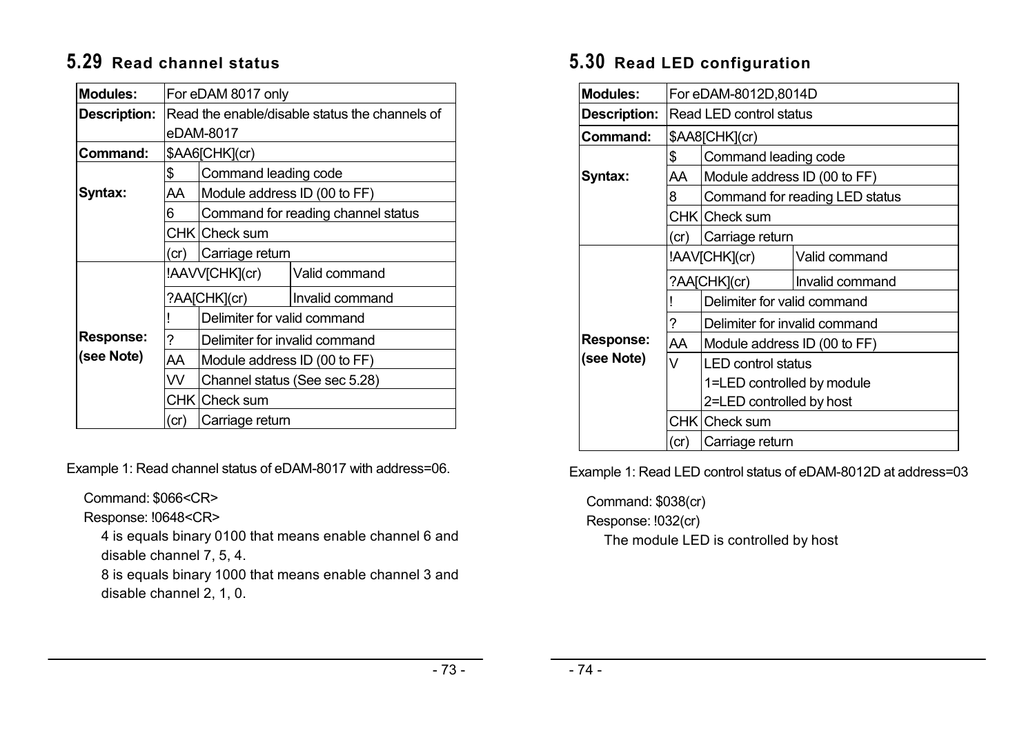## 5.29 Read channel status

| | | | |
|---|---|---|---|
| **Modules:** | For eDAM 8017 only | | |
| **Description:** | Read the enable/disable status the channels of eDAM-8017 | | |
| **Command:** | $AA6[CHK](cr) | | |
| **Syntax:** | $ | Command leading code | |
| | AA | Module address ID (00 to FF) | |
| | 6 | Command for reading channel status | |
| | CHK | Check sum | |
| | (cr) | Carriage return | |
| **Response: (see Note)** | !AAVV[CHK](cr) | | Valid command |
| | ?AA[CHK](cr) | | Invalid command |
| | ! | Delimiter for valid command | |
| | ? | Delimiter for invalid command | |
| | AA | Module address ID (00 to FF) | |
| | VV | Channel status (See sec 5.28) | |
| | CHK | Check sum | |
| | (cr) | Carriage return | |

Example 1: Read channel status of eDAM-8017 with address=06.

Command: $066<CR>

Response: !0648<CR>

4 is equals binary 0100 that means enable channel 6 and disable channel 7, 5, 4.

8 is equals binary 1000 that means enable channel 3 and disable channel 2, 1, 0.

## 5.30 Read LED configuration

| | | | |
|---|---|---|---|
| **Modules:** | For eDAM-8012D,8014D | | |
| **Description:** | Read LED control status | | |
| **Command:** | $AA8[CHK](cr) | | |
| **Syntax:** | $ | Command leading code | |
| | AA | Module address ID (00 to FF) | |
| | 8 | Command for reading LED status | |
| | CHK | Check sum | |
| | (cr) | Carriage return | |
| **Response: (see Note)** | !AAV[CHK](cr) | | Valid command |
| | ?AA[CHK](cr) | | Invalid command |
| | ! | Delimiter for valid command | |
| | ? | Delimiter for invalid command | |
| | AA | Module address ID (00 to FF) | |
| | V | LED control status<br>1=LED controlled by module<br>2=LED controlled by host | |
| | CHK | Check sum | |
| | (cr) | Carriage return | |

Example 1: Read LED control status of eDAM-8012D at address=03

Command: $038(cr)

Response: !032(cr)

The module LED is controlled by host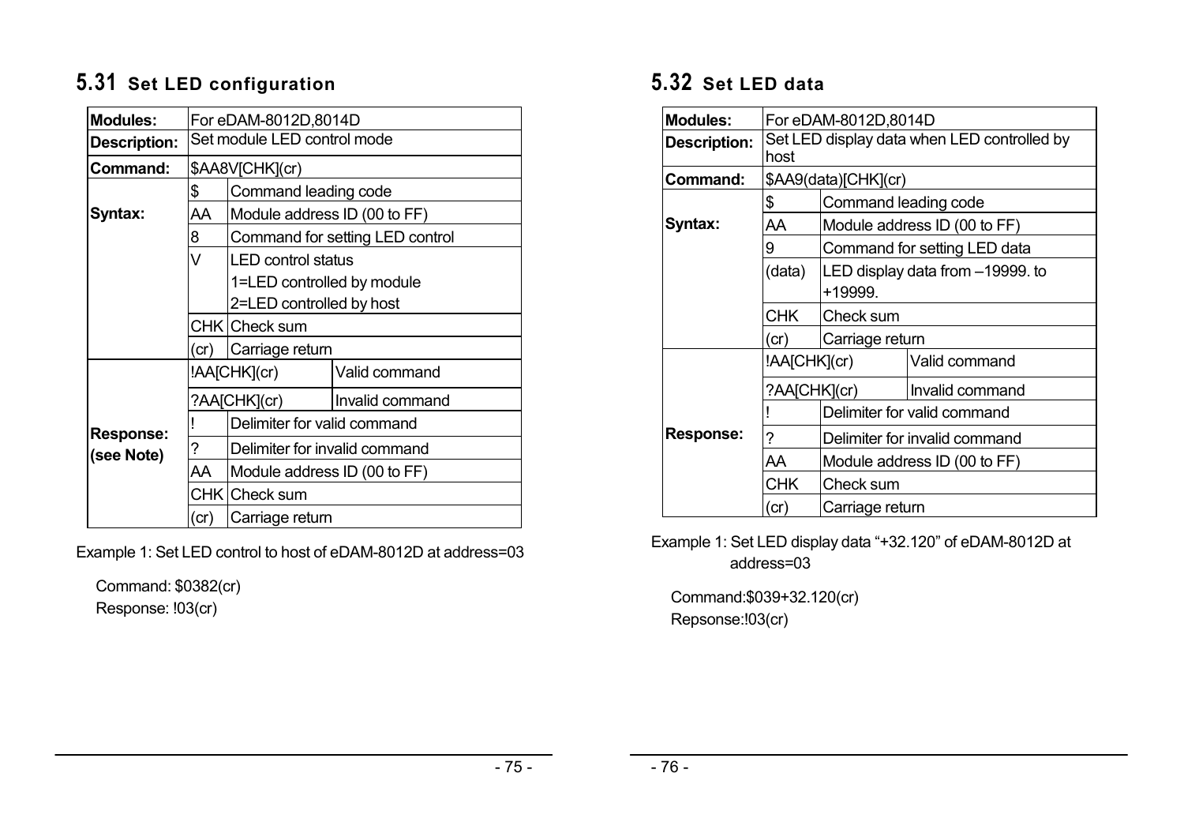## 5.31 Set LED configuration

| Modules: | For eDAM-8012D,8014D | | |
|---|---|---|---|
| Description: | Set module LED control mode | | |
| Command: | $AA8V[CHK](cr) | | |
| Syntax: | $ | Command leading code | |
| | AA | Module address ID (00 to FF) | |
| | 8 | Command for setting LED control | |
| | V | LED control status<br>1=LED controlled by module<br>2=LED controlled by host | |
| | CHK | Check sum | |
| | (cr) | Carriage return | |
| Response: (see Note) | !AA[CHK](cr) | | Valid command |
| | ?AA[CHK](cr) | | Invalid command |
| | ! | Delimiter for valid command | |
| | ? | Delimiter for invalid command | |
| | AA | Module address ID (00 to FF) | |
| | CHK | Check sum | |
| | (cr) | Carriage return | |

Example 1: Set LED control to host of eDAM-8012D at address=03

Command: $0382(cr)
Response: !03(cr)

## 5.32 Set LED data

| Modules: | For eDAM-8012D,8014D | | |
|---|---|---|---|
| Description: | Set LED display data when LED controlled by host | | |
| Command: | $AA9(data)[CHK](cr) | | |
| Syntax: | $ | Command leading code | |
| | AA | Module address ID (00 to FF) | |
| | 9 | Command for setting LED data | |
| | (data) | LED display data from –19999. to +19999. | |
| | CHK | Check sum | |
| | (cr) | Carriage return | |
| Response: | !AA[CHK](cr) | | Valid command |
| | ?AA[CHK](cr) | | Invalid command |
| | ! | Delimiter for valid command | |
| | ? | Delimiter for invalid command | |
| | AA | Module address ID (00 to FF) | |
| | CHK | Check sum | |
| | (cr) | Carriage return | |

Example 1: Set LED display data "+32.120" of eDAM-8012D at address=03

Command:$039+32.120(cr)
Repsonse:!03(cr)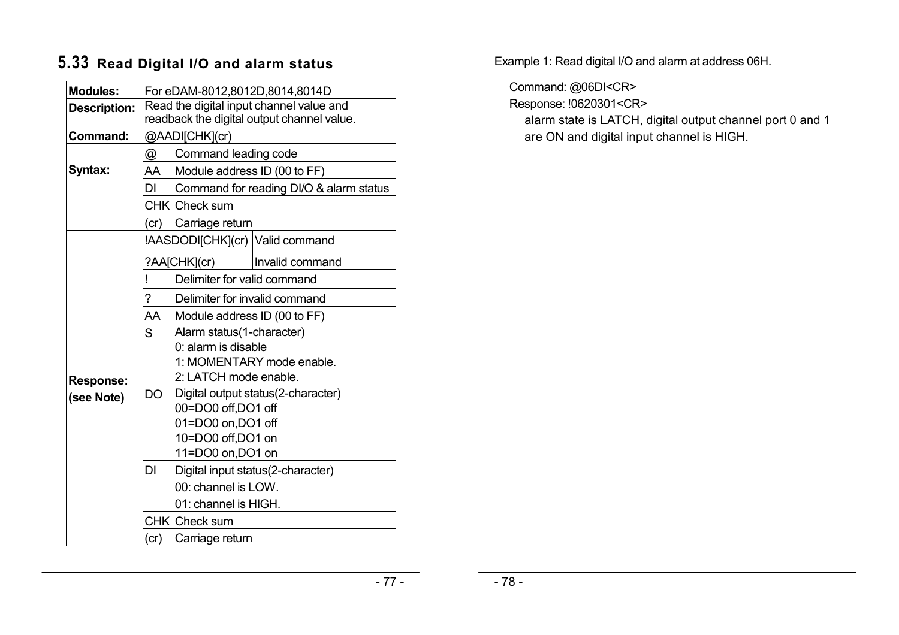## 5.33 Read Digital I/O and alarm status

| | | |
|---|---|---|
| **Modules:** | For eDAM-8012,8012D,8014,8014D | |
| **Description:** | Read the digital input channel value and readback the digital output channel value. | |
| **Command:** | @AADI[CHK](cr) | |
| **Syntax:** | @ | Command leading code |
| | AA | Module address ID (00 to FF) |
| | DI | Command for reading DI/O & alarm status |
| | CHK | Check sum |
| | (cr) | Carriage return |
| **Response: (see Note)** | !AASDODI[CHK](cr) | Valid command |
| | ?AA[CHK](cr) | Invalid command |
| | ! | Delimiter for valid command |
| | ? | Delimiter for invalid command |
| | AA | Module address ID (00 to FF) |
| | S | Alarm status(1-character)<br>0: alarm is disable<br>1: MOMENTARY mode enable.<br>2: LATCH mode enable. |
| | DO | Digital output status(2-character)<br>00=DO0 off,DO1 off<br>01=DO0 on,DO1 off<br>10=DO0 off,DO1 on<br>11=DO0 on,DO1 on |
| | DI | Digital input status(2-character)<br>00: channel is LOW.<br>01: channel is HIGH. |
| | CHK | Check sum |
| | (cr) | Carriage return |

Example 1: Read digital I/O and alarm at address 06H.

Command: @06DI<CR>

Response: !0620301<CR>

alarm state is LATCH, digital output channel port 0 and 1 are ON and digital input channel is HIGH.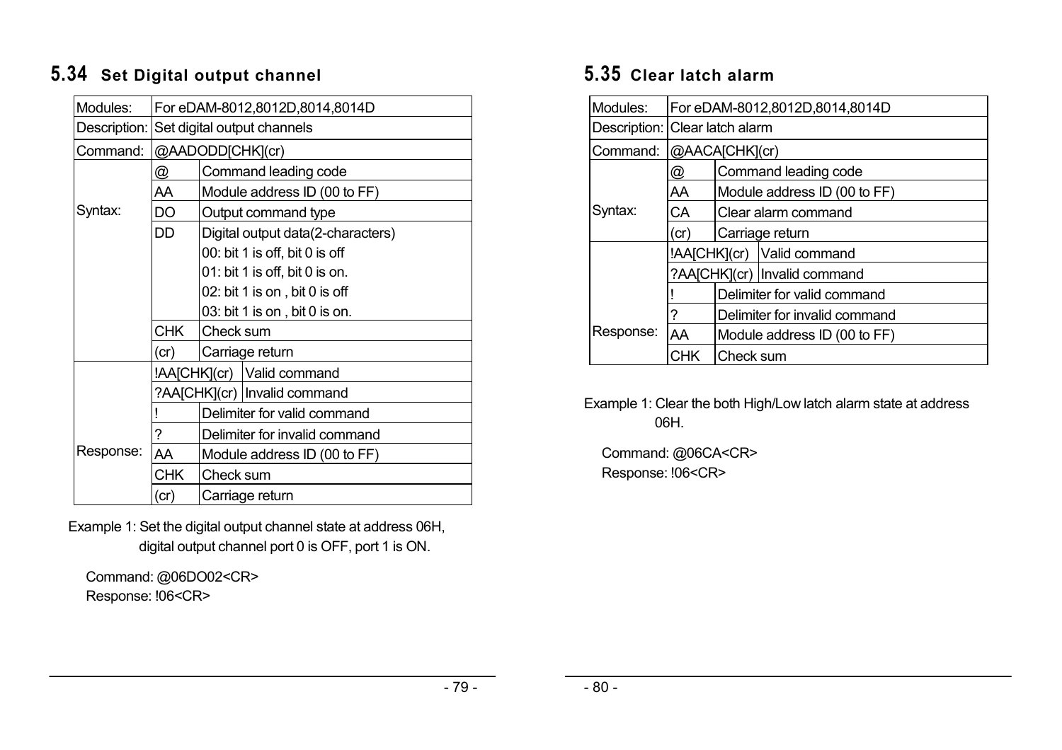## 5.34 Set Digital output channel

| Modules: | For eDAM-8012,8012D,8014,8014D | |
|---|---|---|
| Description: | Set digital output channels | |
| Command: | @AADODD[CHK](cr) | |
| Syntax: | @ | Command leading code |
| | AA | Module address ID (00 to FF) |
| | DO | Output command type |
| | DD | Digital output data(2-characters)<br>00: bit 1 is off, bit 0 is off<br>01: bit 1 is off, bit 0 is on.<br>02: bit 1 is on , bit 0 is off<br>03: bit 1 is on , bit 0 is on. |
| | CHK | Check sum |
| | (cr) | Carriage return |
| Response: | !AA[CHK](cr) | Valid command |
| | ?AA[CHK](cr) | Invalid command |
| | ! | Delimiter for valid command |
| | ? | Delimiter for invalid command |
| | AA | Module address ID (00 to FF) |
| | CHK | Check sum |
| | (cr) | Carriage return |

Example 1: Set the digital output channel state at address 06H, digital output channel port 0 is OFF, port 1 is ON.

Command: @06DO02<CR>
Response: !06<CR>

## 5.35 Clear latch alarm

| Modules: | For eDAM-8012,8012D,8014,8014D | |
|---|---|---|
| Description: | Clear latch alarm | |
| Command: | @AACA[CHK](cr) | |
| Syntax: | @ | Command leading code |
| | AA | Module address ID (00 to FF) |
| | CA | Clear alarm command |
| | (cr) | Carriage return |
| Response: | !AA[CHK](cr) | Valid command |
| | ?AA[CHK](cr) | Invalid command |
| | ! | Delimiter for valid command |
| | ? | Delimiter for invalid command |
| | AA | Module address ID (00 to FF) |
| | CHK | Check sum |

Example 1: Clear the both High/Low latch alarm state at address 06H.

Command: @06CA<CR>
Response: !06<CR>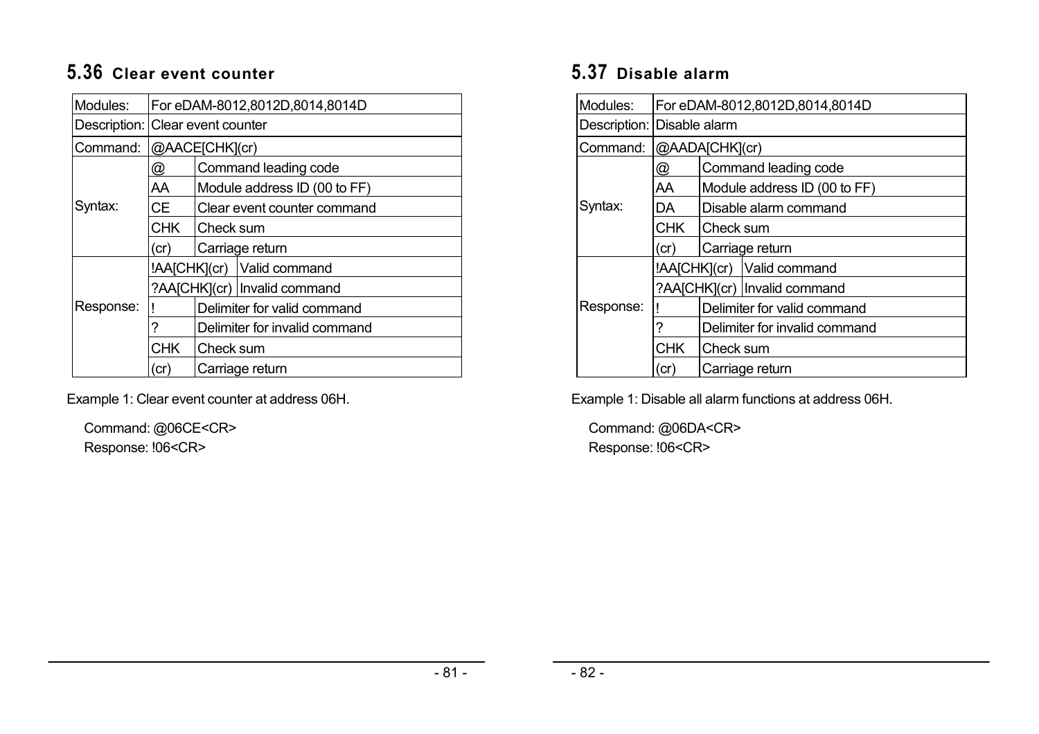## 5.36 Clear event counter

| Modules: | For eDAM-8012,8012D,8014,8014D | |
|---|---|---|
| Description: | Clear event counter | |
| Command: | @AACE[CHK](cr) | |
| Syntax: | @ | Command leading code |
| | AA | Module address ID (00 to FF) |
| | CE | Clear event counter command |
| | CHK | Check sum |
| | (cr) | Carriage return |
| Response: | !AA[CHK](cr) | Valid command |
| | ?AA[CHK](cr) | Invalid command |
| | ! | Delimiter for valid command |
| | ? | Delimiter for invalid command |
| | CHK | Check sum |
| | (cr) | Carriage return |

Example 1: Clear event counter at address 06H.

Command: @06CE<CR>
Response: !06<CR>

## 5.37 Disable alarm

| Modules: | For eDAM-8012,8012D,8014,8014D | |
|---|---|---|
| Description: | Disable alarm | |
| Command: | @AADA[CHK](cr) | |
| Syntax: | @ | Command leading code |
| | AA | Module address ID (00 to FF) |
| | DA | Disable alarm command |
| | CHK | Check sum |
| | (cr) | Carriage return |
| Response: | !AA[CHK](cr) | Valid command |
| | ?AA[CHK](cr) | Invalid command |
| | ! | Delimiter for valid command |
| | ? | Delimiter for invalid command |
| | CHK | Check sum |
| | (cr) | Carriage return |

Example 1: Disable all alarm functions at address 06H.

Command: @06DA<CR>
Response: !06<CR>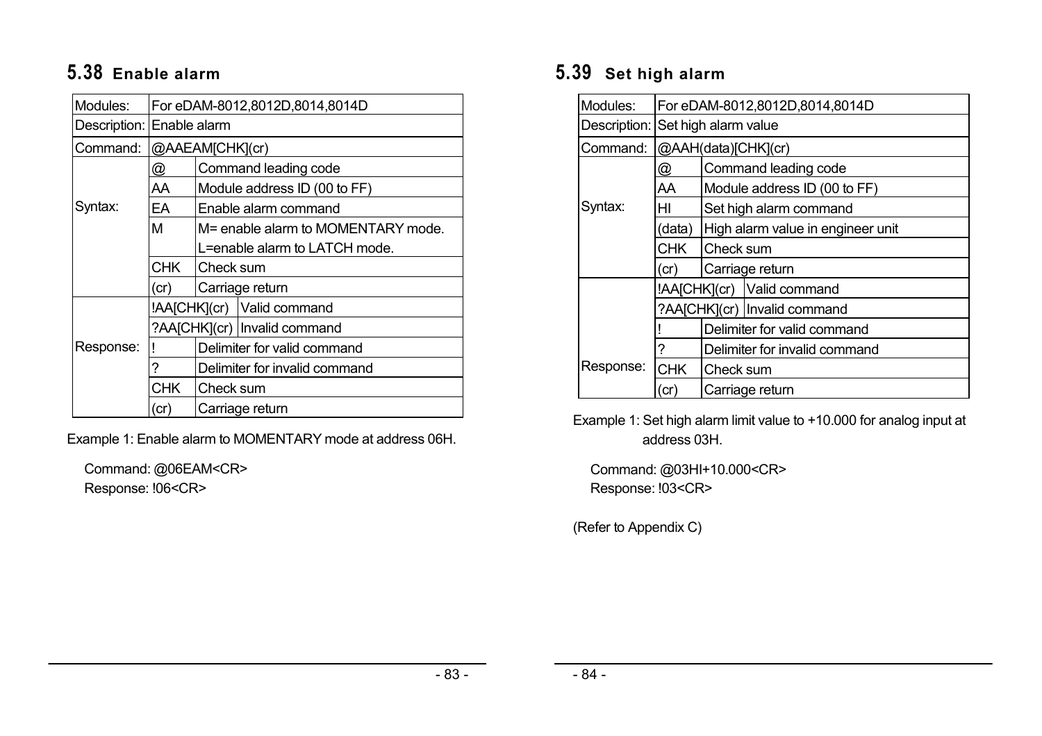## 5.38 Enable alarm

| Modules: | For eDAM-8012,8012D,8014,8014D | |
|---|---|---|
| Description: | Enable alarm | |
| Command: | @AAEAM[CHK](cr) | |
| Syntax: | @ | Command leading code |
| | AA | Module address ID (00 to FF) |
| | EA | Enable alarm command |
| | M | M= enable alarm to MOMENTARY mode. L=enable alarm to LATCH mode. |
| | CHK | Check sum |
| | (cr) | Carriage return |
| Response: | !AA[CHK](cr) | Valid command |
| | ?AA[CHK](cr) | Invalid command |
| | ! | Delimiter for valid command |
| | ? | Delimiter for invalid command |
| | CHK | Check sum |
| | (cr) | Carriage return |

Example 1: Enable alarm to MOMENTARY mode at address 06H.

Command: @06EAM<CR>
Response: !06<CR>

## 5.39 Set high alarm

| Modules: | For eDAM-8012,8012D,8014,8014D | |
|---|---|---|
| Description: | Set high alarm value | |
| Command: | @AAH(data)[CHK](cr) | |
| Syntax: | @ | Command leading code |
| | AA | Module address ID (00 to FF) |
| | HI | Set high alarm command |
| | (data) | High alarm value in engineer unit |
| | CHK | Check sum |
| | (cr) | Carriage return |
| Response: | !AA[CHK](cr) | Valid command |
| | ?AA[CHK](cr) | Invalid command |
| | ! | Delimiter for valid command |
| | ? | Delimiter for invalid command |
| | CHK | Check sum |
| | (cr) | Carriage return |

Example 1: Set high alarm limit value to +10.000 for analog input at address 03H.

Command: @03HI+10.000<CR>
Response: !03<CR>

(Refer to Appendix C)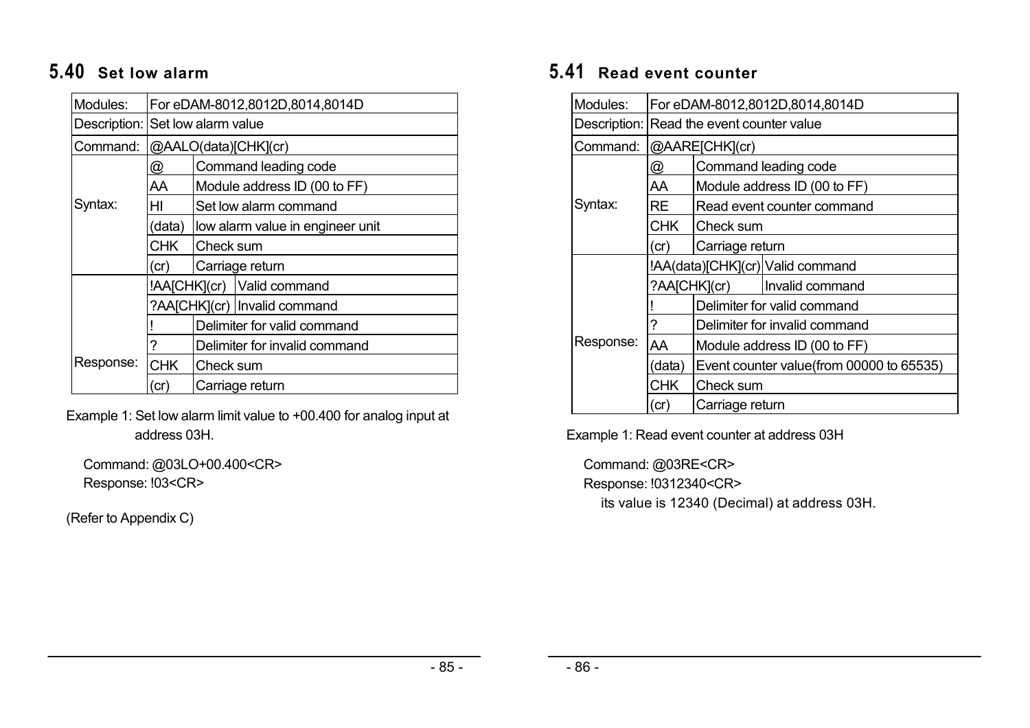## 5.40 Set low alarm

| Modules: | For eDAM-8012,8012D,8014,8014D | |
|---|---|---|
| Description: | Set low alarm value | |
| Command: | @AALO(data)[CHK](cr) | |
| Syntax: | @ | Command leading code |
| | AA | Module address ID (00 to FF) |
| | HI | Set low alarm command |
| | (data) | low alarm value in engineer unit |
| | CHK | Check sum |
| | (cr) | Carriage return |
| Response: | !AA[CHK](cr) | Valid command |
| | ?AA[CHK](cr) | Invalid command |
| | ! | Delimiter for valid command |
| | ? | Delimiter for invalid command |
| | CHK | Check sum |
| | (cr) | Carriage return |

Example 1: Set low alarm limit value to +00.400 for analog input at address 03H.

Command: @03LO+00.400<CR>
Response: !03<CR>

(Refer to Appendix C)

## 5.41 Read event counter

| Modules: | For eDAM-8012,8012D,8014,8014D | |
|---|---|---|
| Description: | Read the event counter value | |
| Command: | @AARE[CHK](cr) | |
| Syntax: | @ | Command leading code |
| | AA | Module address ID (00 to FF) |
| | RE | Read event counter command |
| | CHK | Check sum |
| | (cr) | Carriage return |
| Response: | !AA(data)[CHK](cr) | Valid command |
| | ?AA[CHK](cr) | Invalid command |
| | ! | Delimiter for valid command |
| | ? | Delimiter for invalid command |
| | AA | Module address ID (00 to FF) |
| | (data) | Event counter value(from 00000 to 65535) |
| | CHK | Check sum |
| | (cr) | Carriage return |

Example 1: Read event counter at address 03H

Command: @03RE<CR>
Response: !0312340<CR>
its value is 12340 (Decimal) at address 03H.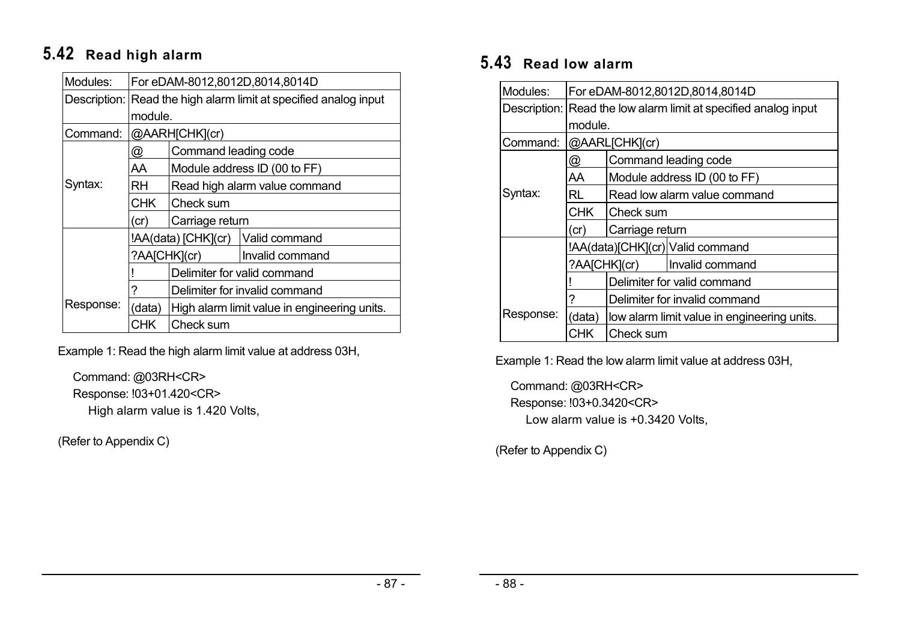## 5.42 Read high alarm

| | | | |
|---|---|---|---|
| Modules: | For eDAM-8012,8012D,8014,8014D | | |
| Description: | Read the high alarm limit at specified analog input module. | | |
| Command: | @AARH[CHK](cr) | | |
| Syntax: | @ | Command leading code | |
| | AA | Module address ID (00 to FF) | |
| | RH | Read high alarm value command | |
| | CHK | Check sum | |
| | (cr) | Carriage return | |
| Response: | !AA(data) [CHK](cr) | | Valid command |
| | ?AA[CHK](cr) | | Invalid command |
| | ! | Delimiter for valid command | |
| | ? | Delimiter for invalid command | |
| | (data) | High alarm limit value in engineering units. | |
| | CHK | Check sum | |

Example 1: Read the high alarm limit value at address 03H,

Command: @03RH<CR>
Response: !03+01.420<CR>
High alarm value is 1.420 Volts,

(Refer to Appendix C)

## 5.43 Read low alarm

| | | | |
|---|---|---|---|
| Modules: | For eDAM-8012,8012D,8014,8014D | | |
| Description: | Read the low alarm limit at specified analog input module. | | |
| Command: | @AARL[CHK](cr) | | |
| Syntax: | @ | Command leading code | |
| | AA | Module address ID (00 to FF) | |
| | RL | Read low alarm value command | |
| | CHK | Check sum | |
| | (cr) | Carriage return | |
| Response: | !AA(data)[CHK](cr) | | Valid command |
| | ?AA[CHK](cr) | | Invalid command |
| | ! | Delimiter for valid command | |
| | ? | Delimiter for invalid command | |
| | (data) | low alarm limit value in engineering units. | |
| | CHK | Check sum | |

Example 1: Read the low alarm limit value at address 03H,

Command: @03RH<CR>
Response: !03+0.3420<CR>
Low alarm value is +0.3420 Volts,

(Refer to Appendix C)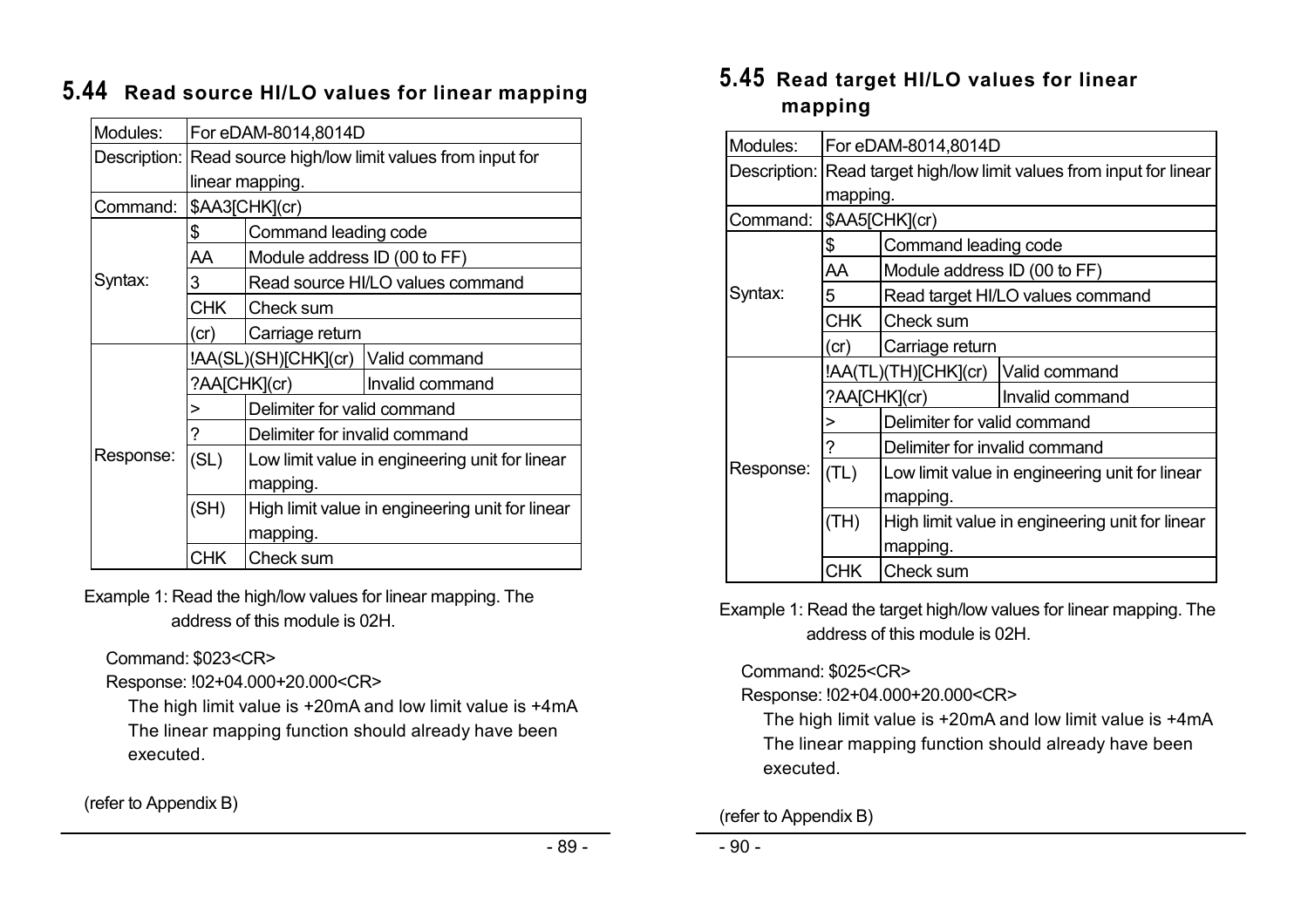## 5.44 Read source HI/LO values for linear mapping

| Modules: | For eDAM-8014,8014D | | |
|---|---|---|---|
| Description: | Read source high/low limit values from input for linear mapping. | | |
| Command: | $AA3[CHK](cr) | | |
| Syntax: | $ | Command leading code | |
| | AA | Module address ID (00 to FF) | |
| | 3 | Read source HI/LO values command | |
| | CHK | Check sum | |
| | (cr) | Carriage return | |
| Response: | !AA(SL)(SH)[CHK](cr) | | Valid command |
| | ?AA[CHK](cr) | | Invalid command |
| | > | Delimiter for valid command | |
| | ? | Delimiter for invalid command | |
| | (SL) | Low limit value in engineering unit for linear mapping. | |
| | (SH) | High limit value in engineering unit for linear mapping. | |
| | CHK | Check sum | |

Example 1: Read the high/low values for linear mapping. The address of this module is 02H.

Command: $023<CR>
Response: !02+04.000+20.000<CR>
The high limit value is +20mA and low limit value is +4mA
The linear mapping function should already have been executed.

(refer to Appendix B)

## 5.45 Read target HI/LO values for linear mapping

| Modules: | For eDAM-8014,8014D | | |
|---|---|---|---|
| Description: | Read target high/low limit values from input for linear mapping. | | |
| Command: | $AA5[CHK](cr) | | |
| Syntax: | $ | Command leading code | |
| | AA | Module address ID (00 to FF) | |
| | 5 | Read target HI/LO values command | |
| | CHK | Check sum | |
| | (cr) | Carriage return | |
| Response: | !AA(TL)(TH)[CHK](cr) | | Valid command |
| | ?AA[CHK](cr) | | Invalid command |
| | > | Delimiter for valid command | |
| | ? | Delimiter for invalid command | |
| | (TL) | Low limit value in engineering unit for linear mapping. | |
| | (TH) | High limit value in engineering unit for linear mapping. | |
| | CHK | Check sum | |

Example 1: Read the target high/low values for linear mapping. The address of this module is 02H.

Command: $025<CR>
Response: !02+04.000+20.000<CR>
The high limit value is +20mA and low limit value is +4mA
The linear mapping function should already have been executed.

(refer to Appendix B)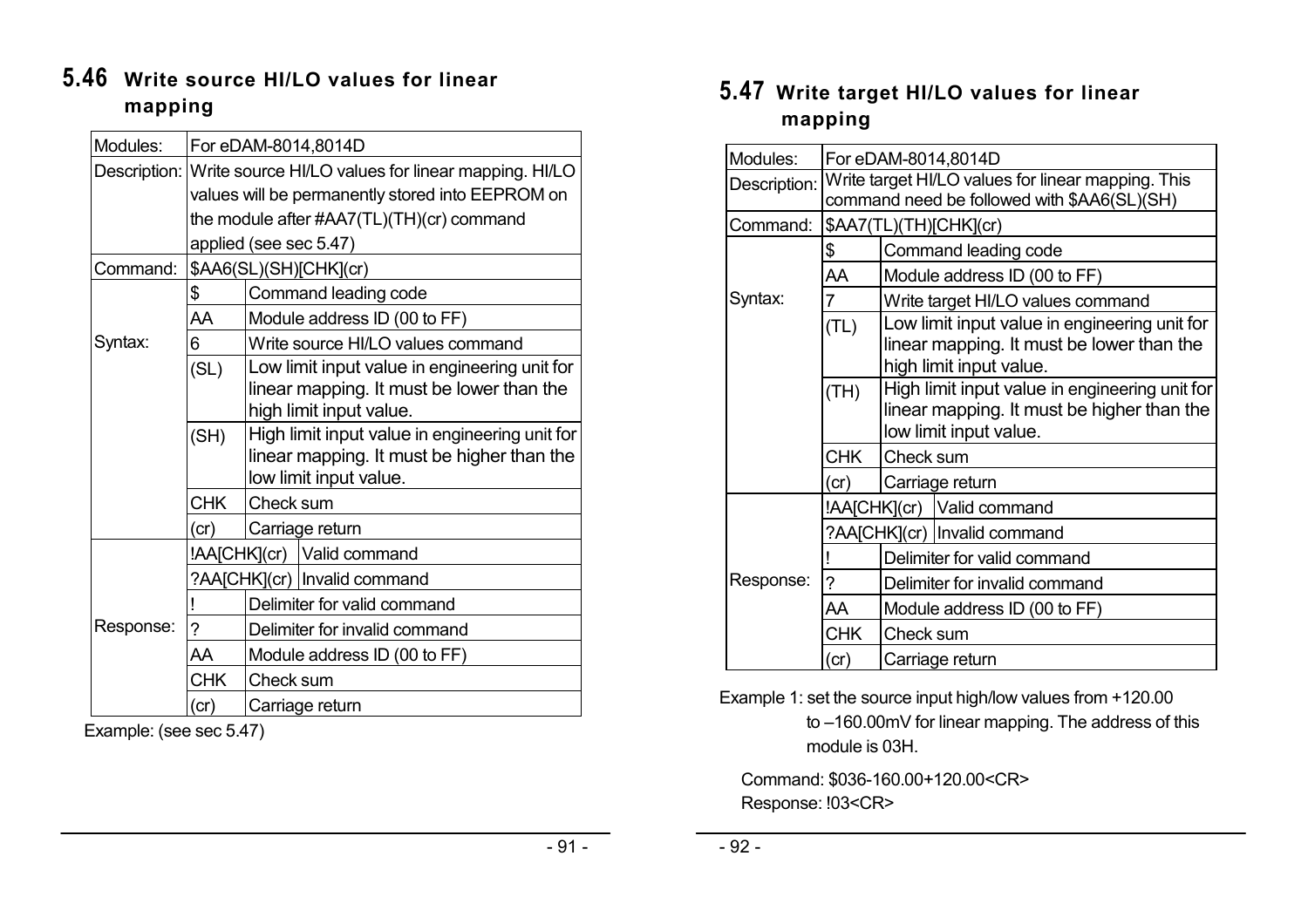## 5.46 Write source HI/LO values for linear mapping

| Modules: | For eDAM-8014,8014D | |
|---|---|---|
| Description: | Write source HI/LO values for linear mapping. HI/LO values will be permanently stored into EEPROM on the module after #AA7(TL)(TH)(cr) command applied (see sec 5.47) | |
| Command: | $AA6(SL)(SH)[CHK](cr) | |
| Syntax: | $ | Command leading code |
| | AA | Module address ID (00 to FF) |
| | 6 | Write source HI/LO values command |
| | (SL) | Low limit input value in engineering unit for linear mapping. It must be lower than the high limit input value. |
| | (SH) | High limit input value in engineering unit for linear mapping. It must be higher than the low limit input value. |
| | CHK | Check sum |
| | (cr) | Carriage return |
| Response: | !AA[CHK](cr) | Valid command |
| | ?AA[CHK](cr) | Invalid command |
| | ! | Delimiter for valid command |
| | ? | Delimiter for invalid command |
| | AA | Module address ID (00 to FF) |
| | CHK | Check sum |
| | (cr) | Carriage return |

Example: (see sec 5.47)

## 5.47 Write target HI/LO values for linear mapping

| Modules: | For eDAM-8014,8014D | |
|---|---|---|
| Description: | Write target HI/LO values for linear mapping. This command need be followed with $AA6(SL)(SH) | |
| Command: | $AA7(TL)(TH)[CHK](cr) | |
| Syntax: | $ | Command leading code |
| | AA | Module address ID (00 to FF) |
| | 7 | Write target HI/LO values command |
| | (TL) | Low limit input value in engineering unit for linear mapping. It must be lower than the high limit input value. |
| | (TH) | High limit input value in engineering unit for linear mapping. It must be higher than the low limit input value. |
| | CHK | Check sum |
| | (cr) | Carriage return |
| Response: | !AA[CHK](cr) | Valid command |
| | ?AA[CHK](cr) | Invalid command |
| | ! | Delimiter for valid command |
| | ? | Delimiter for invalid command |
| | AA | Module address ID (00 to FF) |
| | CHK | Check sum |
| | (cr) | Carriage return |

Example 1: set the source input high/low values from +120.00 to –160.00mV for linear mapping. The address of this module is 03H.

Command: $036-160.00+120.00<CR>
Response: !03<CR>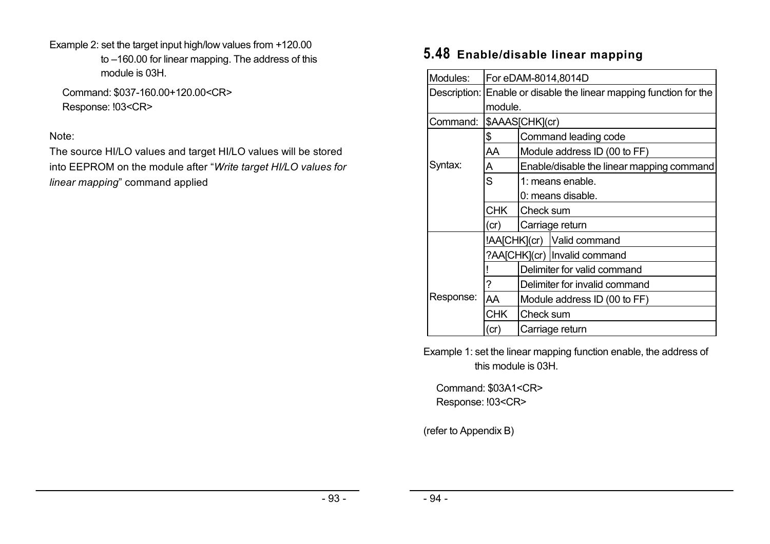Example 2: set the target input high/low values from +120.00 to –160.00 for linear mapping. The address of this module is 03H.

Command: $037-160.00+120.00<CR>
Response: !03<CR>

Note:
The source HI/LO values and target HI/LO values will be stored into EEPROM on the module after "*Write target HI/LO values for linear mapping*" command applied

## 5.48 Enable/disable linear mapping

| | | | |
|---|---|---|---|
| Modules: | For eDAM-8014,8014D | | |
| Description: | Enable or disable the linear mapping function for the module. | | |
| Command: | $AAAS[CHK](cr) | | |
| Syntax: | $ | Command leading code | |
| | AA | Module address ID (00 to FF) | |
| | A | Enable/disable the linear mapping command | |
| | S | 1: means enable.<br>0: means disable. | |
| | CHK | Check sum | |
| | (cr) | Carriage return | |
| Response: | !AA[CHK](cr) | | Valid command |
| | ?AA[CHK](cr) | | Invalid command |
| | ! | Delimiter for valid command | |
| | ? | Delimiter for invalid command | |
| | AA | Module address ID (00 to FF) | |
| | CHK | Check sum | |
| | (cr) | Carriage return | |

Example 1: set the linear mapping function enable, the address of this module is 03H.

Command: $03A1<CR>
Response: !03<CR>

(refer to Appendix B)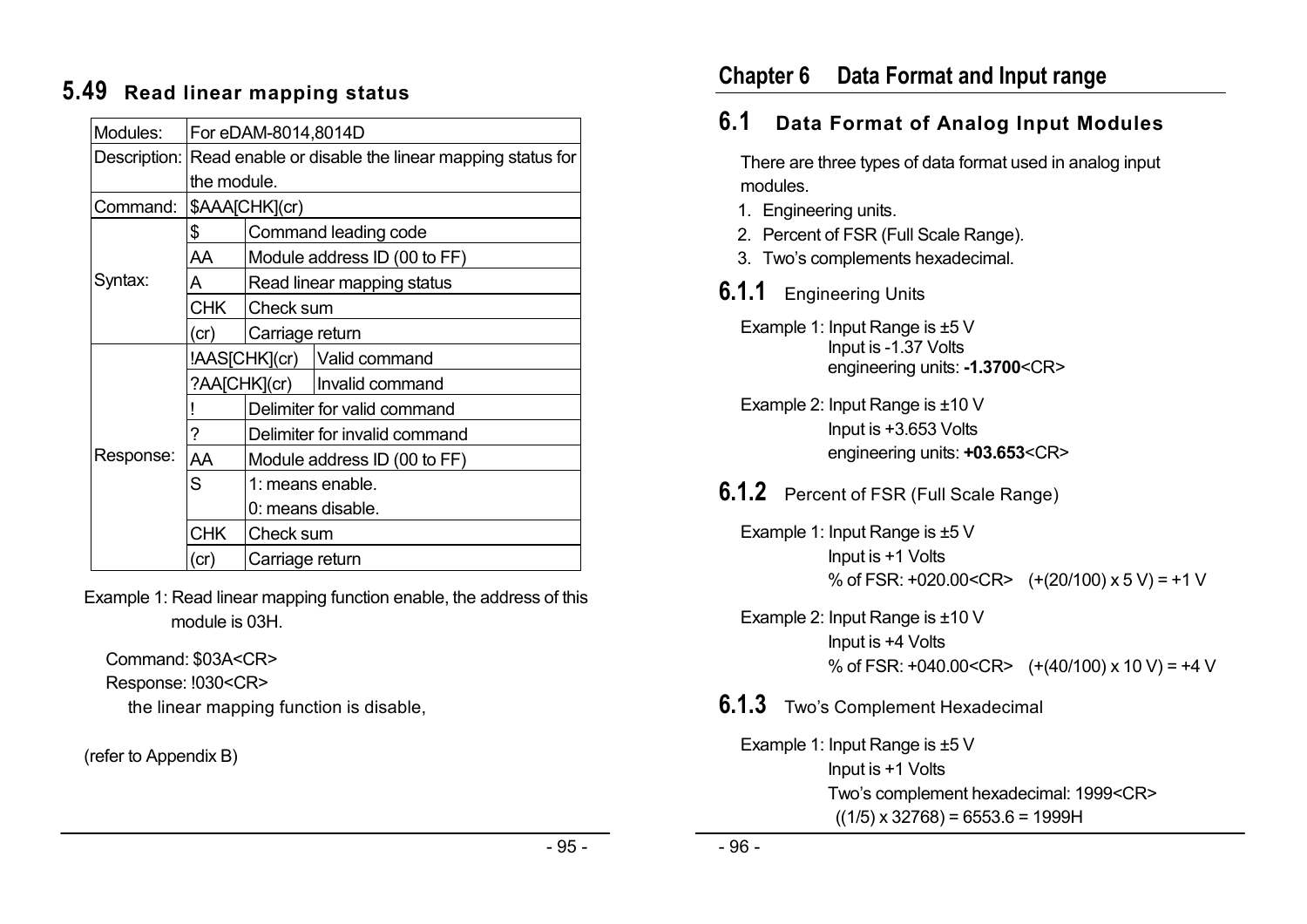## 5.49 Read linear mapping status

| Modules: | For eDAM-8014,8014D | |
|---|---|---|
| Description: | Read enable or disable the linear mapping status for the module. | |
| Command: | $AAA[CHK](cr) | |
| Syntax: | $ | Command leading code |
| | AA | Module address ID (00 to FF) |
| | A | Read linear mapping status |
| | CHK | Check sum |
| | (cr) | Carriage return |
| Response: | !AAS[CHK](cr) | Valid command |
| | ?AA[CHK](cr) | Invalid command |
| | ! | Delimiter for valid command |
| | ? | Delimiter for invalid command |
| | AA | Module address ID (00 to FF) |
| | S | 1: means enable.<br>0: means disable. |
| | CHK | Check sum |
| | (cr) | Carriage return |

Example 1: Read linear mapping function enable, the address of this module is 03H.

Command: $03A<CR>
Response: !030<CR>
the linear mapping function is disable,

(refer to Appendix B)

# Chapter 6 Data Format and Input range

## 6.1 Data Format of Analog Input Modules

There are three types of data format used in analog input modules.

1. Engineering units.
2. Percent of FSR (Full Scale Range).
3. Two's complements hexadecimal.

### 6.1.1 Engineering Units

Example 1: Input Range is ±5 V
Input is -1.37 Volts
engineering units: **-1.3700**<CR>

Example 2: Input Range is ±10 V
Input is +3.653 Volts
engineering units: **+03.653**<CR>

### 6.1.2 Percent of FSR (Full Scale Range)

Example 1: Input Range is ±5 V
Input is +1 Volts
% of FSR: +020.00<CR> (+(20/100) x 5 V) = +1 V

Example 2: Input Range is ±10 V
Input is +4 Volts
% of FSR: +040.00<CR> (+(40/100) x 10 V) = +4 V

### 6.1.3 Two's Complement Hexadecimal

Example 1: Input Range is ±5 V
Input is +1 Volts
Two's complement hexadecimal: 1999<CR>
((1/5) x 32768) = 6553.6 = 1999H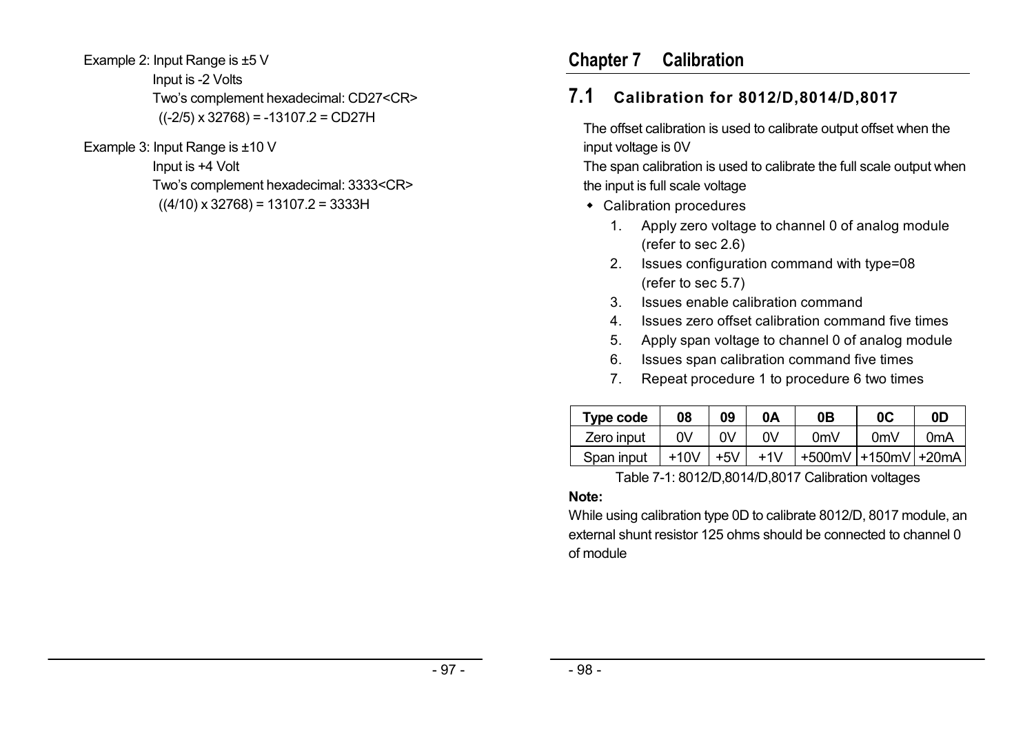Example 2: Input Range is ±5 V

Input is -2 Volts

Two's complement hexadecimal: CD27<CR>

((-2/5) x 32768) = -13107.2 = CD27H

Example 3: Input Range is ±10 V

Input is +4 Volt

Two's complement hexadecimal: 3333<CR>

((4/10) x 32768) = 13107.2 = 3333H

# Chapter 7 Calibration

## 7.1 Calibration for 8012/D,8014/D,8017

The offset calibration is used to calibrate output offset when the input voltage is 0V

The span calibration is used to calibrate the full scale output when the input is full scale voltage

- Calibration procedures
  1. Apply zero voltage to channel 0 of analog module (refer to sec 2.6)
  2. Issues configuration command with type=08 (refer to sec 5.7)
  3. Issues enable calibration command
  4. Issues zero offset calibration command five times
  5. Apply span voltage to channel 0 of analog module
  6. Issues span calibration command five times
  7. Repeat procedure 1 to procedure 6 two times

| Type code | 08 | 09 | 0A | 0B | 0C | 0D |
|---|---|---|---|---|---|---|
| Zero input | 0V | 0V | 0V | 0mV | 0mV | 0mA |
| Span input | +10V | +5V | +1V | +500mV | +150mV | +20mA |

Table 7-1: 8012/D,8014/D,8017 Calibration voltages

**Note:**

While using calibration type 0D to calibrate 8012/D, 8017 module, an external shunt resistor 125 ohms should be connected to channel 0 of module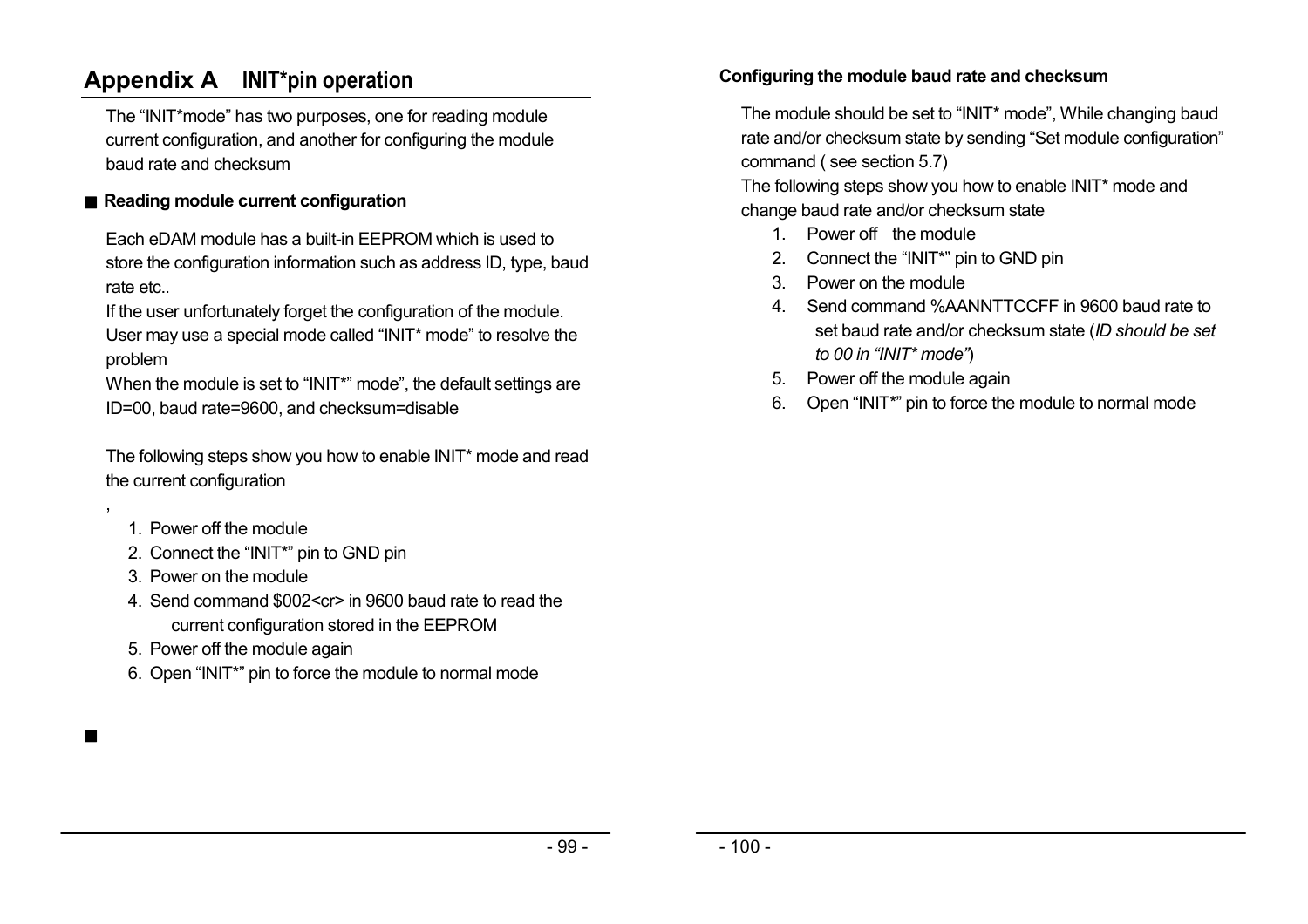# Appendix A INIT*pin operation

The “INIT*mode” has two purposes, one for reading module current configuration, and another for configuring the module baud rate and checksum

### ■ Reading module current configuration

Each eDAM module has a built-in EEPROM which is used to store the configuration information such as address ID, type, baud rate etc..

If the user unfortunately forget the configuration of the module. User may use a special mode called “INIT* mode” to resolve the problem

When the module is set to “INIT*” mode”, the default settings are ID=00, baud rate=9600, and checksum=disable

The following steps show you how to enable INIT* mode and read the current configuration

,

1. Power off the module
2. Connect the “INIT*” pin to GND pin
3. Power on the module
4. Send command $002<cr> in 9600 baud rate to read the current configuration stored in the EEPROM
5. Power off the module again
6. Open “INIT*” pin to force the module to normal mode

■

### Configuring the module baud rate and checksum

The module should be set to “INIT* mode”, While changing baud rate and/or checksum state by sending “Set module configuration” command ( see section 5.7)

The following steps show you how to enable INIT* mode and change baud rate and/or checksum state

1. Power off the module
2. Connect the “INIT*” pin to GND pin
3. Power on the module
4. Send command %AANNTTCCFF in 9600 baud rate to set baud rate and/or checksum state (*ID should be set to 00 in “INIT* mode”*)
5. Power off the module again
6. Open “INIT*” pin to force the module to normal mode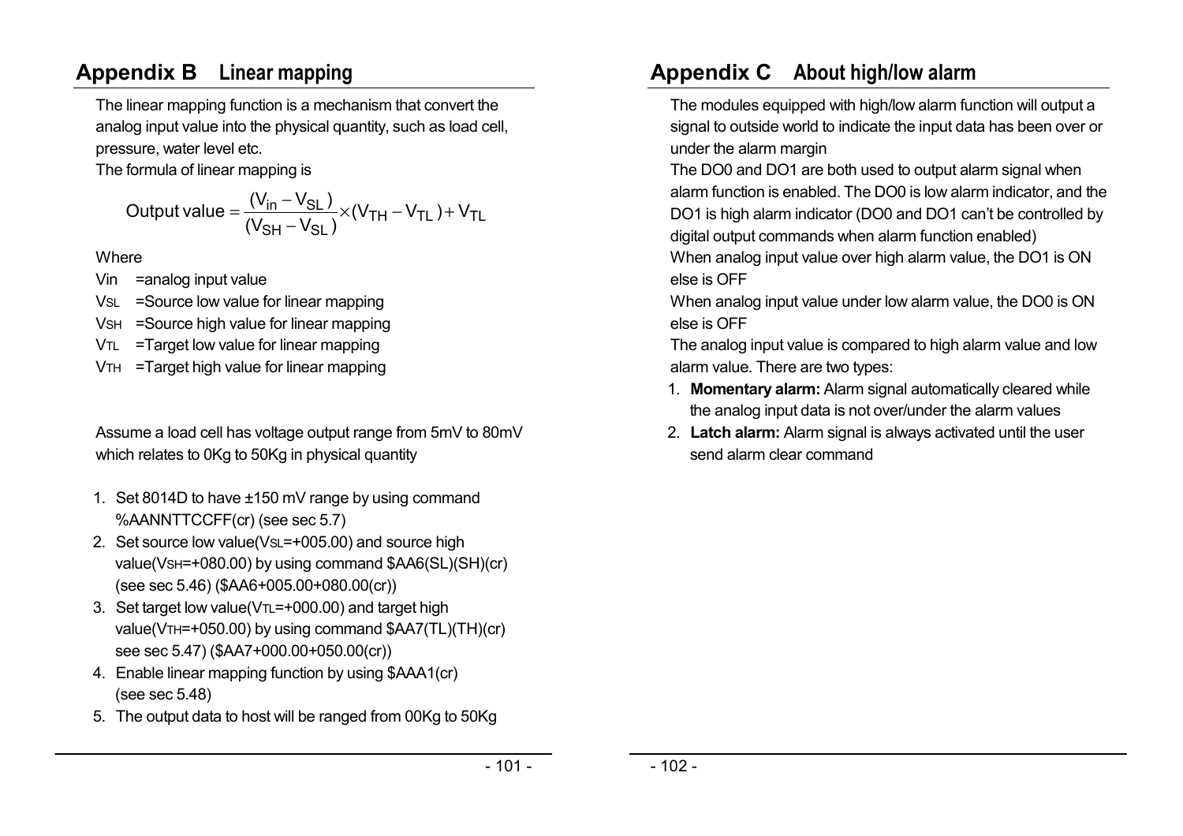## Appendix B Linear mapping

The linear mapping function is a mechanism that convert the analog input value into the physical quantity, such as load cell, pressure, water level etc.

The formula of linear mapping is

$$\text{Output value} = \frac{(V_{in} - V_{SL})}{(V_{SH} - V_{SL})} \times (V_{TH} - V_{TL}) + V_{TL}$$

Where

- Vin =analog input value
- $V_{SL}$ =Source low value for linear mapping
- $V_{SH}$ =Source high value for linear mapping
- $V_{TL}$ =Target low value for linear mapping
- $V_{TH}$ =Target high value for linear mapping

Assume a load cell has voltage output range from 5mV to 80mV which relates to 0Kg to 50Kg in physical quantity

1. Set 8014D to have ±150 mV range by using command %AANNTTCCFF(cr) (see sec 5.7)
2. Set source low value($V_{SL}$=+005.00) and source high value($V_{SH}$=+080.00) by using command $AA6(SL)(SH)(cr) (see sec 5.46) ($AA6+005.00+080.00(cr))
3. Set target low value($V_{TL}$=+000.00) and target high value($V_{TH}$=+050.00) by using command $AA7(TL)(TH)(cr) see sec 5.47) ($AA7+000.00+050.00(cr))
4. Enable linear mapping function by using $AAA1(cr) (see sec 5.48)
5. The output data to host will be ranged from 00Kg to 50Kg

## Appendix C About high/low alarm

The modules equipped with high/low alarm function will output a signal to outside world to indicate the input data has been over or under the alarm margin

The DO0 and DO1 are both used to output alarm signal when alarm function is enabled. The DO0 is low alarm indicator, and the DO1 is high alarm indicator (DO0 and DO1 can't be controlled by digital output commands when alarm function enabled)

When analog input value over high alarm value, the DO1 is ON else is OFF

When analog input value under low alarm value, the DO0 is ON else is OFF

The analog input value is compared to high alarm value and low alarm value. There are two types:

1. **Momentary alarm:** Alarm signal automatically cleared while the analog input data is not over/under the alarm values
2. **Latch alarm:** Alarm signal is always activated until the user send alarm clear command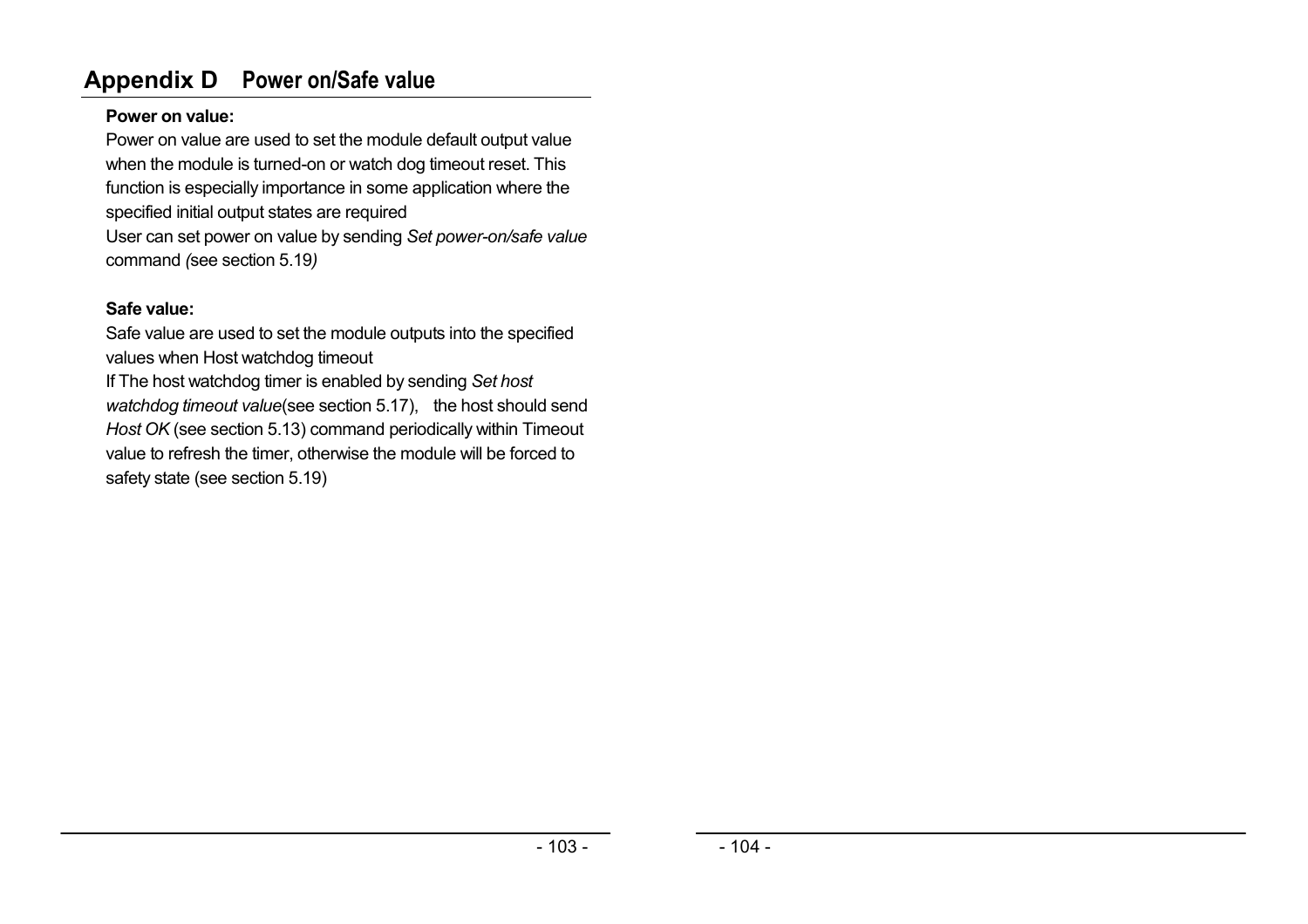# Appendix D Power on/Safe value

**Power on value:**

Power on value are used to set the module default output value when the module is turned-on or watch dog timeout reset. This function is especially importance in some application where the specified initial output states are required

User can set power on value by sending *Set power-on/safe value* command *(*see section 5.19*)*

**Safe value:**

Safe value are used to set the module outputs into the specified values when Host watchdog timeout

If The host watchdog timer is enabled by sending *Set host watchdog timeout value*(see section 5.17), the host should send *Host OK* (see section 5.13) command periodically within Timeout value to refresh the timer, otherwise the module will be forced to safety state (see section 5.19)